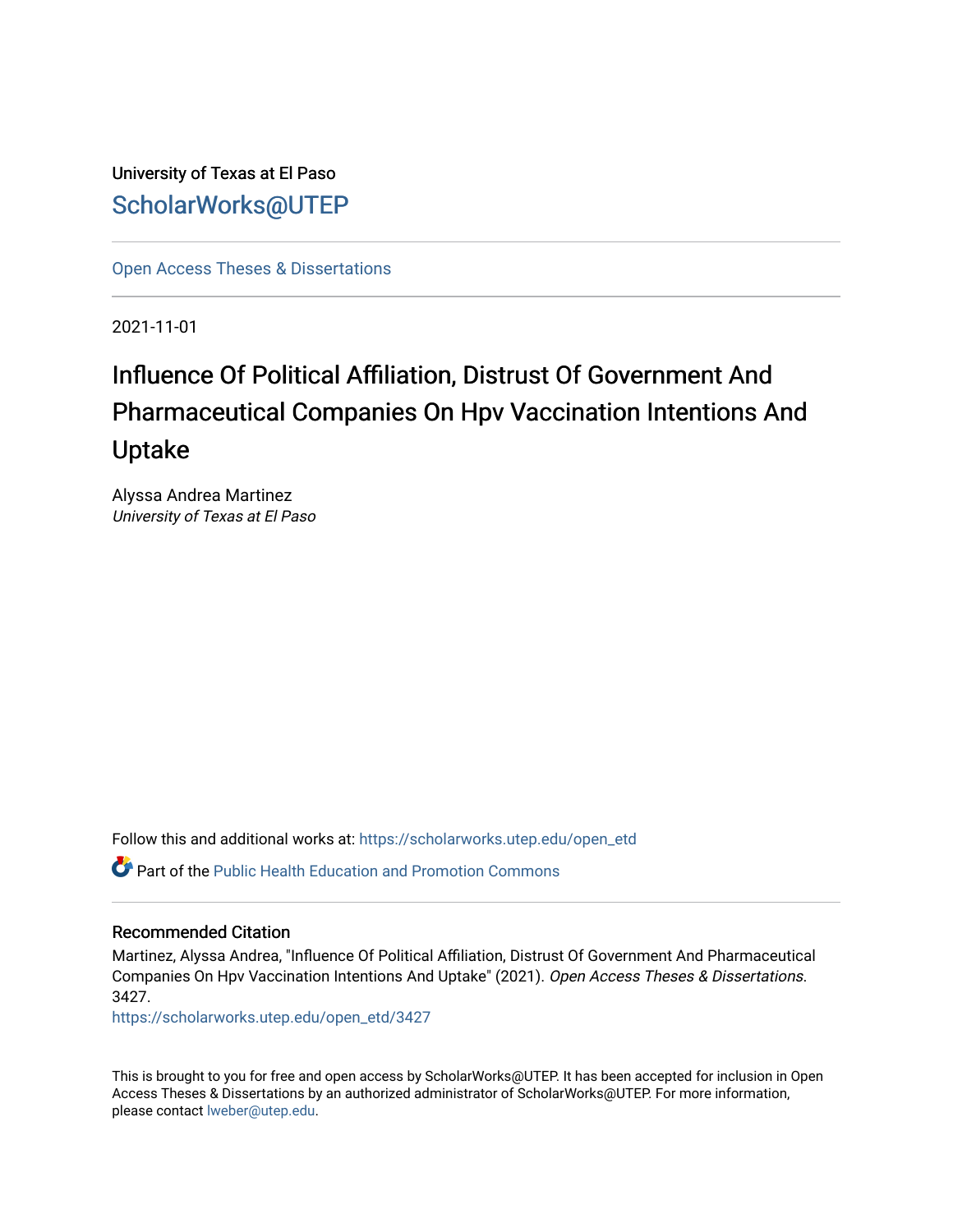University of Texas at El Paso

ScholarWorks@UTEP

Open Access Theses & Dissertations

2021-11-01

# Influence Of Political Affiliation, Distrust Of Government And Pharmaceutical Companies On Hpv Vaccination Intentions And Uptake

Alyssa Andrea Martinez
*University of Texas at El Paso*

Follow this and additional works at: https://scholarworks.utep.edu/open_etd

Part of the Public Health Education and Promotion Commons

## Recommended Citation

Martinez, Alyssa Andrea, "Influence Of Political Affiliation, Distrust Of Government And Pharmaceutical Companies On Hpv Vaccination Intentions And Uptake" (2021). *Open Access Theses & Dissertations*. 3427.
https://scholarworks.utep.edu/open_etd/3427

This is brought to you for free and open access by ScholarWorks@UTEP. It has been accepted for inclusion in Open Access Theses & Dissertations by an authorized administrator of ScholarWorks@UTEP. For more information, please contact lweber@utep.edu.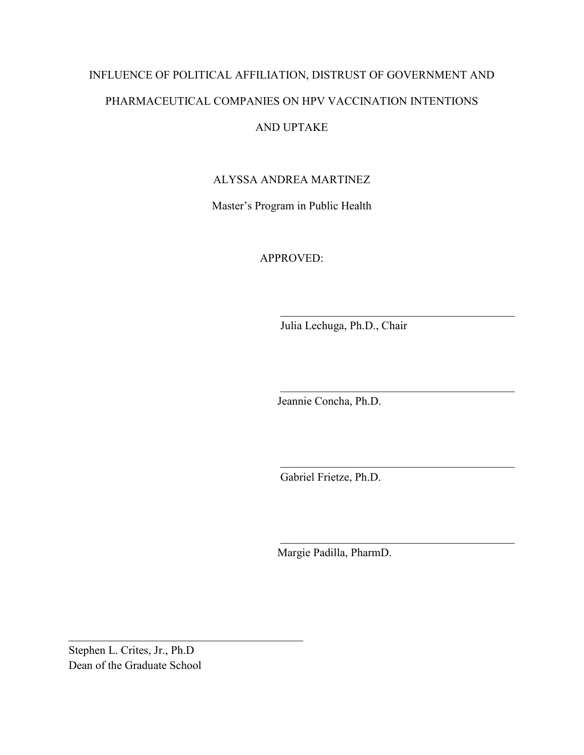INFLUENCE OF POLITICAL AFFILIATION, DISTRUST OF GOVERNMENT AND PHARMACEUTICAL COMPANIES ON HPV VACCINATION INTENTIONS AND UPTAKE

ALYSSA ANDREA MARTINEZ

Master's Program in Public Health

APPROVED:

\_\_\_\_\_\_\_\_\_\_\_\_\_\_\_\_\_\_\_\_\_\_\_\_\_\_\_\_\_\_\_\_\_\_\_\_\_\_\_\_

Julia Lechuga, Ph.D., Chair

\_\_\_\_\_\_\_\_\_\_\_\_\_\_\_\_\_\_\_\_\_\_\_\_\_\_\_\_\_\_\_\_\_\_\_\_\_\_\_\_

Jeannie Concha, Ph.D.

\_\_\_\_\_\_\_\_\_\_\_\_\_\_\_\_\_\_\_\_\_\_\_\_\_\_\_\_\_\_\_\_\_\_\_\_\_\_\_\_

Gabriel Frietze, Ph.D.

\_\_\_\_\_\_\_\_\_\_\_\_\_\_\_\_\_\_\_\_\_\_\_\_\_\_\_\_\_\_\_\_\_\_\_\_\_\_\_\_

Margie Padilla, PharmD.

\_\_\_\_\_\_\_\_\_\_\_\_\_\_\_\_\_\_\_\_\_\_\_\_\_\_\_\_\_\_\_\_\_\_\_\_\_\_\_\_

Stephen L. Crites, Jr., Ph.D
Dean of the Graduate School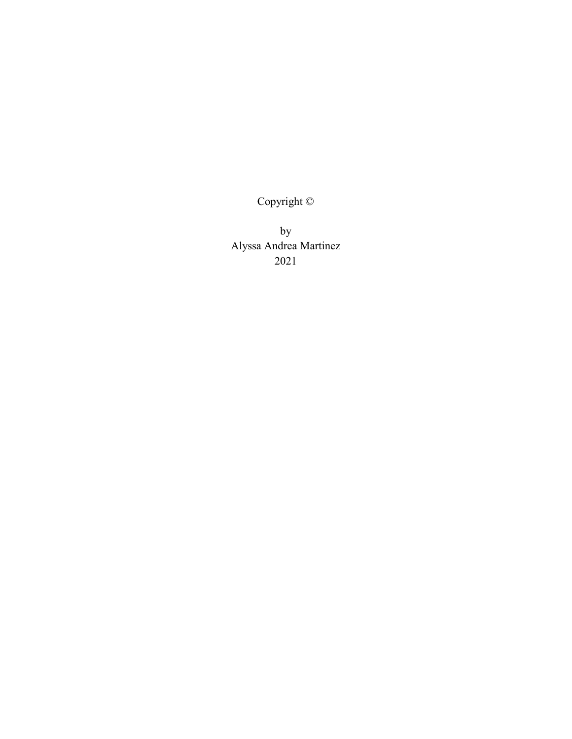Copyright ©

by
Alyssa Andrea Martinez
2021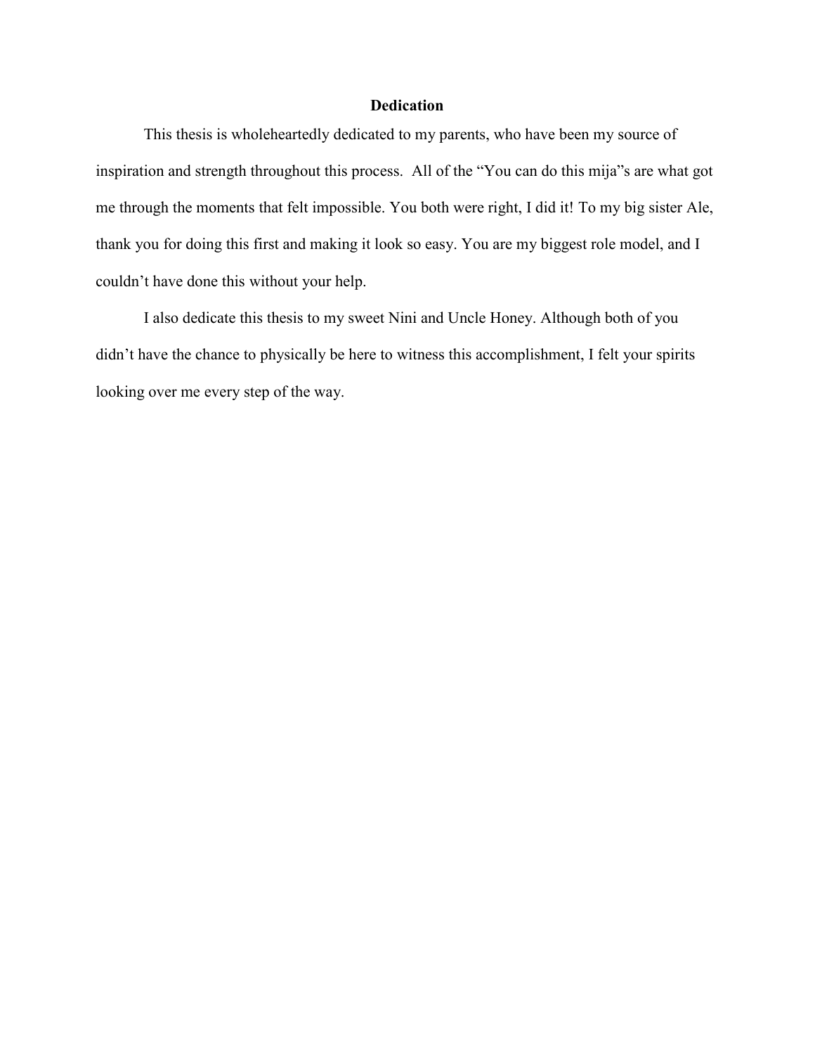# Dedication

This thesis is wholeheartedly dedicated to my parents, who have been my source of inspiration and strength throughout this process. All of the "You can do this mija"s are what got me through the moments that felt impossible. You both were right, I did it! To my big sister Ale, thank you for doing this first and making it look so easy. You are my biggest role model, and I couldn't have done this without your help.

I also dedicate this thesis to my sweet Nini and Uncle Honey. Although both of you didn't have the chance to physically be here to witness this accomplishment, I felt your spirits looking over me every step of the way.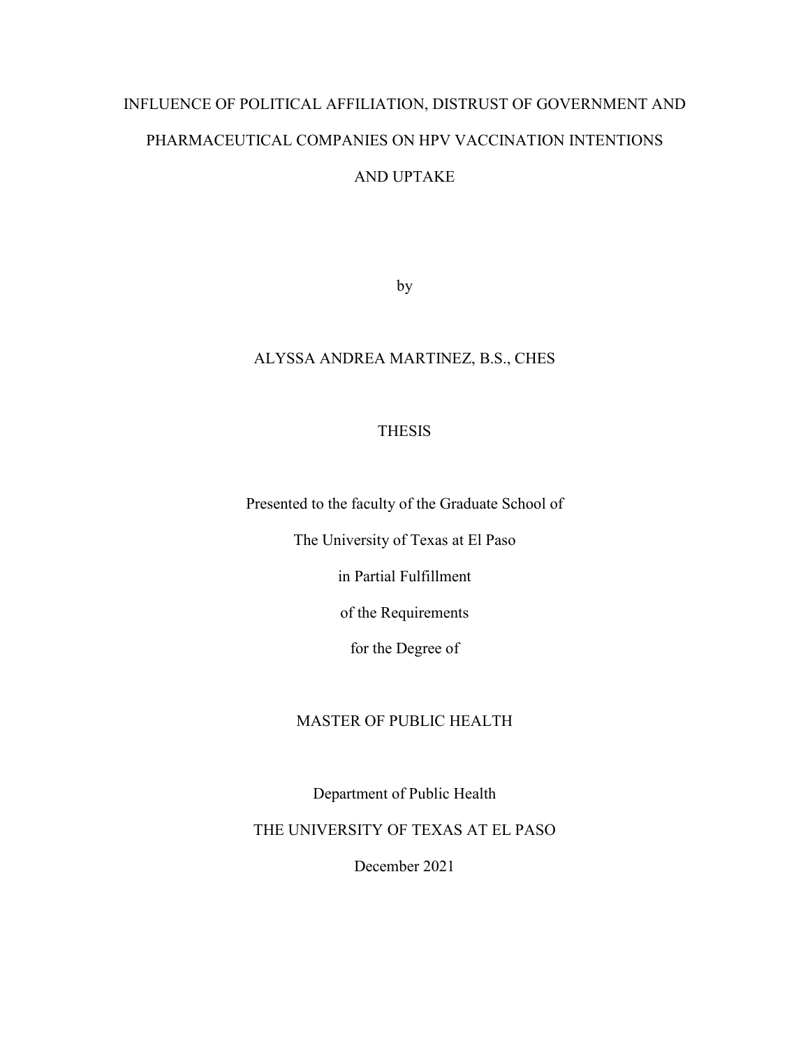# INFLUENCE OF POLITICAL AFFILIATION, DISTRUST OF GOVERNMENT AND PHARMACEUTICAL COMPANIES ON HPV VACCINATION INTENTIONS AND UPTAKE

by

ALYSSA ANDREA MARTINEZ, B.S., CHES

THESIS

Presented to the faculty of the Graduate School of

The University of Texas at El Paso

in Partial Fulfillment

of the Requirements

for the Degree of

MASTER OF PUBLIC HEALTH

Department of Public Health

THE UNIVERSITY OF TEXAS AT EL PASO

December 2021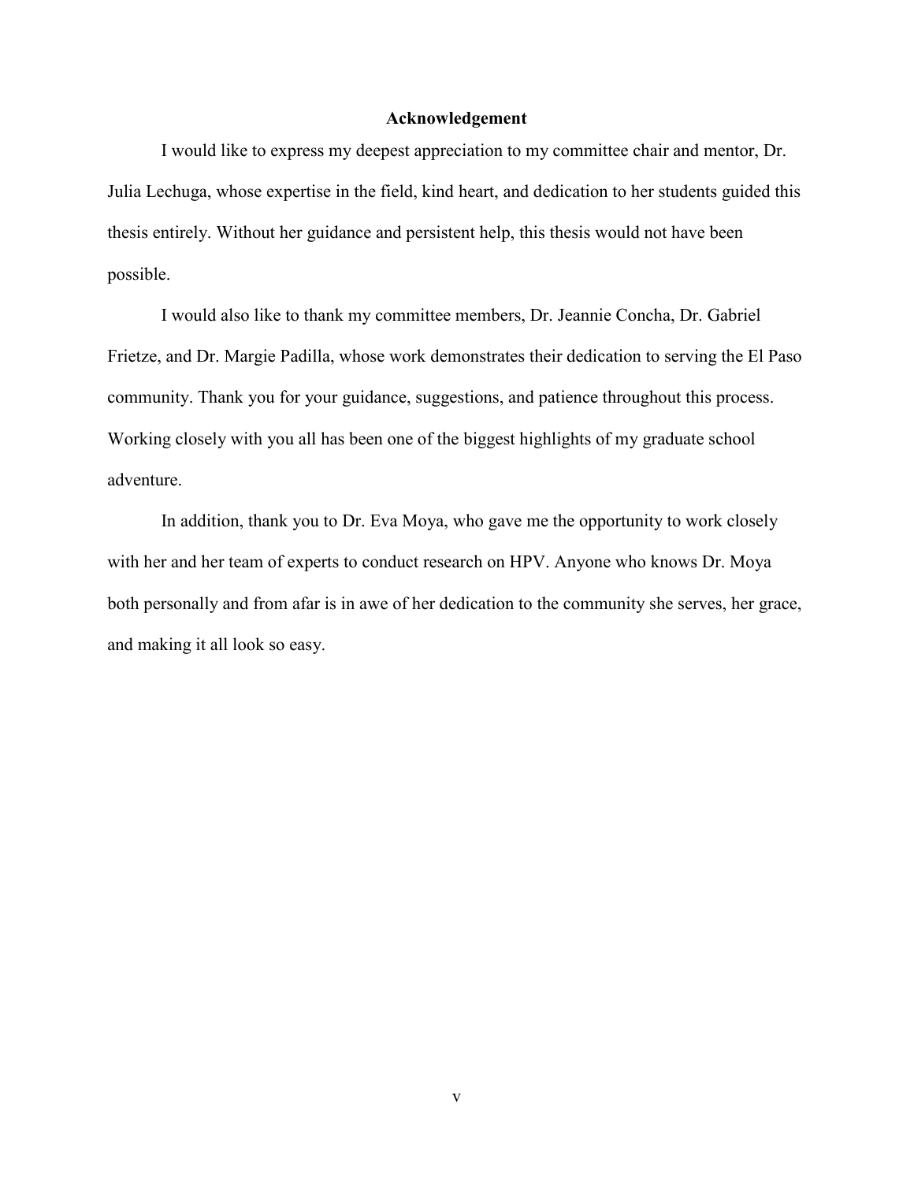# Acknowledgement

I would like to express my deepest appreciation to my committee chair and mentor, Dr. Julia Lechuga, whose expertise in the field, kind heart, and dedication to her students guided this thesis entirely. Without her guidance and persistent help, this thesis would not have been possible.

I would also like to thank my committee members, Dr. Jeannie Concha, Dr. Gabriel Frietze, and Dr. Margie Padilla, whose work demonstrates their dedication to serving the El Paso community. Thank you for your guidance, suggestions, and patience throughout this process. Working closely with you all has been one of the biggest highlights of my graduate school adventure.

In addition, thank you to Dr. Eva Moya, who gave me the opportunity to work closely with her and her team of experts to conduct research on HPV. Anyone who knows Dr. Moya both personally and from afar is in awe of her dedication to the community she serves, her grace, and making it all look so easy.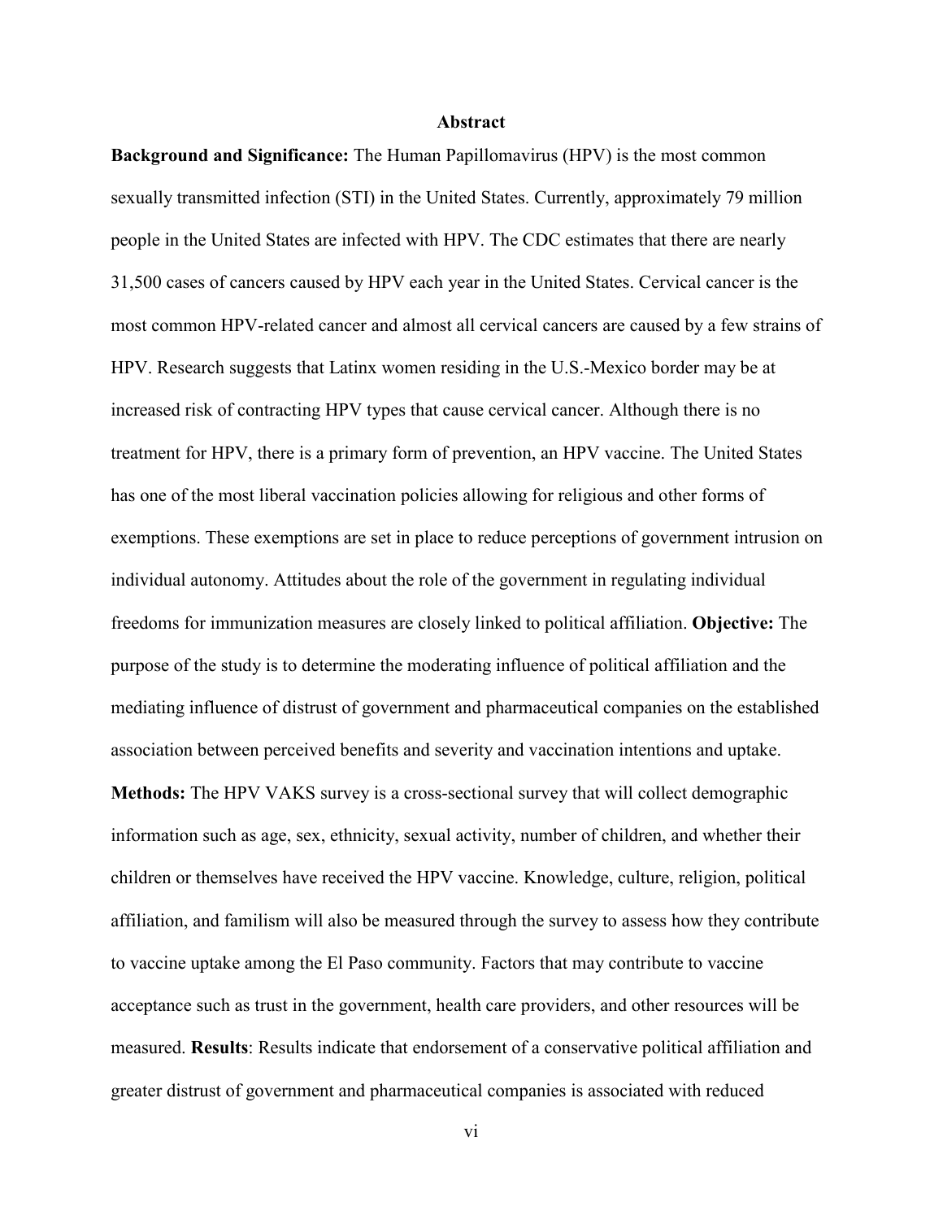## Abstract

**Background and Significance:** The Human Papillomavirus (HPV) is the most common sexually transmitted infection (STI) in the United States. Currently, approximately 79 million people in the United States are infected with HPV. The CDC estimates that there are nearly 31,500 cases of cancers caused by HPV each year in the United States. Cervical cancer is the most common HPV-related cancer and almost all cervical cancers are caused by a few strains of HPV. Research suggests that Latinx women residing in the U.S.-Mexico border may be at increased risk of contracting HPV types that cause cervical cancer. Although there is no treatment for HPV, there is a primary form of prevention, an HPV vaccine. The United States has one of the most liberal vaccination policies allowing for religious and other forms of exemptions. These exemptions are set in place to reduce perceptions of government intrusion on individual autonomy. Attitudes about the role of the government in regulating individual freedoms for immunization measures are closely linked to political affiliation. **Objective:** The purpose of the study is to determine the moderating influence of political affiliation and the mediating influence of distrust of government and pharmaceutical companies on the established association between perceived benefits and severity and vaccination intentions and uptake. **Methods:** The HPV VAKS survey is a cross-sectional survey that will collect demographic information such as age, sex, ethnicity, sexual activity, number of children, and whether their children or themselves have received the HPV vaccine. Knowledge, culture, religion, political affiliation, and familism will also be measured through the survey to assess how they contribute to vaccine uptake among the El Paso community. Factors that may contribute to vaccine acceptance such as trust in the government, health care providers, and other resources will be measured. **Results**: Results indicate that endorsement of a conservative political affiliation and greater distrust of government and pharmaceutical companies is associated with reduced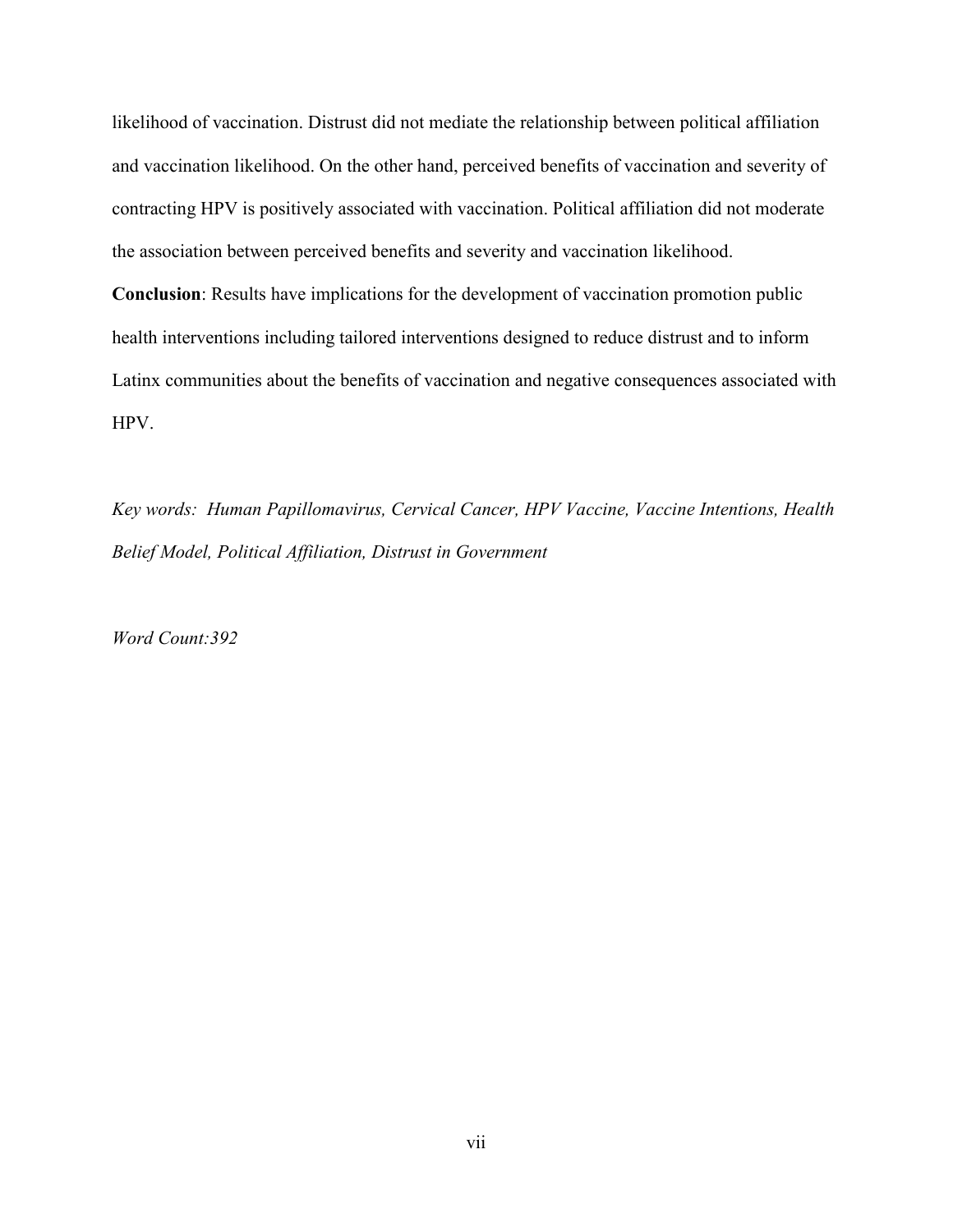likelihood of vaccination. Distrust did not mediate the relationship between political affiliation and vaccination likelihood. On the other hand, perceived benefits of vaccination and severity of contracting HPV is positively associated with vaccination. Political affiliation did not moderate the association between perceived benefits and severity and vaccination likelihood.

**Conclusion**: Results have implications for the development of vaccination promotion public health interventions including tailored interventions designed to reduce distrust and to inform Latinx communities about the benefits of vaccination and negative consequences associated with HPV.

*Key words: Human Papillomavirus, Cervical Cancer, HPV Vaccine, Vaccine Intentions, Health Belief Model, Political Affiliation, Distrust in Government*

*Word Count:392*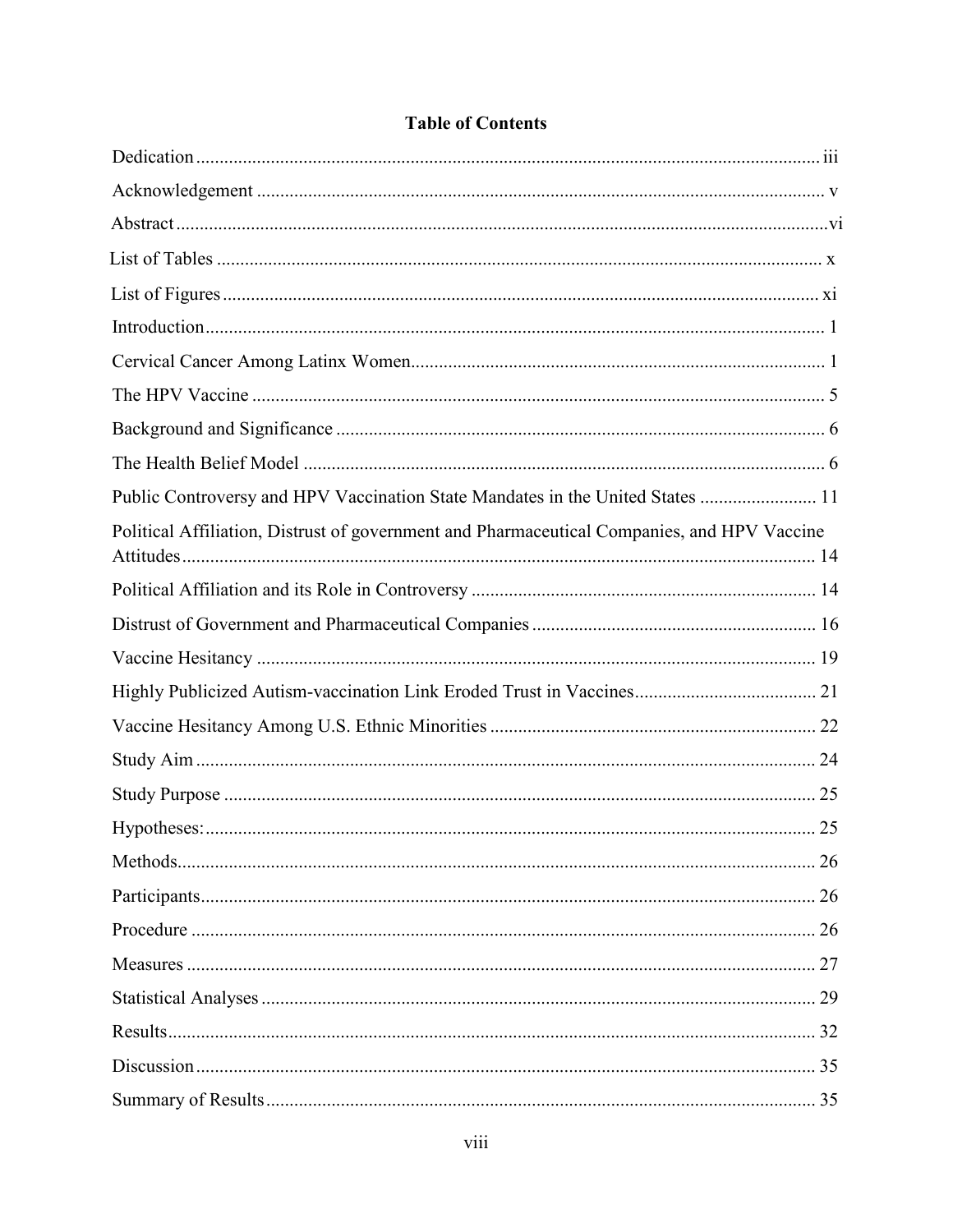# Table of Contents

Dedication ..... iii

Acknowledgement ..... v

Abstract ..... vi

List of Tables ..... x

List of Figures ..... xi

Introduction ..... 1

Cervical Cancer Among Latinx Women ..... 1

The HPV Vaccine ..... 5

Background and Significance ..... 6

The Health Belief Model ..... 6

Public Controversy and HPV Vaccination State Mandates in the United States ..... 11

Political Affiliation, Distrust of government and Pharmaceutical Companies, and HPV Vaccine Attitudes ..... 14

Political Affiliation and its Role in Controversy ..... 14

Distrust of Government and Pharmaceutical Companies ..... 16

Vaccine Hesitancy ..... 19

Highly Publicized Autism-vaccination Link Eroded Trust in Vaccines ..... 21

Vaccine Hesitancy Among U.S. Ethnic Minorities ..... 22

Study Aim ..... 24

Study Purpose ..... 25

Hypotheses: ..... 25

Methods ..... 26

Participants ..... 26

Procedure ..... 26

Measures ..... 27

Statistical Analyses ..... 29

Results ..... 32

Discussion ..... 35

Summary of Results ..... 35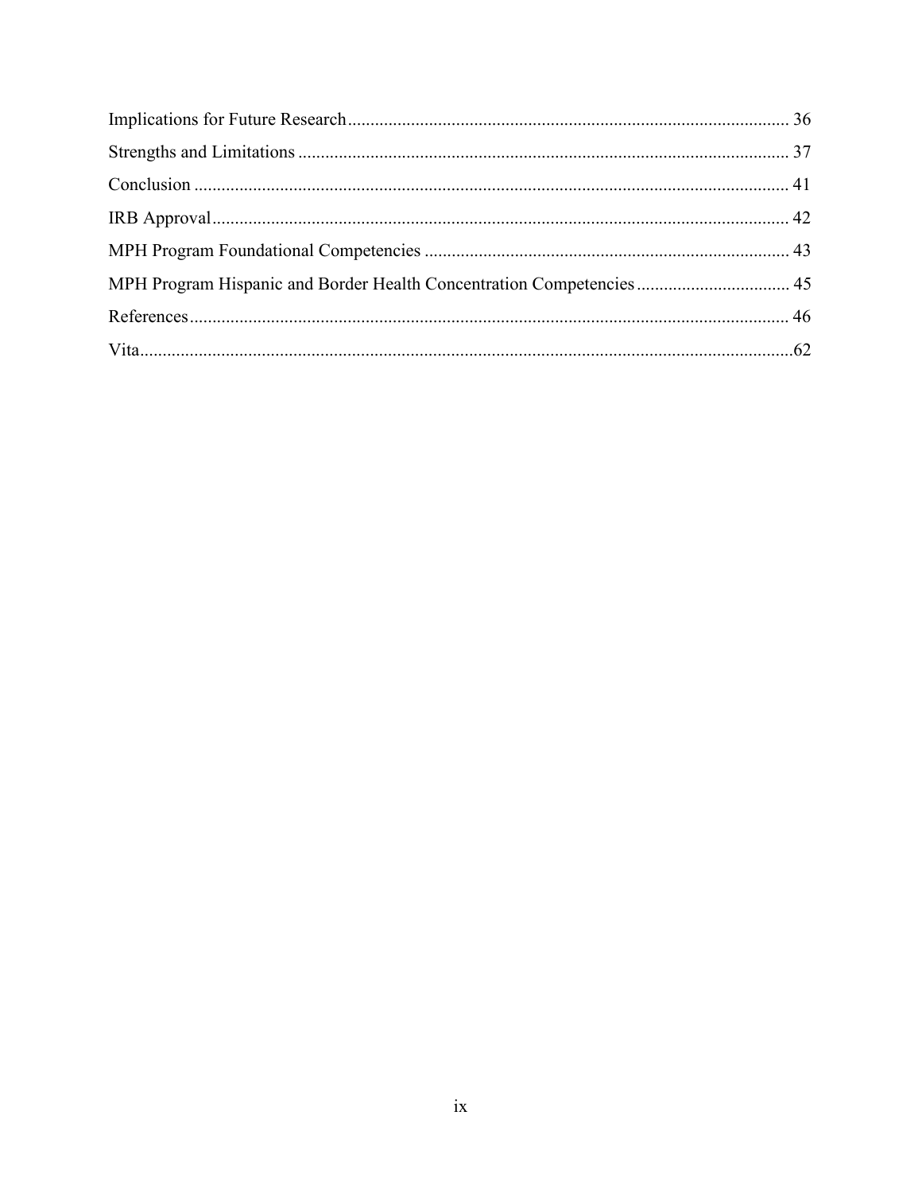Implications for Future Research ........................................................................................ 36

Strengths and Limitations ........................................................................................ 37

Conclusion ........................................................................................ 41

IRB Approval ........................................................................................ 42

MPH Program Foundational Competencies ........................................................................................ 43

MPH Program Hispanic and Border Health Concentration Competencies ........................................................................................ 45

References ........................................................................................ 46

Vita ........................................................................................ 62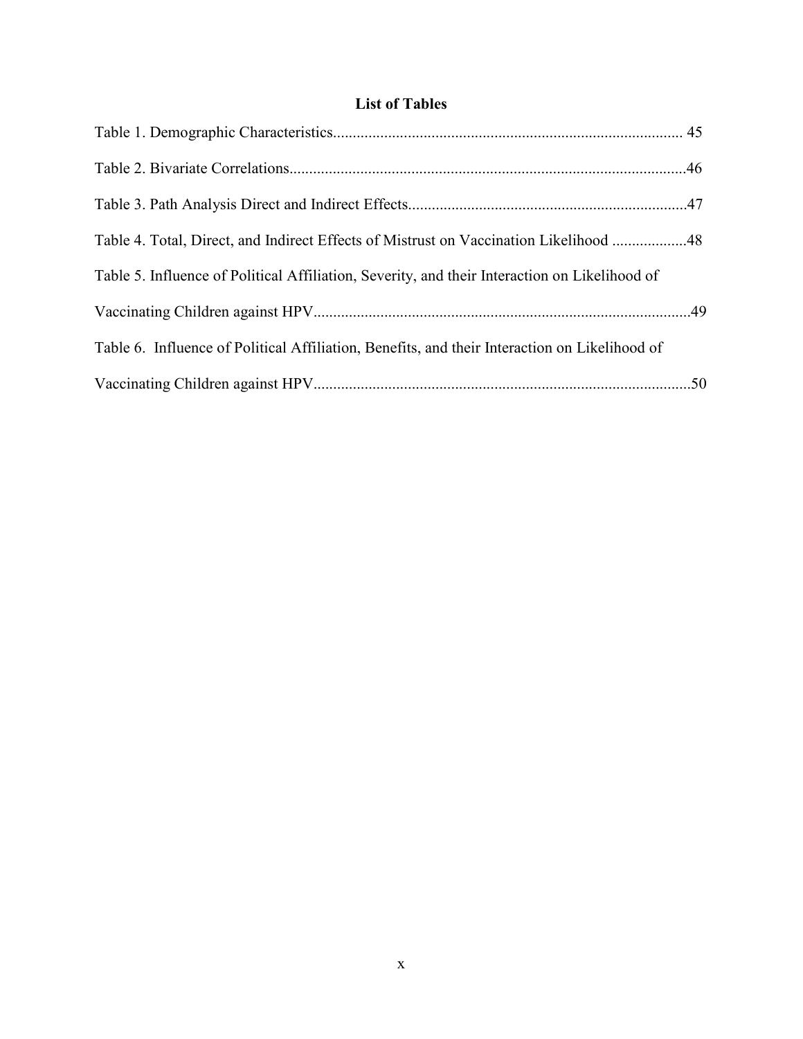## List of Tables

Table 1. Demographic Characteristics........................................................................................ 45

Table 2. Bivariate Correlations....................................................................................................46

Table 3. Path Analysis Direct and Indirect Effects......................................................................47

Table 4. Total, Direct, and Indirect Effects of Mistrust on Vaccination Likelihood ..................48

Table 5. Influence of Political Affiliation, Severity, and their Interaction on Likelihood of Vaccinating Children against HPV...............................................................................................49

Table 6. Influence of Political Affiliation, Benefits, and their Interaction on Likelihood of Vaccinating Children against HPV...............................................................................................50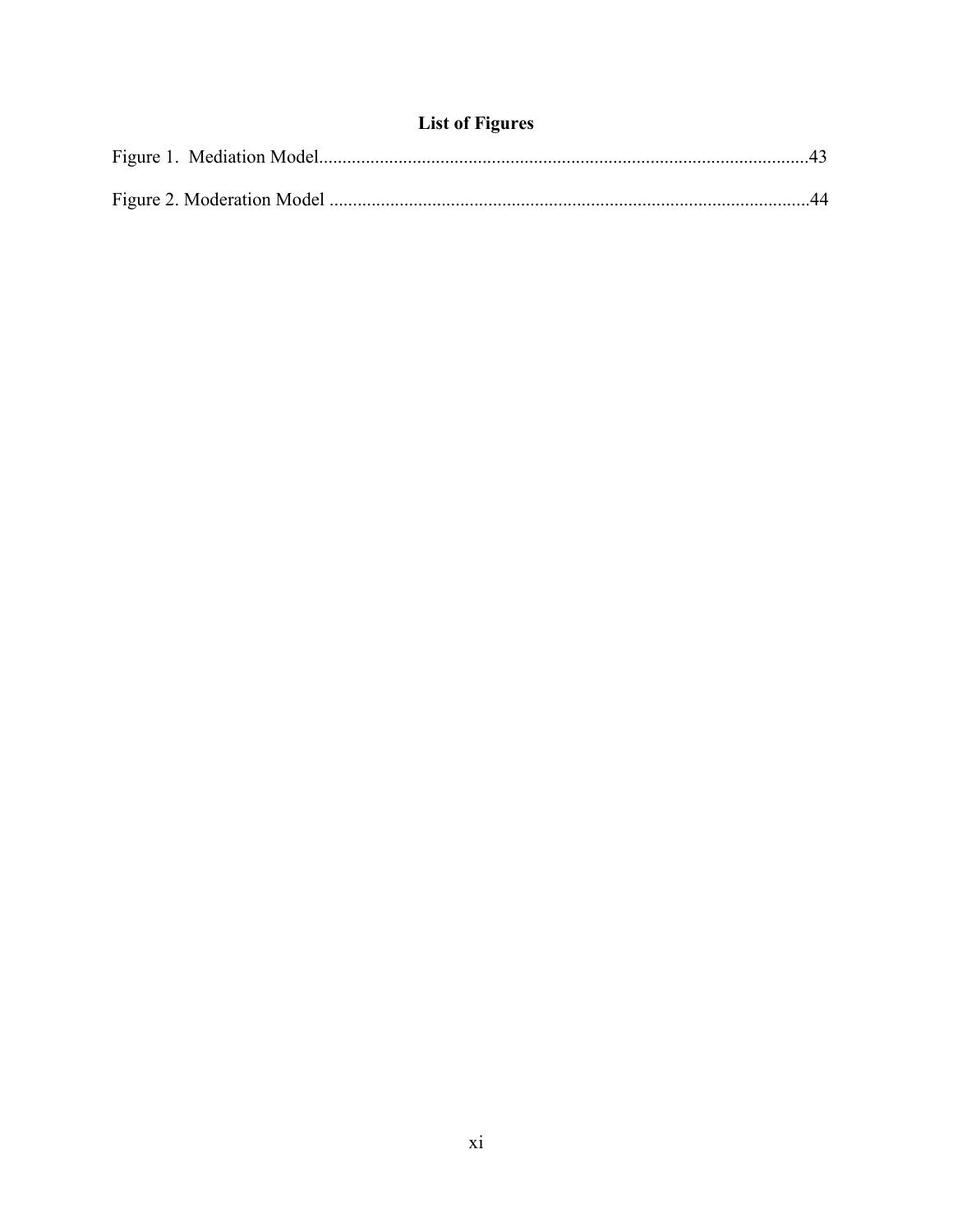## List of Figures

Figure 1. Mediation Model........................................................................................................43

Figure 2. Moderation Model .....................................................................................................44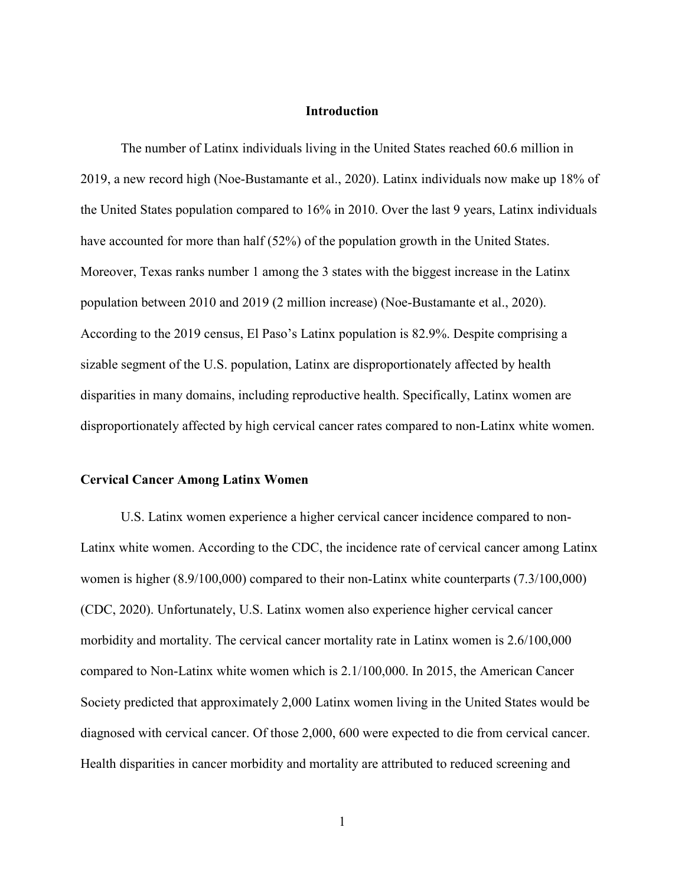# Introduction

The number of Latinx individuals living in the United States reached 60.6 million in 2019, a new record high (Noe-Bustamante et al., 2020). Latinx individuals now make up 18% of the United States population compared to 16% in 2010. Over the last 9 years, Latinx individuals have accounted for more than half (52%) of the population growth in the United States. Moreover, Texas ranks number 1 among the 3 states with the biggest increase in the Latinx population between 2010 and 2019 (2 million increase) (Noe-Bustamante et al., 2020). According to the 2019 census, El Paso's Latinx population is 82.9%. Despite comprising a sizable segment of the U.S. population, Latinx are disproportionately affected by health disparities in many domains, including reproductive health. Specifically, Latinx women are disproportionately affected by high cervical cancer rates compared to non-Latinx white women.

## Cervical Cancer Among Latinx Women

U.S. Latinx women experience a higher cervical cancer incidence compared to non-Latinx white women. According to the CDC, the incidence rate of cervical cancer among Latinx women is higher (8.9/100,000) compared to their non-Latinx white counterparts (7.3/100,000) (CDC, 2020). Unfortunately, U.S. Latinx women also experience higher cervical cancer morbidity and mortality. The cervical cancer mortality rate in Latinx women is 2.6/100,000 compared to Non-Latinx white women which is 2.1/100,000. In 2015, the American Cancer Society predicted that approximately 2,000 Latinx women living in the United States would be diagnosed with cervical cancer. Of those 2,000, 600 were expected to die from cervical cancer. Health disparities in cancer morbidity and mortality are attributed to reduced screening and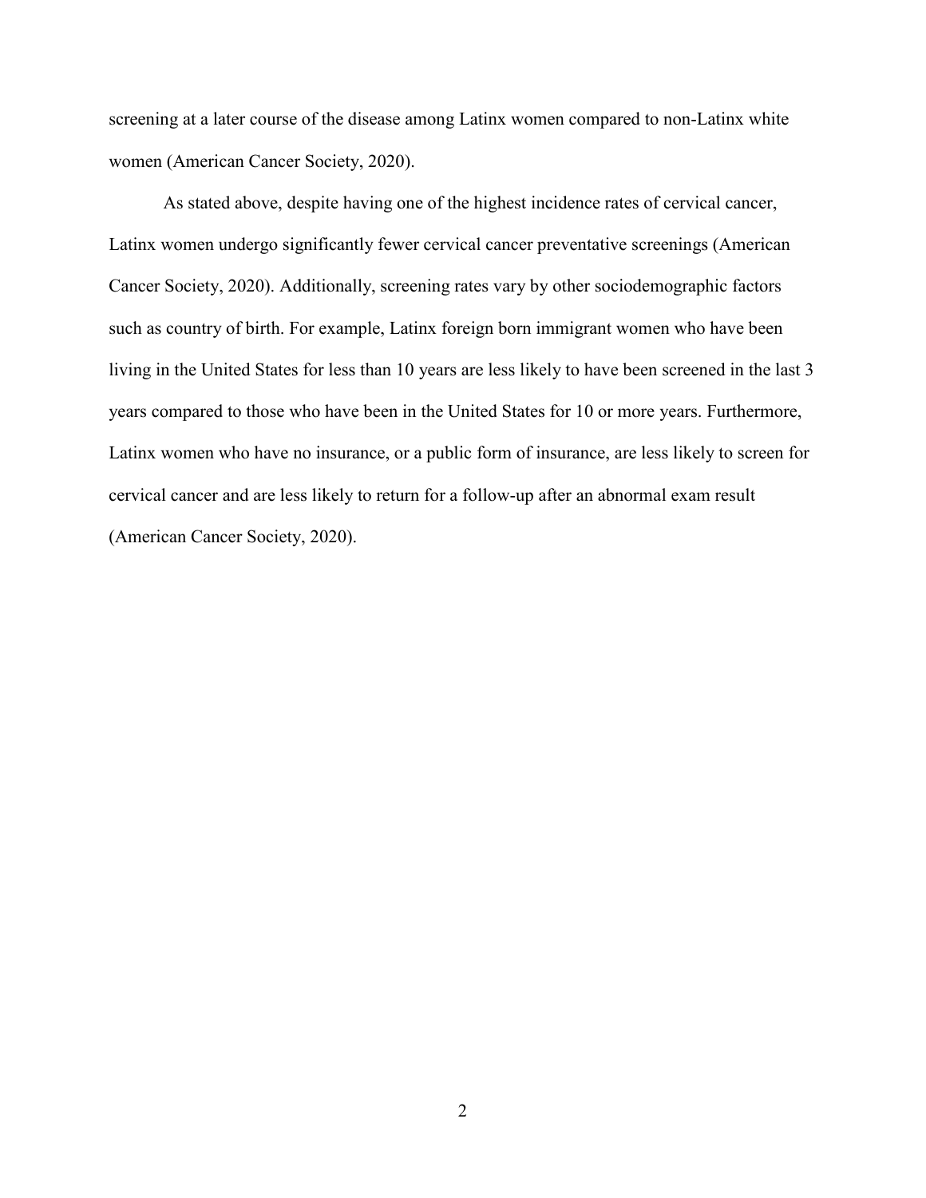screening at a later course of the disease among Latinx women compared to non-Latinx white women (American Cancer Society, 2020).

As stated above, despite having one of the highest incidence rates of cervical cancer, Latinx women undergo significantly fewer cervical cancer preventative screenings (American Cancer Society, 2020). Additionally, screening rates vary by other sociodemographic factors such as country of birth. For example, Latinx foreign born immigrant women who have been living in the United States for less than 10 years are less likely to have been screened in the last 3 years compared to those who have been in the United States for 10 or more years. Furthermore, Latinx women who have no insurance, or a public form of insurance, are less likely to screen for cervical cancer and are less likely to return for a follow-up after an abnormal exam result (American Cancer Society, 2020).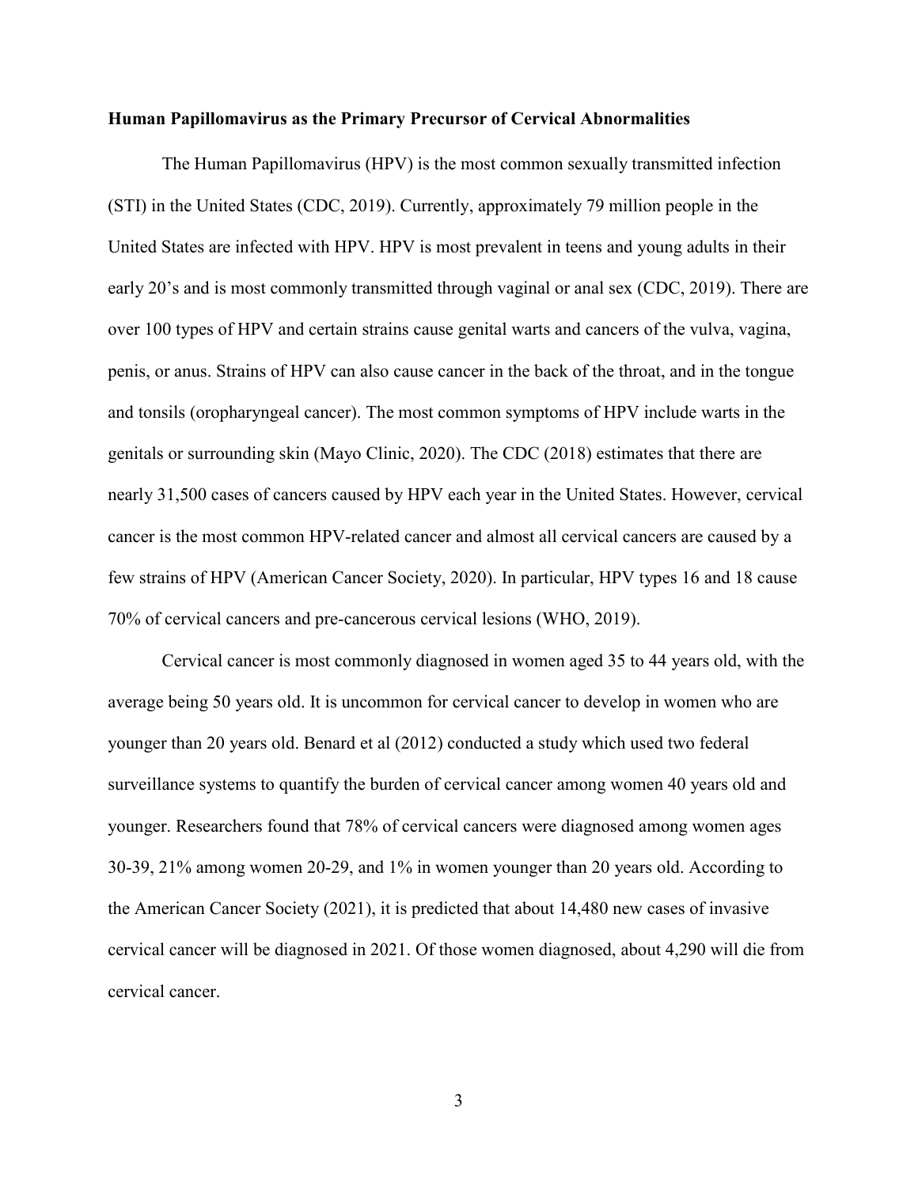**Human Papillomavirus as the Primary Precursor of Cervical Abnormalities**

The Human Papillomavirus (HPV) is the most common sexually transmitted infection (STI) in the United States (CDC, 2019). Currently, approximately 79 million people in the United States are infected with HPV. HPV is most prevalent in teens and young adults in their early 20's and is most commonly transmitted through vaginal or anal sex (CDC, 2019). There are over 100 types of HPV and certain strains cause genital warts and cancers of the vulva, vagina, penis, or anus. Strains of HPV can also cause cancer in the back of the throat, and in the tongue and tonsils (oropharyngeal cancer). The most common symptoms of HPV include warts in the genitals or surrounding skin (Mayo Clinic, 2020). The CDC (2018) estimates that there are nearly 31,500 cases of cancers caused by HPV each year in the United States. However, cervical cancer is the most common HPV-related cancer and almost all cervical cancers are caused by a few strains of HPV (American Cancer Society, 2020). In particular, HPV types 16 and 18 cause 70% of cervical cancers and pre-cancerous cervical lesions (WHO, 2019).

Cervical cancer is most commonly diagnosed in women aged 35 to 44 years old, with the average being 50 years old. It is uncommon for cervical cancer to develop in women who are younger than 20 years old. Benard et al (2012) conducted a study which used two federal surveillance systems to quantify the burden of cervical cancer among women 40 years old and younger. Researchers found that 78% of cervical cancers were diagnosed among women ages 30-39, 21% among women 20-29, and 1% in women younger than 20 years old. According to the American Cancer Society (2021), it is predicted that about 14,480 new cases of invasive cervical cancer will be diagnosed in 2021. Of those women diagnosed, about 4,290 will die from cervical cancer.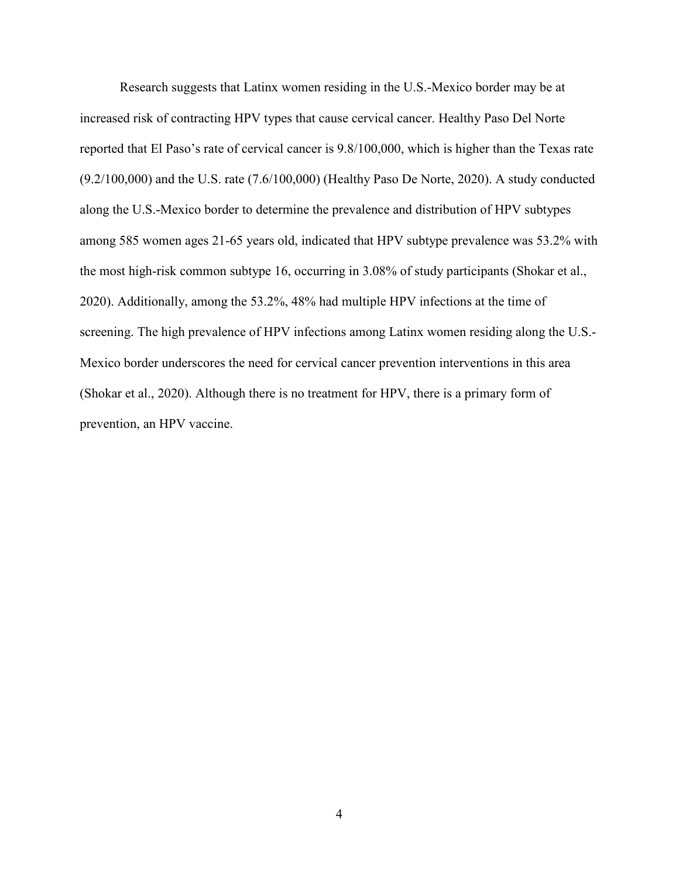Research suggests that Latinx women residing in the U.S.-Mexico border may be at increased risk of contracting HPV types that cause cervical cancer. Healthy Paso Del Norte reported that El Paso's rate of cervical cancer is 9.8/100,000, which is higher than the Texas rate (9.2/100,000) and the U.S. rate (7.6/100,000) (Healthy Paso De Norte, 2020). A study conducted along the U.S.-Mexico border to determine the prevalence and distribution of HPV subtypes among 585 women ages 21-65 years old, indicated that HPV subtype prevalence was 53.2% with the most high-risk common subtype 16, occurring in 3.08% of study participants (Shokar et al., 2020). Additionally, among the 53.2%, 48% had multiple HPV infections at the time of screening. The high prevalence of HPV infections among Latinx women residing along the U.S.-Mexico border underscores the need for cervical cancer prevention interventions in this area (Shokar et al., 2020). Although there is no treatment for HPV, there is a primary form of prevention, an HPV vaccine.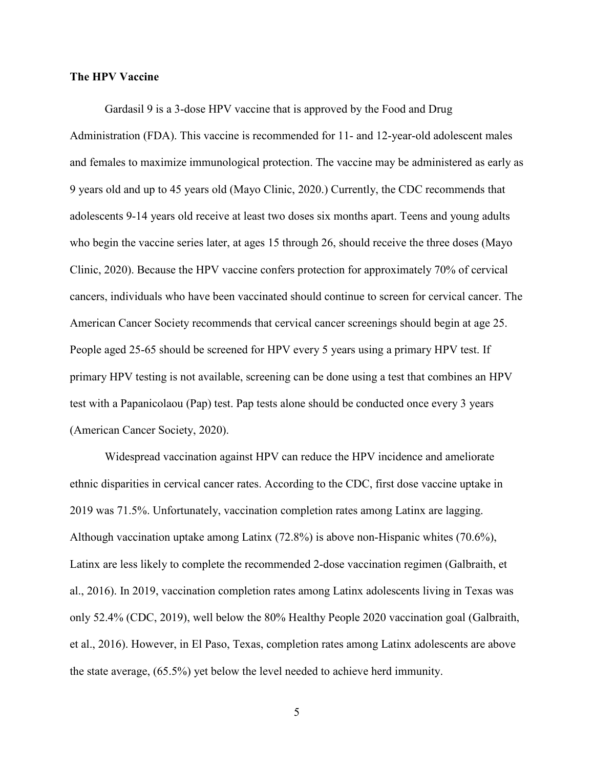**The HPV Vaccine**

Gardasil 9 is a 3-dose HPV vaccine that is approved by the Food and Drug Administration (FDA). This vaccine is recommended for 11- and 12-year-old adolescent males and females to maximize immunological protection. The vaccine may be administered as early as 9 years old and up to 45 years old (Mayo Clinic, 2020.) Currently, the CDC recommends that adolescents 9-14 years old receive at least two doses six months apart. Teens and young adults who begin the vaccine series later, at ages 15 through 26, should receive the three doses (Mayo Clinic, 2020). Because the HPV vaccine confers protection for approximately 70% of cervical cancers, individuals who have been vaccinated should continue to screen for cervical cancer. The American Cancer Society recommends that cervical cancer screenings should begin at age 25. People aged 25-65 should be screened for HPV every 5 years using a primary HPV test. If primary HPV testing is not available, screening can be done using a test that combines an HPV test with a Papanicolaou (Pap) test. Pap tests alone should be conducted once every 3 years (American Cancer Society, 2020).

Widespread vaccination against HPV can reduce the HPV incidence and ameliorate ethnic disparities in cervical cancer rates. According to the CDC, first dose vaccine uptake in 2019 was 71.5%. Unfortunately, vaccination completion rates among Latinx are lagging. Although vaccination uptake among Latinx (72.8%) is above non-Hispanic whites (70.6%), Latinx are less likely to complete the recommended 2-dose vaccination regimen (Galbraith, et al., 2016). In 2019, vaccination completion rates among Latinx adolescents living in Texas was only 52.4% (CDC, 2019), well below the 80% Healthy People 2020 vaccination goal (Galbraith, et al., 2016). However, in El Paso, Texas, completion rates among Latinx adolescents are above the state average, (65.5%) yet below the level needed to achieve herd immunity.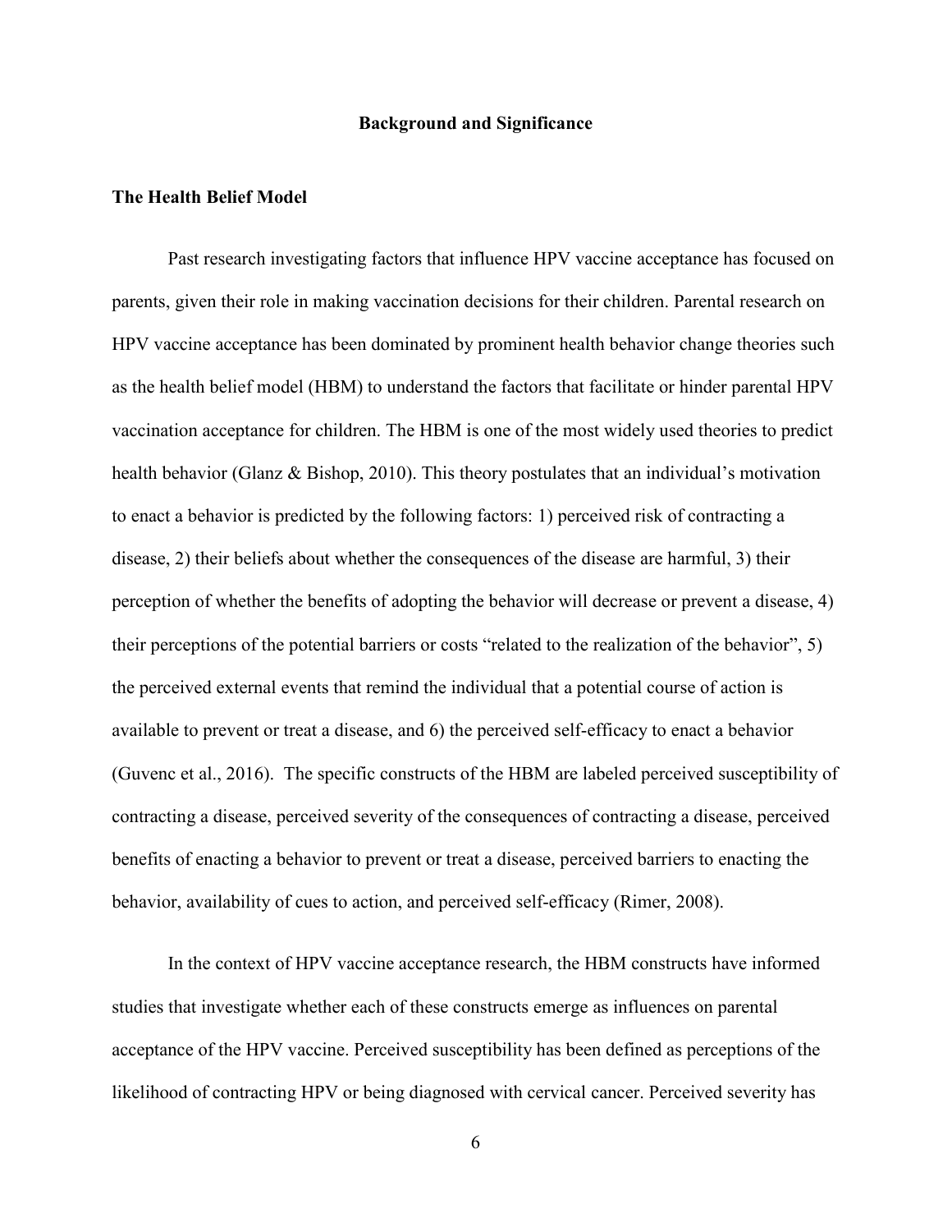## Background and Significance

### The Health Belief Model

Past research investigating factors that influence HPV vaccine acceptance has focused on parents, given their role in making vaccination decisions for their children. Parental research on HPV vaccine acceptance has been dominated by prominent health behavior change theories such as the health belief model (HBM) to understand the factors that facilitate or hinder parental HPV vaccination acceptance for children. The HBM is one of the most widely used theories to predict health behavior (Glanz & Bishop, 2010). This theory postulates that an individual's motivation to enact a behavior is predicted by the following factors: 1) perceived risk of contracting a disease, 2) their beliefs about whether the consequences of the disease are harmful, 3) their perception of whether the benefits of adopting the behavior will decrease or prevent a disease, 4) their perceptions of the potential barriers or costs "related to the realization of the behavior", 5) the perceived external events that remind the individual that a potential course of action is available to prevent or treat a disease, and 6) the perceived self-efficacy to enact a behavior (Guvenc et al., 2016). The specific constructs of the HBM are labeled perceived susceptibility of contracting a disease, perceived severity of the consequences of contracting a disease, perceived benefits of enacting a behavior to prevent or treat a disease, perceived barriers to enacting the behavior, availability of cues to action, and perceived self-efficacy (Rimer, 2008).

In the context of HPV vaccine acceptance research, the HBM constructs have informed studies that investigate whether each of these constructs emerge as influences on parental acceptance of the HPV vaccine. Perceived susceptibility has been defined as perceptions of the likelihood of contracting HPV or being diagnosed with cervical cancer. Perceived severity has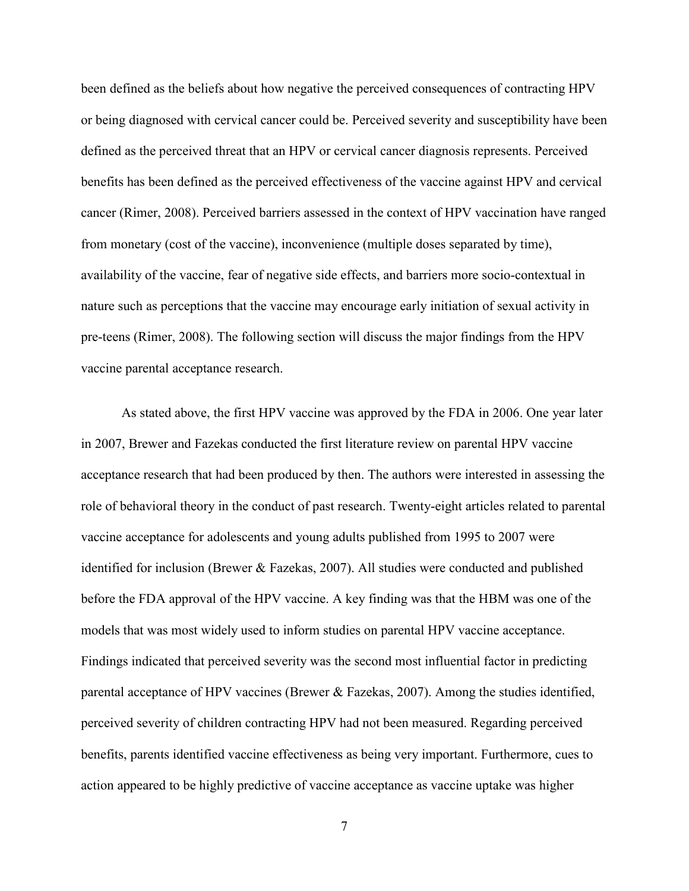been defined as the beliefs about how negative the perceived consequences of contracting HPV or being diagnosed with cervical cancer could be. Perceived severity and susceptibility have been defined as the perceived threat that an HPV or cervical cancer diagnosis represents. Perceived benefits has been defined as the perceived effectiveness of the vaccine against HPV and cervical cancer (Rimer, 2008). Perceived barriers assessed in the context of HPV vaccination have ranged from monetary (cost of the vaccine), inconvenience (multiple doses separated by time), availability of the vaccine, fear of negative side effects, and barriers more socio-contextual in nature such as perceptions that the vaccine may encourage early initiation of sexual activity in pre-teens (Rimer, 2008). The following section will discuss the major findings from the HPV vaccine parental acceptance research.

As stated above, the first HPV vaccine was approved by the FDA in 2006. One year later in 2007, Brewer and Fazekas conducted the first literature review on parental HPV vaccine acceptance research that had been produced by then. The authors were interested in assessing the role of behavioral theory in the conduct of past research. Twenty-eight articles related to parental vaccine acceptance for adolescents and young adults published from 1995 to 2007 were identified for inclusion (Brewer & Fazekas, 2007). All studies were conducted and published before the FDA approval of the HPV vaccine. A key finding was that the HBM was one of the models that was most widely used to inform studies on parental HPV vaccine acceptance. Findings indicated that perceived severity was the second most influential factor in predicting parental acceptance of HPV vaccines (Brewer & Fazekas, 2007). Among the studies identified, perceived severity of children contracting HPV had not been measured. Regarding perceived benefits, parents identified vaccine effectiveness as being very important. Furthermore, cues to action appeared to be highly predictive of vaccine acceptance as vaccine uptake was higher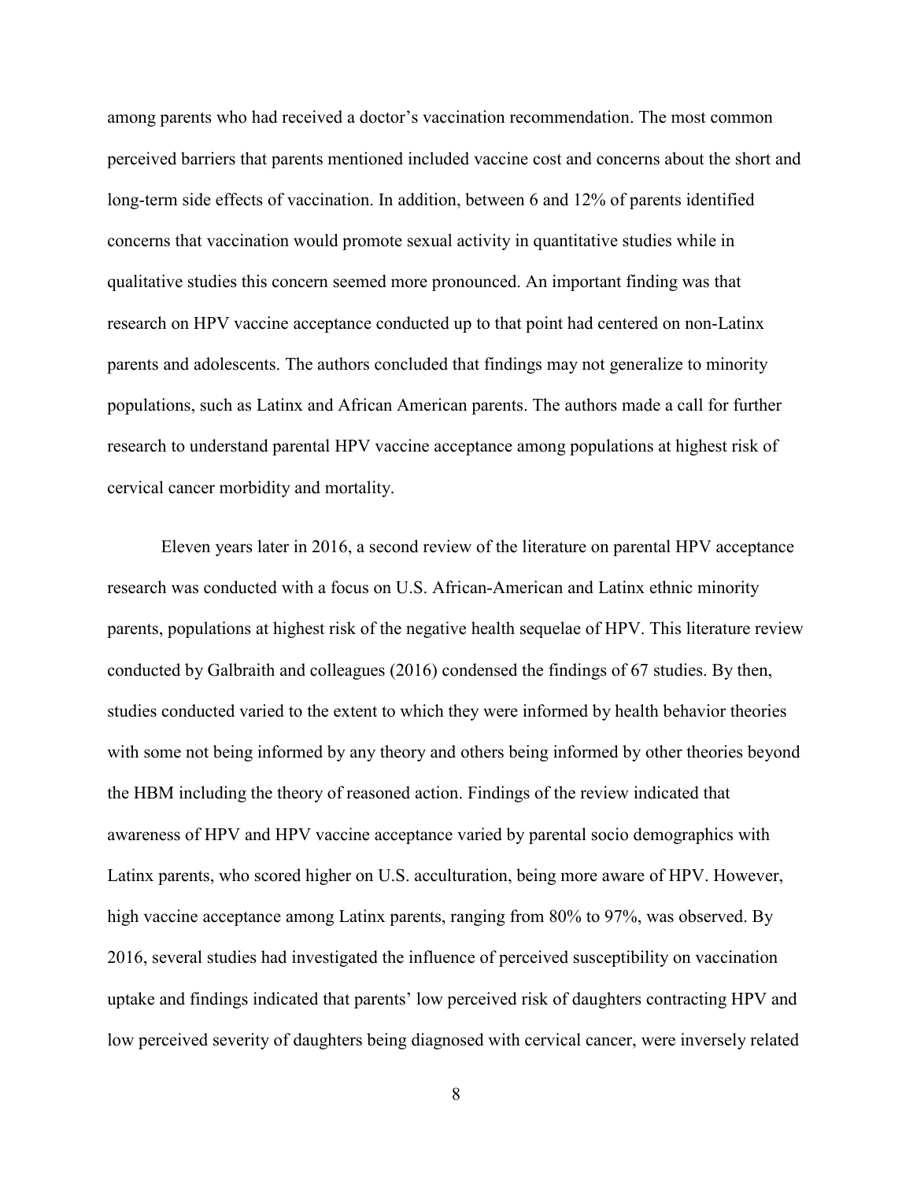among parents who had received a doctor's vaccination recommendation. The most common perceived barriers that parents mentioned included vaccine cost and concerns about the short and long-term side effects of vaccination. In addition, between 6 and 12% of parents identified concerns that vaccination would promote sexual activity in quantitative studies while in qualitative studies this concern seemed more pronounced. An important finding was that research on HPV vaccine acceptance conducted up to that point had centered on non-Latinx parents and adolescents. The authors concluded that findings may not generalize to minority populations, such as Latinx and African American parents. The authors made a call for further research to understand parental HPV vaccine acceptance among populations at highest risk of cervical cancer morbidity and mortality.

Eleven years later in 2016, a second review of the literature on parental HPV acceptance research was conducted with a focus on U.S. African-American and Latinx ethnic minority parents, populations at highest risk of the negative health sequelae of HPV. This literature review conducted by Galbraith and colleagues (2016) condensed the findings of 67 studies. By then, studies conducted varied to the extent to which they were informed by health behavior theories with some not being informed by any theory and others being informed by other theories beyond the HBM including the theory of reasoned action. Findings of the review indicated that awareness of HPV and HPV vaccine acceptance varied by parental socio demographics with Latinx parents, who scored higher on U.S. acculturation, being more aware of HPV. However, high vaccine acceptance among Latinx parents, ranging from 80% to 97%, was observed. By 2016, several studies had investigated the influence of perceived susceptibility on vaccination uptake and findings indicated that parents' low perceived risk of daughters contracting HPV and low perceived severity of daughters being diagnosed with cervical cancer, were inversely related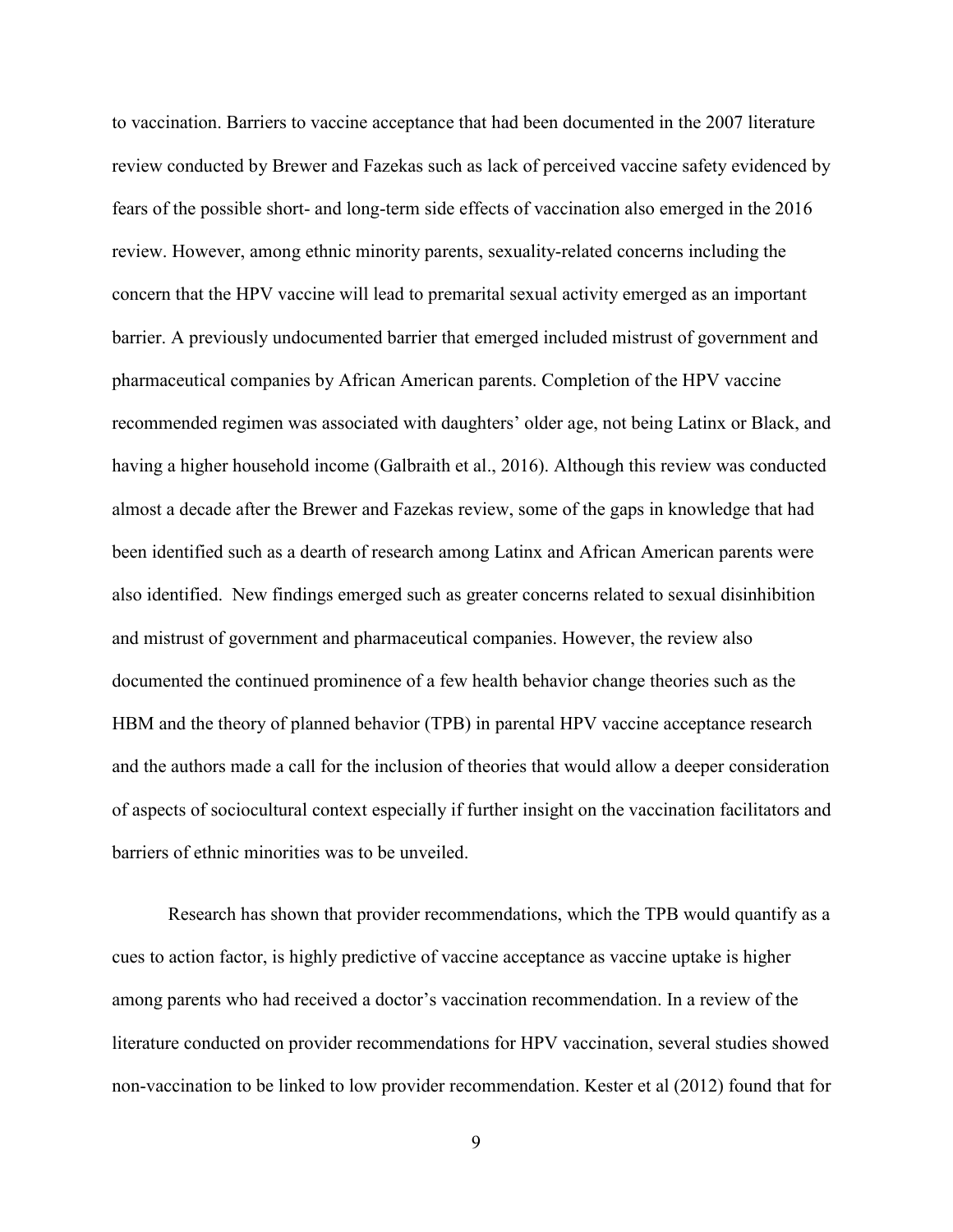to vaccination. Barriers to vaccine acceptance that had been documented in the 2007 literature review conducted by Brewer and Fazekas such as lack of perceived vaccine safety evidenced by fears of the possible short- and long-term side effects of vaccination also emerged in the 2016 review. However, among ethnic minority parents, sexuality-related concerns including the concern that the HPV vaccine will lead to premarital sexual activity emerged as an important barrier. A previously undocumented barrier that emerged included mistrust of government and pharmaceutical companies by African American parents. Completion of the HPV vaccine recommended regimen was associated with daughters' older age, not being Latinx or Black, and having a higher household income (Galbraith et al., 2016). Although this review was conducted almost a decade after the Brewer and Fazekas review, some of the gaps in knowledge that had been identified such as a dearth of research among Latinx and African American parents were also identified. New findings emerged such as greater concerns related to sexual disinhibition and mistrust of government and pharmaceutical companies. However, the review also documented the continued prominence of a few health behavior change theories such as the HBM and the theory of planned behavior (TPB) in parental HPV vaccine acceptance research and the authors made a call for the inclusion of theories that would allow a deeper consideration of aspects of sociocultural context especially if further insight on the vaccination facilitators and barriers of ethnic minorities was to be unveiled.

Research has shown that provider recommendations, which the TPB would quantify as a cues to action factor, is highly predictive of vaccine acceptance as vaccine uptake is higher among parents who had received a doctor's vaccination recommendation. In a review of the literature conducted on provider recommendations for HPV vaccination, several studies showed non-vaccination to be linked to low provider recommendation. Kester et al (2012) found that for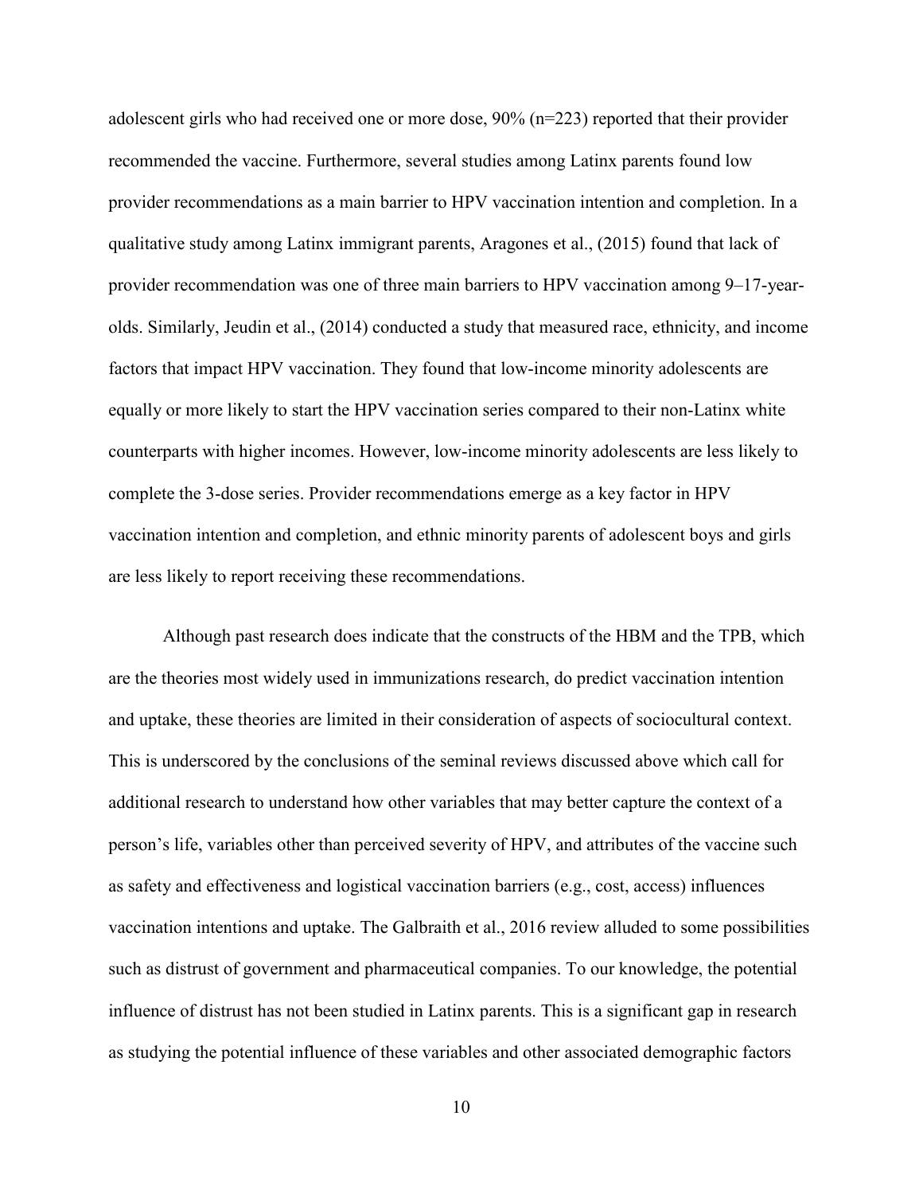adolescent girls who had received one or more dose, 90% (n=223) reported that their provider recommended the vaccine. Furthermore, several studies among Latinx parents found low provider recommendations as a main barrier to HPV vaccination intention and completion. In a qualitative study among Latinx immigrant parents, Aragones et al., (2015) found that lack of provider recommendation was one of three main barriers to HPV vaccination among 9–17-year-olds. Similarly, Jeudin et al., (2014) conducted a study that measured race, ethnicity, and income factors that impact HPV vaccination. They found that low-income minority adolescents are equally or more likely to start the HPV vaccination series compared to their non-Latinx white counterparts with higher incomes. However, low-income minority adolescents are less likely to complete the 3-dose series. Provider recommendations emerge as a key factor in HPV vaccination intention and completion, and ethnic minority parents of adolescent boys and girls are less likely to report receiving these recommendations.

Although past research does indicate that the constructs of the HBM and the TPB, which are the theories most widely used in immunizations research, do predict vaccination intention and uptake, these theories are limited in their consideration of aspects of sociocultural context. This is underscored by the conclusions of the seminal reviews discussed above which call for additional research to understand how other variables that may better capture the context of a person's life, variables other than perceived severity of HPV, and attributes of the vaccine such as safety and effectiveness and logistical vaccination barriers (e.g., cost, access) influences vaccination intentions and uptake. The Galbraith et al., 2016 review alluded to some possibilities such as distrust of government and pharmaceutical companies. To our knowledge, the potential influence of distrust has not been studied in Latinx parents. This is a significant gap in research as studying the potential influence of these variables and other associated demographic factors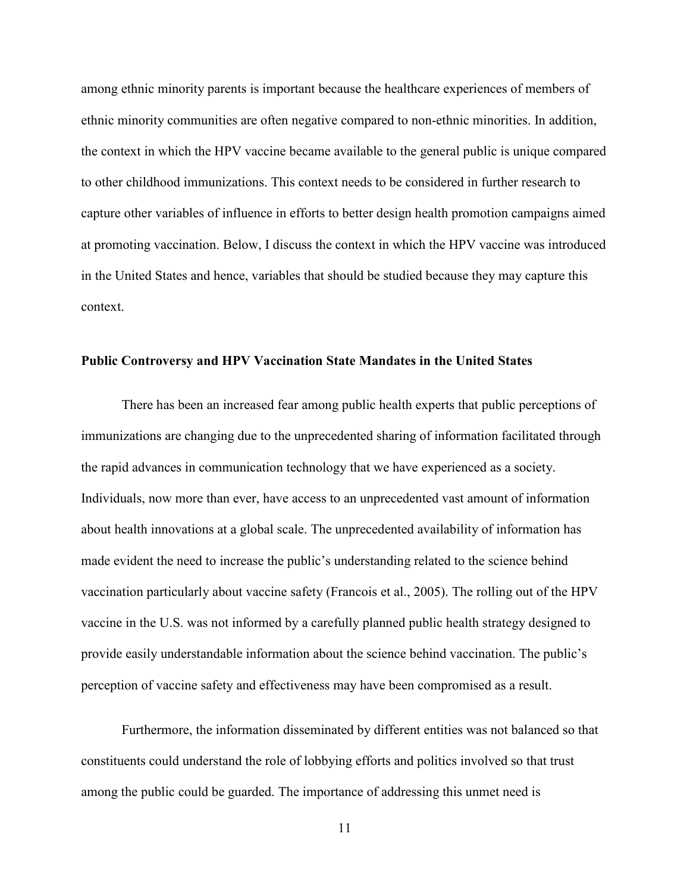among ethnic minority parents is important because the healthcare experiences of members of ethnic minority communities are often negative compared to non-ethnic minorities. In addition, the context in which the HPV vaccine became available to the general public is unique compared to other childhood immunizations. This context needs to be considered in further research to capture other variables of influence in efforts to better design health promotion campaigns aimed at promoting vaccination. Below, I discuss the context in which the HPV vaccine was introduced in the United States and hence, variables that should be studied because they may capture this context.

**Public Controversy and HPV Vaccination State Mandates in the United States**

There has been an increased fear among public health experts that public perceptions of immunizations are changing due to the unprecedented sharing of information facilitated through the rapid advances in communication technology that we have experienced as a society. Individuals, now more than ever, have access to an unprecedented vast amount of information about health innovations at a global scale. The unprecedented availability of information has made evident the need to increase the public's understanding related to the science behind vaccination particularly about vaccine safety (Francois et al., 2005). The rolling out of the HPV vaccine in the U.S. was not informed by a carefully planned public health strategy designed to provide easily understandable information about the science behind vaccination. The public's perception of vaccine safety and effectiveness may have been compromised as a result.

Furthermore, the information disseminated by different entities was not balanced so that constituents could understand the role of lobbying efforts and politics involved so that trust among the public could be guarded. The importance of addressing this unmet need is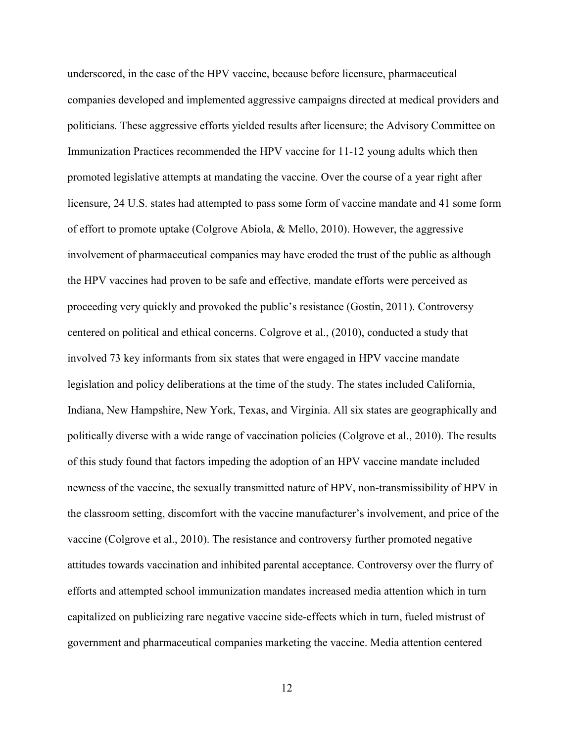underscored, in the case of the HPV vaccine, because before licensure, pharmaceutical companies developed and implemented aggressive campaigns directed at medical providers and politicians. These aggressive efforts yielded results after licensure; the Advisory Committee on Immunization Practices recommended the HPV vaccine for 11-12 young adults which then promoted legislative attempts at mandating the vaccine. Over the course of a year right after licensure, 24 U.S. states had attempted to pass some form of vaccine mandate and 41 some form of effort to promote uptake (Colgrove Abiola, & Mello, 2010). However, the aggressive involvement of pharmaceutical companies may have eroded the trust of the public as although the HPV vaccines had proven to be safe and effective, mandate efforts were perceived as proceeding very quickly and provoked the public's resistance (Gostin, 2011). Controversy centered on political and ethical concerns. Colgrove et al., (2010), conducted a study that involved 73 key informants from six states that were engaged in HPV vaccine mandate legislation and policy deliberations at the time of the study. The states included California, Indiana, New Hampshire, New York, Texas, and Virginia. All six states are geographically and politically diverse with a wide range of vaccination policies (Colgrove et al., 2010). The results of this study found that factors impeding the adoption of an HPV vaccine mandate included newness of the vaccine, the sexually transmitted nature of HPV, non-transmissibility of HPV in the classroom setting, discomfort with the vaccine manufacturer's involvement, and price of the vaccine (Colgrove et al., 2010). The resistance and controversy further promoted negative attitudes towards vaccination and inhibited parental acceptance. Controversy over the flurry of efforts and attempted school immunization mandates increased media attention which in turn capitalized on publicizing rare negative vaccine side-effects which in turn, fueled mistrust of government and pharmaceutical companies marketing the vaccine. Media attention centered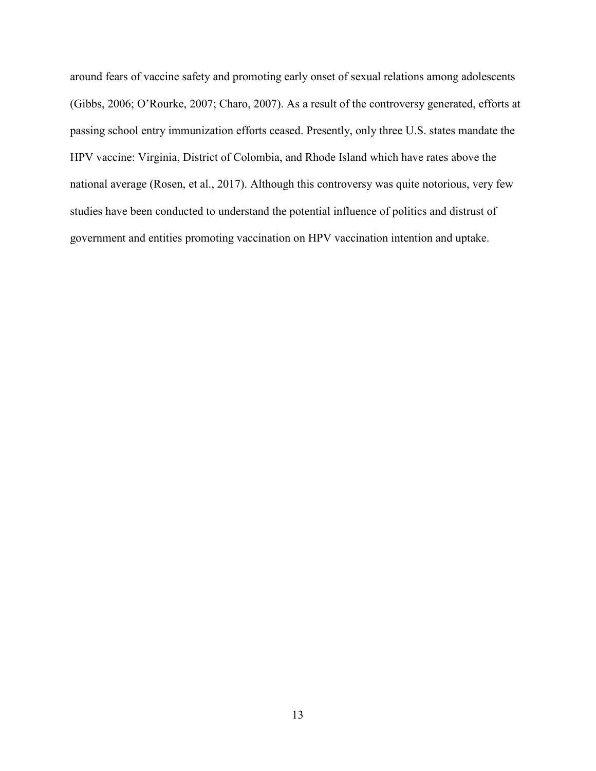around fears of vaccine safety and promoting early onset of sexual relations among adolescents (Gibbs, 2006; O'Rourke, 2007; Charo, 2007). As a result of the controversy generated, efforts at passing school entry immunization efforts ceased. Presently, only three U.S. states mandate the HPV vaccine: Virginia, District of Colombia, and Rhode Island which have rates above the national average (Rosen, et al., 2017). Although this controversy was quite notorious, very few studies have been conducted to understand the potential influence of politics and distrust of government and entities promoting vaccination on HPV vaccination intention and uptake.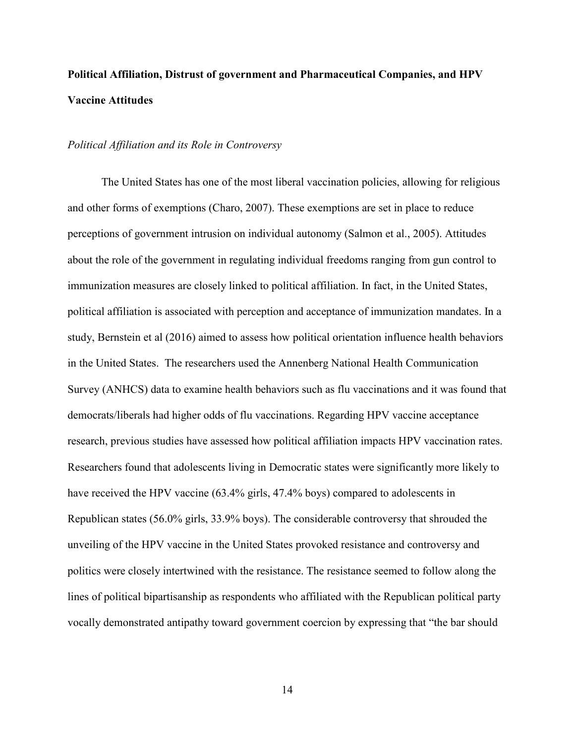**Political Affiliation, Distrust of government and Pharmaceutical Companies, and HPV Vaccine Attitudes**

*Political Affiliation and its Role in Controversy*

The United States has one of the most liberal vaccination policies, allowing for religious and other forms of exemptions (Charo, 2007). These exemptions are set in place to reduce perceptions of government intrusion on individual autonomy (Salmon et al., 2005). Attitudes about the role of the government in regulating individual freedoms ranging from gun control to immunization measures are closely linked to political affiliation. In fact, in the United States, political affiliation is associated with perception and acceptance of immunization mandates. In a study, Bernstein et al (2016) aimed to assess how political orientation influence health behaviors in the United States. The researchers used the Annenberg National Health Communication Survey (ANHCS) data to examine health behaviors such as flu vaccinations and it was found that democrats/liberals had higher odds of flu vaccinations. Regarding HPV vaccine acceptance research, previous studies have assessed how political affiliation impacts HPV vaccination rates. Researchers found that adolescents living in Democratic states were significantly more likely to have received the HPV vaccine (63.4% girls, 47.4% boys) compared to adolescents in Republican states (56.0% girls, 33.9% boys). The considerable controversy that shrouded the unveiling of the HPV vaccine in the United States provoked resistance and controversy and politics were closely intertwined with the resistance. The resistance seemed to follow along the lines of political bipartisanship as respondents who affiliated with the Republican political party vocally demonstrated antipathy toward government coercion by expressing that "the bar should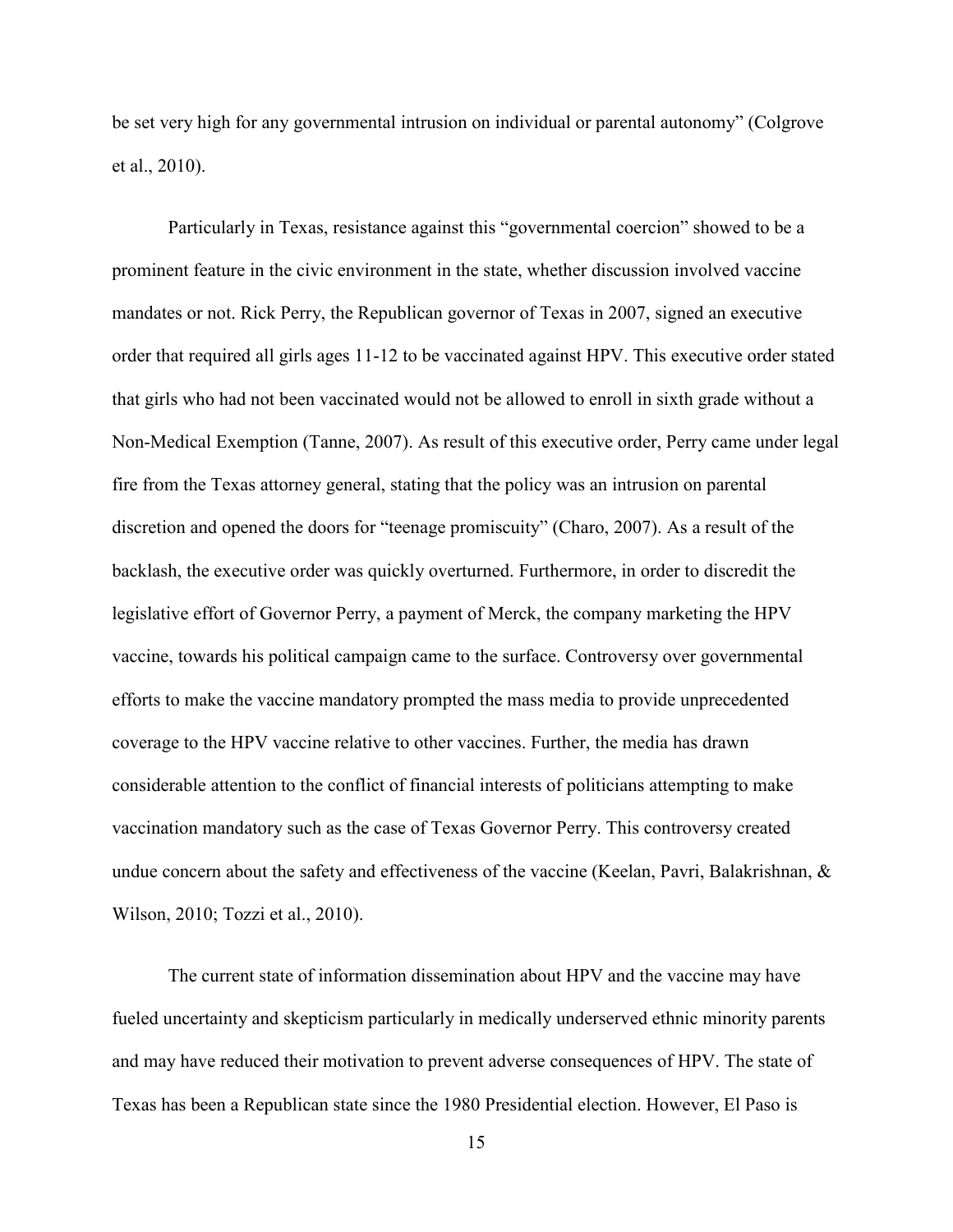be set very high for any governmental intrusion on individual or parental autonomy" (Colgrove et al., 2010).

Particularly in Texas, resistance against this "governmental coercion" showed to be a prominent feature in the civic environment in the state, whether discussion involved vaccine mandates or not. Rick Perry, the Republican governor of Texas in 2007, signed an executive order that required all girls ages 11-12 to be vaccinated against HPV. This executive order stated that girls who had not been vaccinated would not be allowed to enroll in sixth grade without a Non-Medical Exemption (Tanne, 2007). As result of this executive order, Perry came under legal fire from the Texas attorney general, stating that the policy was an intrusion on parental discretion and opened the doors for "teenage promiscuity" (Charo, 2007). As a result of the backlash, the executive order was quickly overturned. Furthermore, in order to discredit the legislative effort of Governor Perry, a payment of Merck, the company marketing the HPV vaccine, towards his political campaign came to the surface. Controversy over governmental efforts to make the vaccine mandatory prompted the mass media to provide unprecedented coverage to the HPV vaccine relative to other vaccines. Further, the media has drawn considerable attention to the conflict of financial interests of politicians attempting to make vaccination mandatory such as the case of Texas Governor Perry. This controversy created undue concern about the safety and effectiveness of the vaccine (Keelan, Pavri, Balakrishnan, & Wilson, 2010; Tozzi et al., 2010).

The current state of information dissemination about HPV and the vaccine may have fueled uncertainty and skepticism particularly in medically underserved ethnic minority parents and may have reduced their motivation to prevent adverse consequences of HPV. The state of Texas has been a Republican state since the 1980 Presidential election. However, El Paso is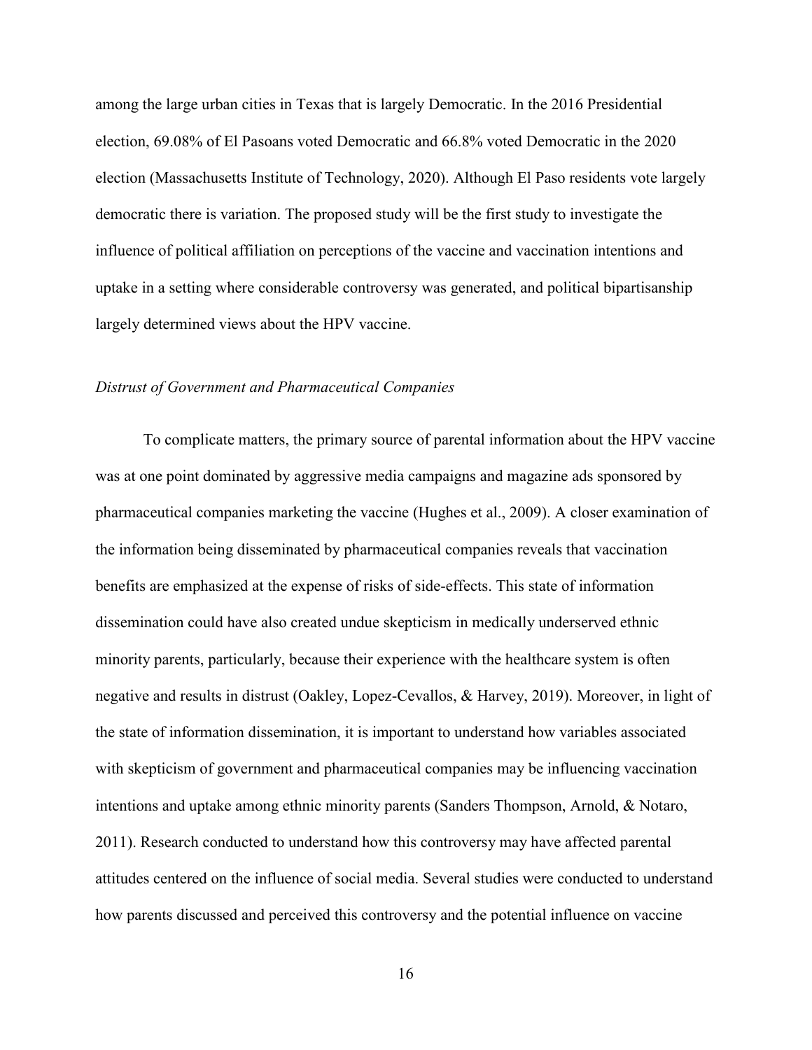among the large urban cities in Texas that is largely Democratic. In the 2016 Presidential election, 69.08% of El Pasoans voted Democratic and 66.8% voted Democratic in the 2020 election (Massachusetts Institute of Technology, 2020). Although El Paso residents vote largely democratic there is variation. The proposed study will be the first study to investigate the influence of political affiliation on perceptions of the vaccine and vaccination intentions and uptake in a setting where considerable controversy was generated, and political bipartisanship largely determined views about the HPV vaccine.

### *Distrust of Government and Pharmaceutical Companies*

To complicate matters, the primary source of parental information about the HPV vaccine was at one point dominated by aggressive media campaigns and magazine ads sponsored by pharmaceutical companies marketing the vaccine (Hughes et al., 2009). A closer examination of the information being disseminated by pharmaceutical companies reveals that vaccination benefits are emphasized at the expense of risks of side-effects. This state of information dissemination could have also created undue skepticism in medically underserved ethnic minority parents, particularly, because their experience with the healthcare system is often negative and results in distrust (Oakley, Lopez-Cevallos, & Harvey, 2019). Moreover, in light of the state of information dissemination, it is important to understand how variables associated with skepticism of government and pharmaceutical companies may be influencing vaccination intentions and uptake among ethnic minority parents (Sanders Thompson, Arnold, & Notaro, 2011). Research conducted to understand how this controversy may have affected parental attitudes centered on the influence of social media. Several studies were conducted to understand how parents discussed and perceived this controversy and the potential influence on vaccine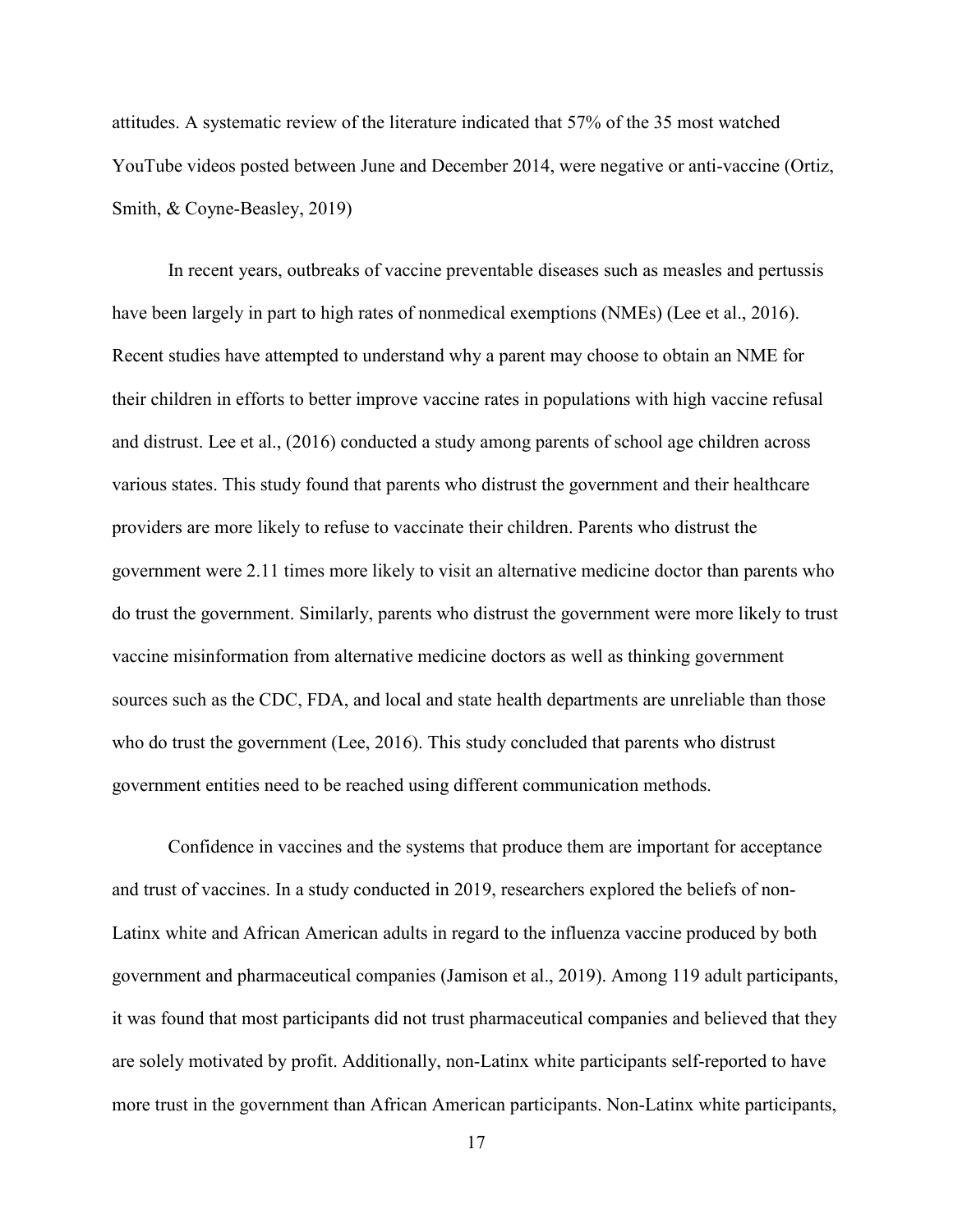attitudes. A systematic review of the literature indicated that 57% of the 35 most watched YouTube videos posted between June and December 2014, were negative or anti-vaccine (Ortiz, Smith, & Coyne-Beasley, 2019)

In recent years, outbreaks of vaccine preventable diseases such as measles and pertussis have been largely in part to high rates of nonmedical exemptions (NMEs) (Lee et al., 2016). Recent studies have attempted to understand why a parent may choose to obtain an NME for their children in efforts to better improve vaccine rates in populations with high vaccine refusal and distrust. Lee et al., (2016) conducted a study among parents of school age children across various states. This study found that parents who distrust the government and their healthcare providers are more likely to refuse to vaccinate their children. Parents who distrust the government were 2.11 times more likely to visit an alternative medicine doctor than parents who do trust the government. Similarly, parents who distrust the government were more likely to trust vaccine misinformation from alternative medicine doctors as well as thinking government sources such as the CDC, FDA, and local and state health departments are unreliable than those who do trust the government (Lee, 2016). This study concluded that parents who distrust government entities need to be reached using different communication methods.

Confidence in vaccines and the systems that produce them are important for acceptance and trust of vaccines. In a study conducted in 2019, researchers explored the beliefs of non-Latinx white and African American adults in regard to the influenza vaccine produced by both government and pharmaceutical companies (Jamison et al., 2019). Among 119 adult participants, it was found that most participants did not trust pharmaceutical companies and believed that they are solely motivated by profit. Additionally, non-Latinx white participants self-reported to have more trust in the government than African American participants. Non-Latinx white participants,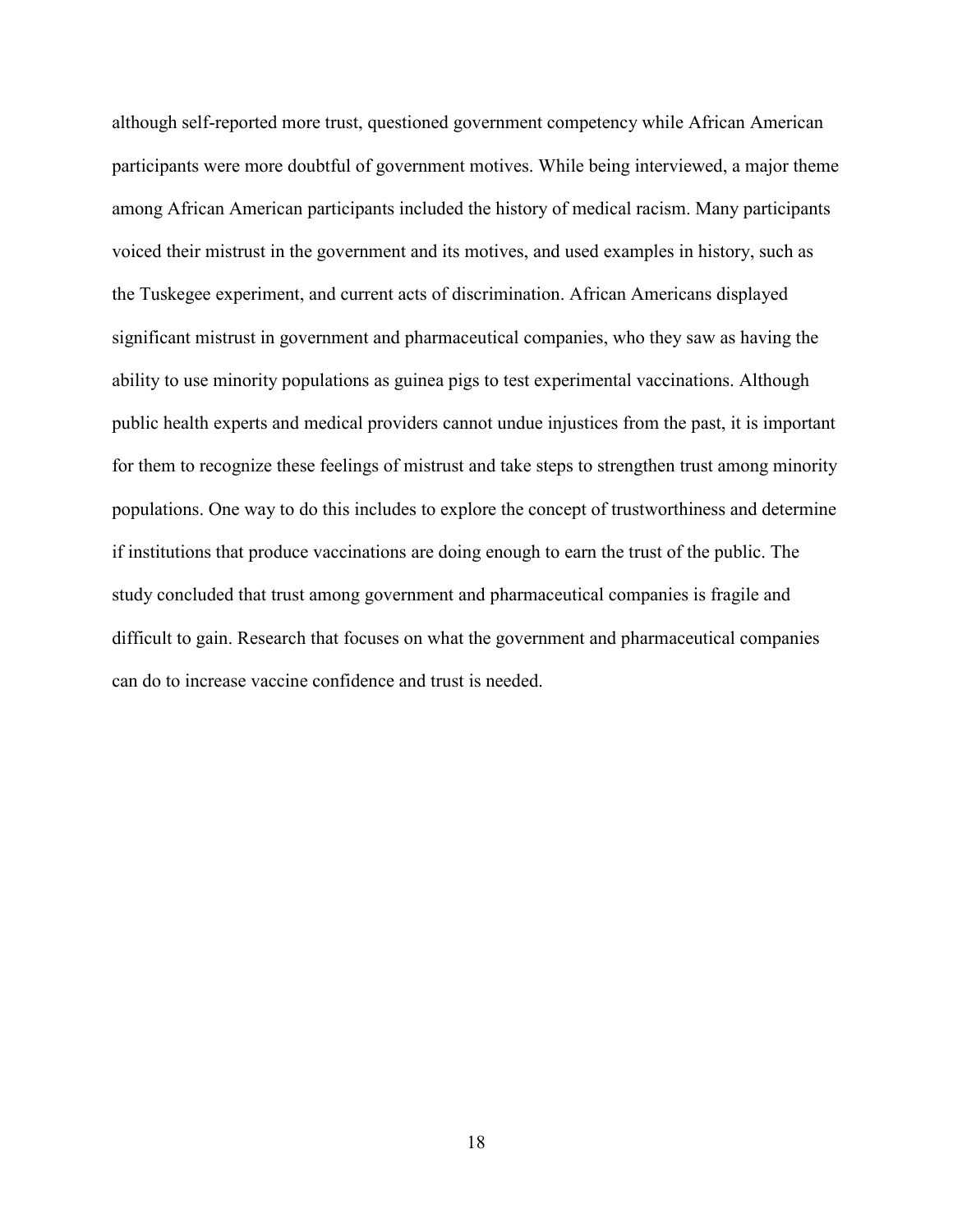although self-reported more trust, questioned government competency while African American participants were more doubtful of government motives. While being interviewed, a major theme among African American participants included the history of medical racism. Many participants voiced their mistrust in the government and its motives, and used examples in history, such as the Tuskegee experiment, and current acts of discrimination. African Americans displayed significant mistrust in government and pharmaceutical companies, who they saw as having the ability to use minority populations as guinea pigs to test experimental vaccinations. Although public health experts and medical providers cannot undue injustices from the past, it is important for them to recognize these feelings of mistrust and take steps to strengthen trust among minority populations. One way to do this includes to explore the concept of trustworthiness and determine if institutions that produce vaccinations are doing enough to earn the trust of the public. The study concluded that trust among government and pharmaceutical companies is fragile and difficult to gain. Research that focuses on what the government and pharmaceutical companies can do to increase vaccine confidence and trust is needed.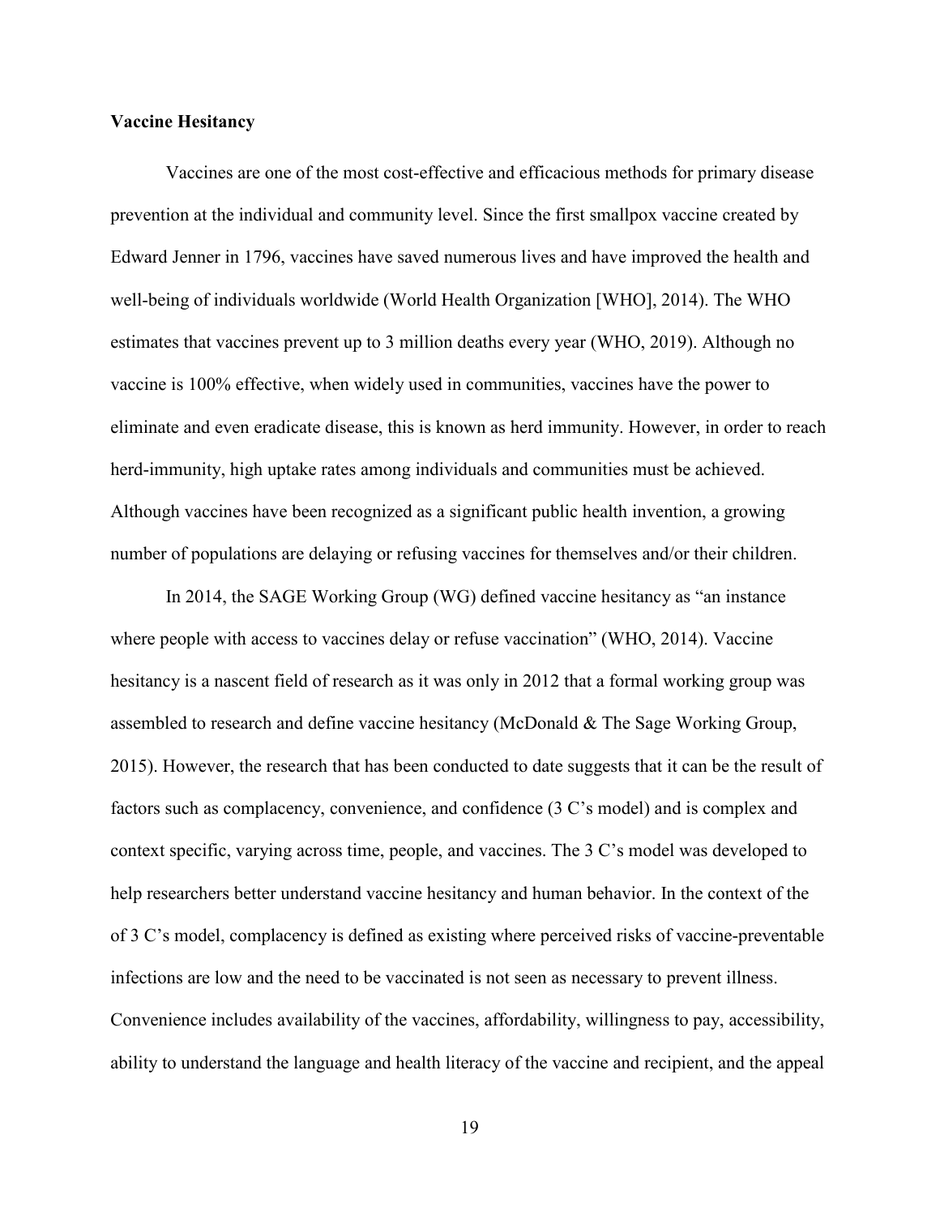**Vaccine Hesitancy**

Vaccines are one of the most cost-effective and efficacious methods for primary disease prevention at the individual and community level. Since the first smallpox vaccine created by Edward Jenner in 1796, vaccines have saved numerous lives and have improved the health and well-being of individuals worldwide (World Health Organization [WHO], 2014). The WHO estimates that vaccines prevent up to 3 million deaths every year (WHO, 2019). Although no vaccine is 100% effective, when widely used in communities, vaccines have the power to eliminate and even eradicate disease, this is known as herd immunity. However, in order to reach herd-immunity, high uptake rates among individuals and communities must be achieved. Although vaccines have been recognized as a significant public health invention, a growing number of populations are delaying or refusing vaccines for themselves and/or their children.

In 2014, the SAGE Working Group (WG) defined vaccine hesitancy as "an instance where people with access to vaccines delay or refuse vaccination" (WHO, 2014). Vaccine hesitancy is a nascent field of research as it was only in 2012 that a formal working group was assembled to research and define vaccine hesitancy (McDonald & The Sage Working Group, 2015). However, the research that has been conducted to date suggests that it can be the result of factors such as complacency, convenience, and confidence (3 C's model) and is complex and context specific, varying across time, people, and vaccines. The 3 C's model was developed to help researchers better understand vaccine hesitancy and human behavior. In the context of the of 3 C's model, complacency is defined as existing where perceived risks of vaccine-preventable infections are low and the need to be vaccinated is not seen as necessary to prevent illness. Convenience includes availability of the vaccines, affordability, willingness to pay, accessibility, ability to understand the language and health literacy of the vaccine and recipient, and the appeal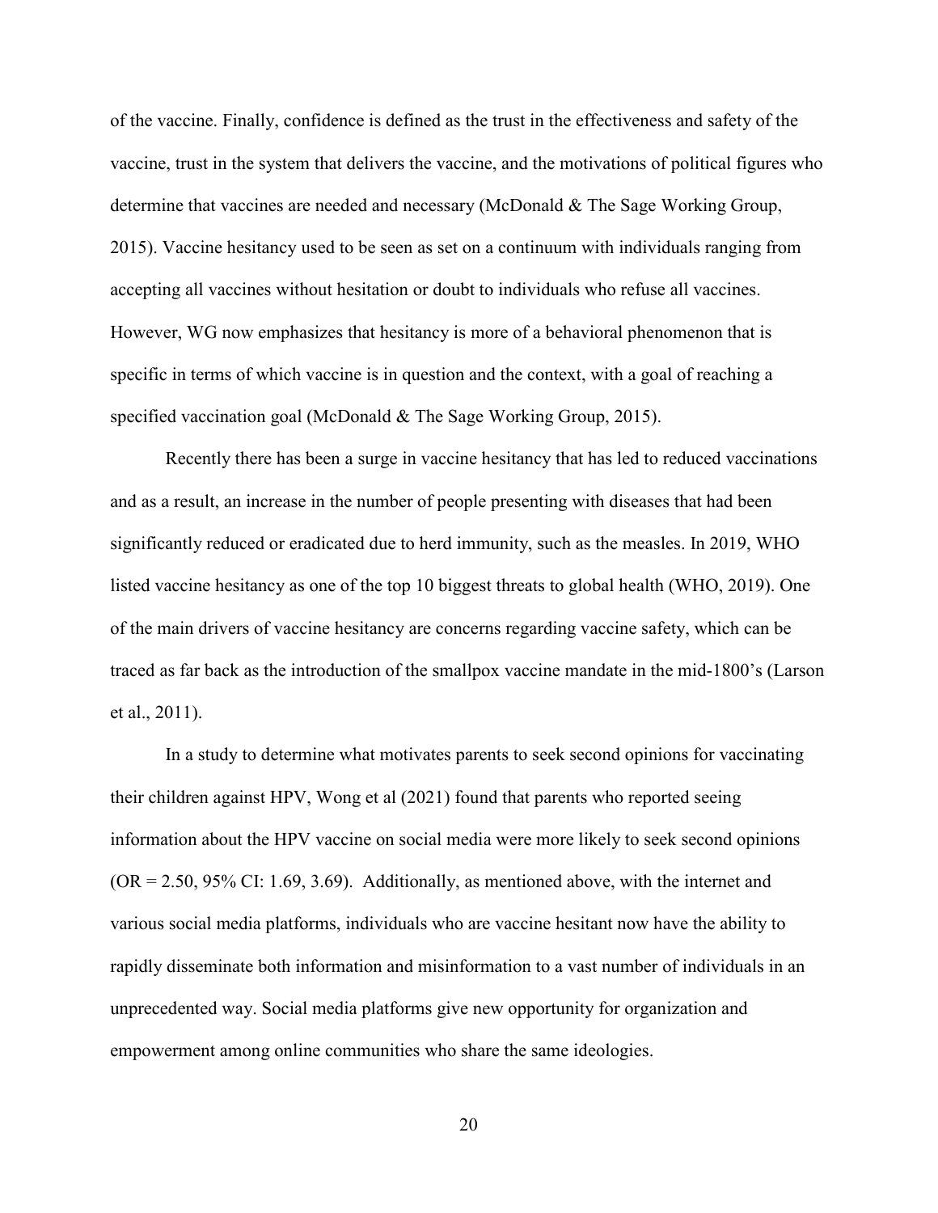of the vaccine. Finally, confidence is defined as the trust in the effectiveness and safety of the vaccine, trust in the system that delivers the vaccine, and the motivations of political figures who determine that vaccines are needed and necessary (McDonald & The Sage Working Group, 2015). Vaccine hesitancy used to be seen as set on a continuum with individuals ranging from accepting all vaccines without hesitation or doubt to individuals who refuse all vaccines. However, WG now emphasizes that hesitancy is more of a behavioral phenomenon that is specific in terms of which vaccine is in question and the context, with a goal of reaching a specified vaccination goal (McDonald & The Sage Working Group, 2015).

Recently there has been a surge in vaccine hesitancy that has led to reduced vaccinations and as a result, an increase in the number of people presenting with diseases that had been significantly reduced or eradicated due to herd immunity, such as the measles. In 2019, WHO listed vaccine hesitancy as one of the top 10 biggest threats to global health (WHO, 2019). One of the main drivers of vaccine hesitancy are concerns regarding vaccine safety, which can be traced as far back as the introduction of the smallpox vaccine mandate in the mid-1800's (Larson et al., 2011).

In a study to determine what motivates parents to seek second opinions for vaccinating their children against HPV, Wong et al (2021) found that parents who reported seeing information about the HPV vaccine on social media were more likely to seek second opinions (OR = 2.50, 95% CI: 1.69, 3.69). Additionally, as mentioned above, with the internet and various social media platforms, individuals who are vaccine hesitant now have the ability to rapidly disseminate both information and misinformation to a vast number of individuals in an unprecedented way. Social media platforms give new opportunity for organization and empowerment among online communities who share the same ideologies.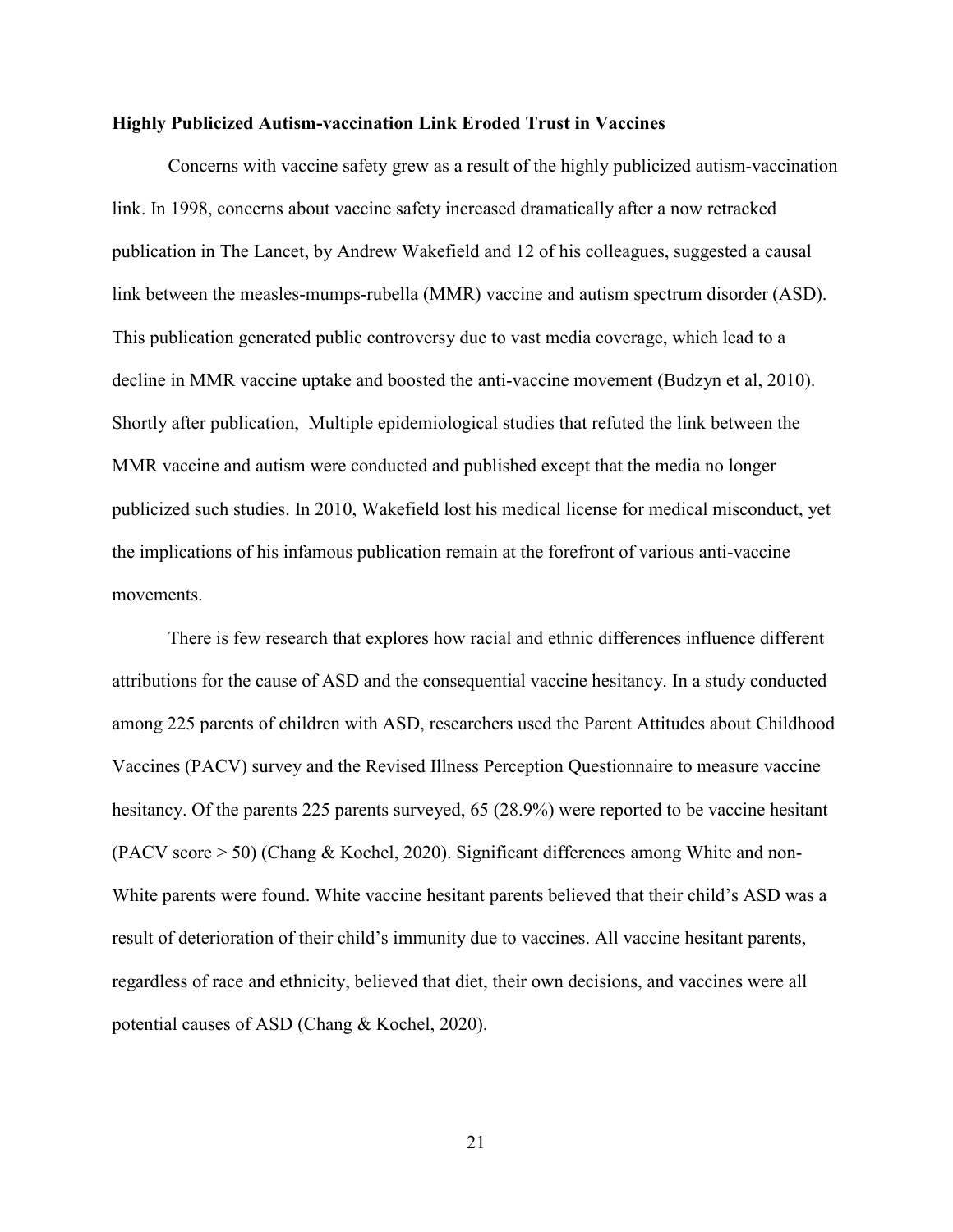**Highly Publicized Autism-vaccination Link Eroded Trust in Vaccines**

Concerns with vaccine safety grew as a result of the highly publicized autism-vaccination link. In 1998, concerns about vaccine safety increased dramatically after a now retracked publication in The Lancet, by Andrew Wakefield and 12 of his colleagues, suggested a causal link between the measles-mumps-rubella (MMR) vaccine and autism spectrum disorder (ASD). This publication generated public controversy due to vast media coverage, which lead to a decline in MMR vaccine uptake and boosted the anti-vaccine movement (Budzyn et al, 2010). Shortly after publication, Multiple epidemiological studies that refuted the link between the MMR vaccine and autism were conducted and published except that the media no longer publicized such studies. In 2010, Wakefield lost his medical license for medical misconduct, yet the implications of his infamous publication remain at the forefront of various anti-vaccine movements.

There is few research that explores how racial and ethnic differences influence different attributions for the cause of ASD and the consequential vaccine hesitancy. In a study conducted among 225 parents of children with ASD, researchers used the Parent Attitudes about Childhood Vaccines (PACV) survey and the Revised Illness Perception Questionnaire to measure vaccine hesitancy. Of the parents 225 parents surveyed, 65 (28.9%) were reported to be vaccine hesitant (PACV score > 50) (Chang & Kochel, 2020). Significant differences among White and non-White parents were found. White vaccine hesitant parents believed that their child's ASD was a result of deterioration of their child's immunity due to vaccines. All vaccine hesitant parents, regardless of race and ethnicity, believed that diet, their own decisions, and vaccines were all potential causes of ASD (Chang & Kochel, 2020).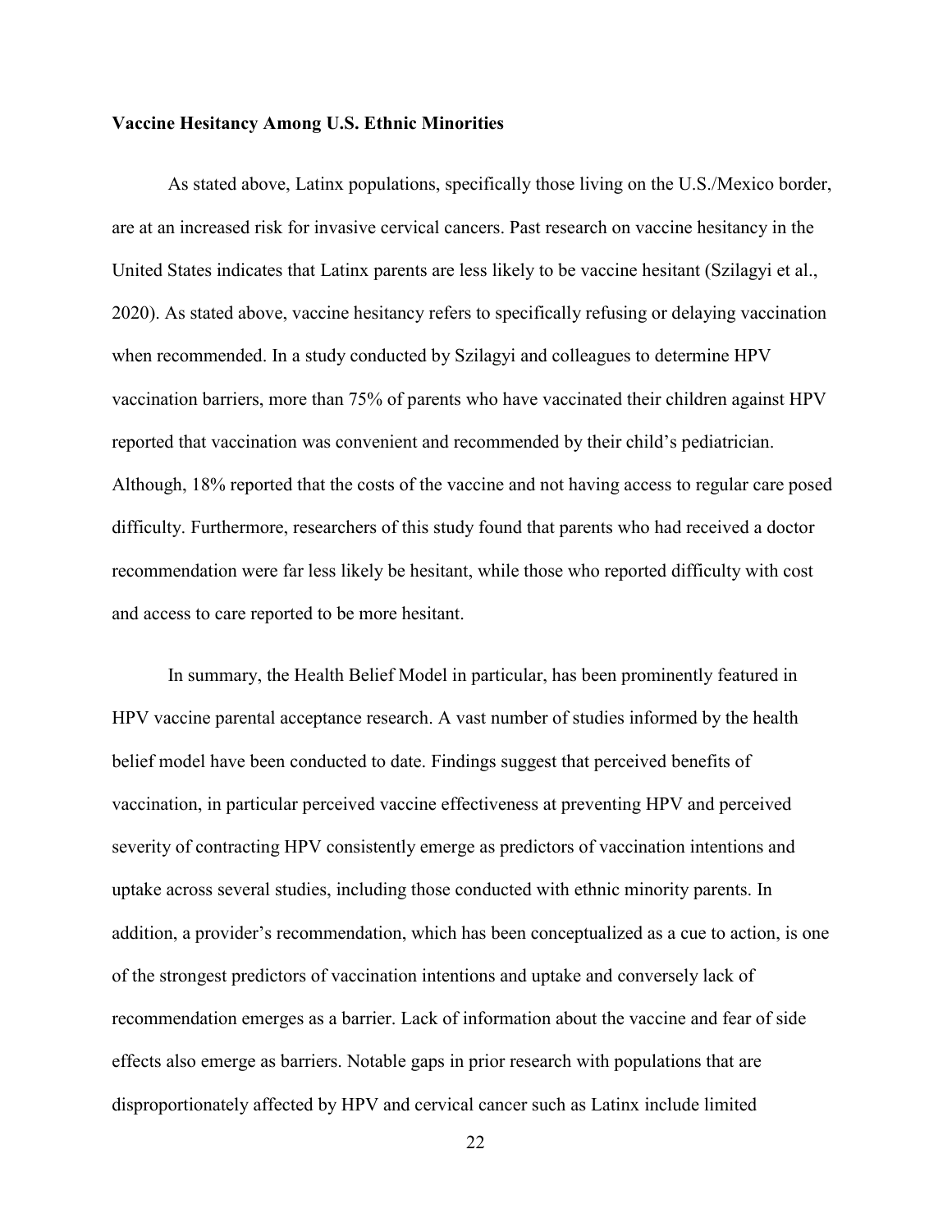**Vaccine Hesitancy Among U.S. Ethnic Minorities**

As stated above, Latinx populations, specifically those living on the U.S./Mexico border, are at an increased risk for invasive cervical cancers. Past research on vaccine hesitancy in the United States indicates that Latinx parents are less likely to be vaccine hesitant (Szilagyi et al., 2020). As stated above, vaccine hesitancy refers to specifically refusing or delaying vaccination when recommended. In a study conducted by Szilagyi and colleagues to determine HPV vaccination barriers, more than 75% of parents who have vaccinated their children against HPV reported that vaccination was convenient and recommended by their child's pediatrician. Although, 18% reported that the costs of the vaccine and not having access to regular care posed difficulty. Furthermore, researchers of this study found that parents who had received a doctor recommendation were far less likely be hesitant, while those who reported difficulty with cost and access to care reported to be more hesitant.

In summary, the Health Belief Model in particular, has been prominently featured in HPV vaccine parental acceptance research. A vast number of studies informed by the health belief model have been conducted to date. Findings suggest that perceived benefits of vaccination, in particular perceived vaccine effectiveness at preventing HPV and perceived severity of contracting HPV consistently emerge as predictors of vaccination intentions and uptake across several studies, including those conducted with ethnic minority parents. In addition, a provider's recommendation, which has been conceptualized as a cue to action, is one of the strongest predictors of vaccination intentions and uptake and conversely lack of recommendation emerges as a barrier. Lack of information about the vaccine and fear of side effects also emerge as barriers. Notable gaps in prior research with populations that are disproportionately affected by HPV and cervical cancer such as Latinx include limited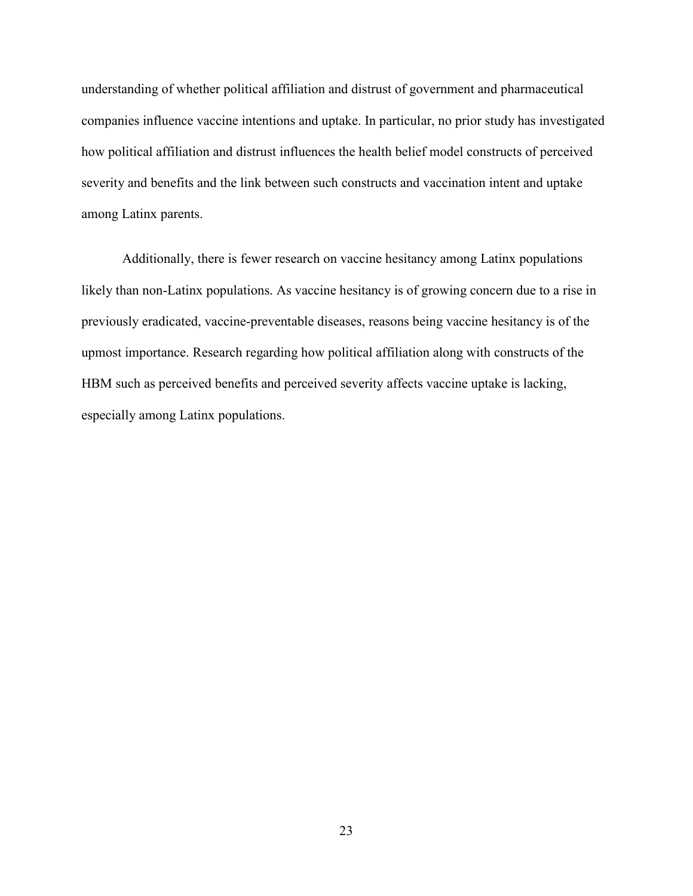understanding of whether political affiliation and distrust of government and pharmaceutical companies influence vaccine intentions and uptake. In particular, no prior study has investigated how political affiliation and distrust influences the health belief model constructs of perceived severity and benefits and the link between such constructs and vaccination intent and uptake among Latinx parents.

Additionally, there is fewer research on vaccine hesitancy among Latinx populations likely than non-Latinx populations. As vaccine hesitancy is of growing concern due to a rise in previously eradicated, vaccine-preventable diseases, reasons being vaccine hesitancy is of the upmost importance. Research regarding how political affiliation along with constructs of the HBM such as perceived benefits and perceived severity affects vaccine uptake is lacking, especially among Latinx populations.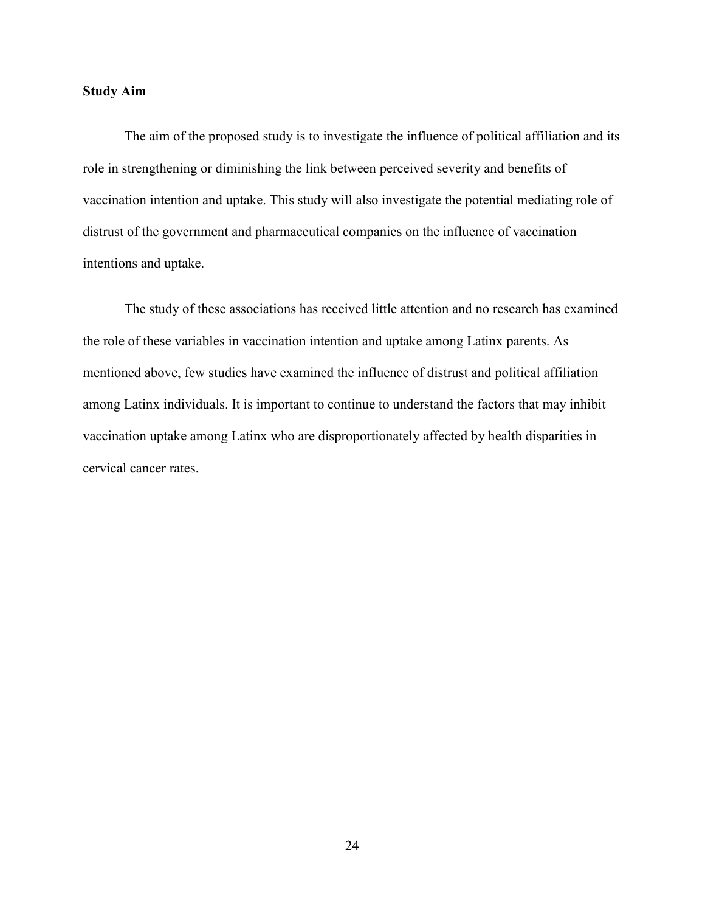**Study Aim**

The aim of the proposed study is to investigate the influence of political affiliation and its role in strengthening or diminishing the link between perceived severity and benefits of vaccination intention and uptake. This study will also investigate the potential mediating role of distrust of the government and pharmaceutical companies on the influence of vaccination intentions and uptake.

The study of these associations has received little attention and no research has examined the role of these variables in vaccination intention and uptake among Latinx parents. As mentioned above, few studies have examined the influence of distrust and political affiliation among Latinx individuals. It is important to continue to understand the factors that may inhibit vaccination uptake among Latinx who are disproportionately affected by health disparities in cervical cancer rates.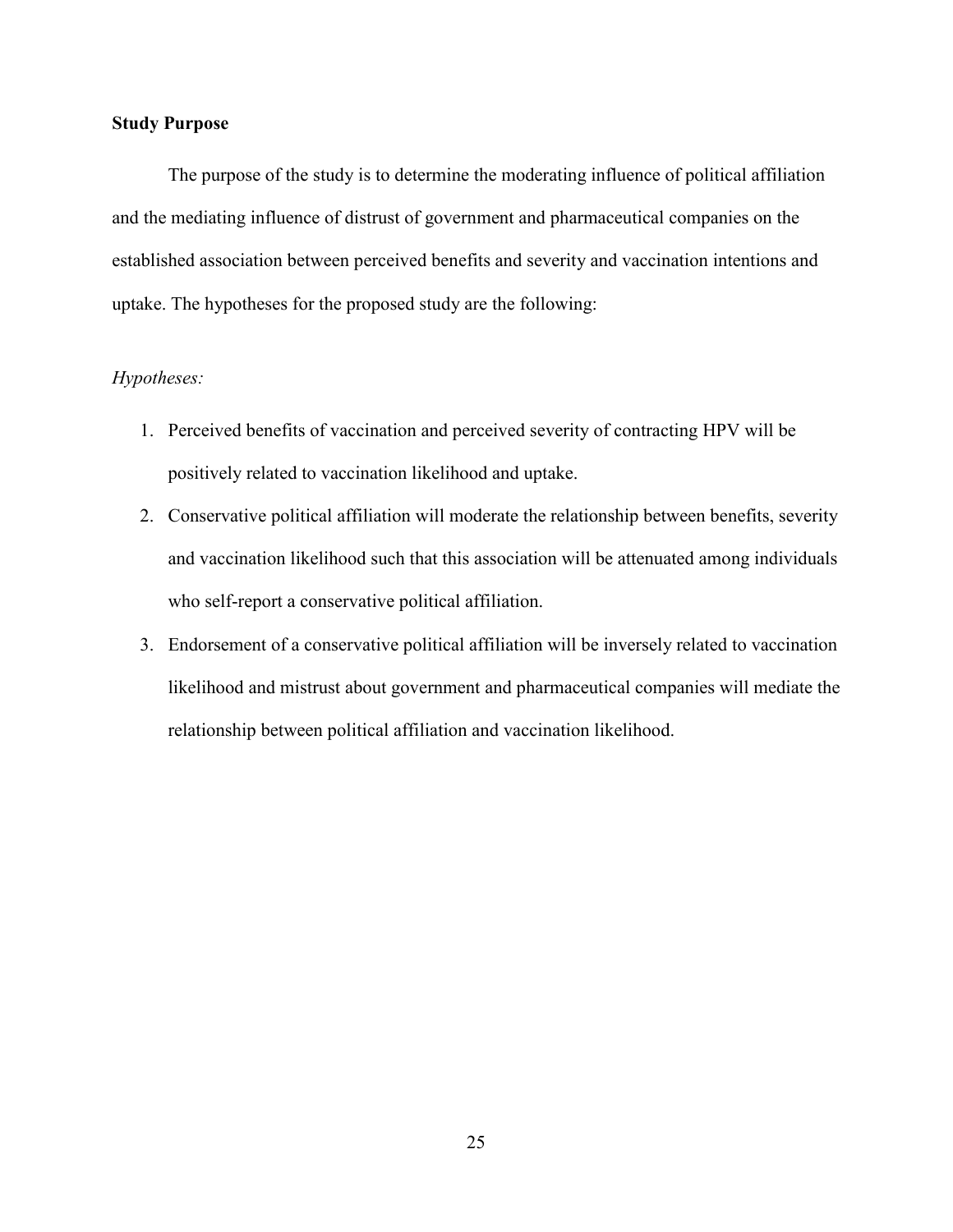**Study Purpose**

The purpose of the study is to determine the moderating influence of political affiliation and the mediating influence of distrust of government and pharmaceutical companies on the established association between perceived benefits and severity and vaccination intentions and uptake. The hypotheses for the proposed study are the following:

*Hypotheses:*

1. Perceived benefits of vaccination and perceived severity of contracting HPV will be positively related to vaccination likelihood and uptake.
2. Conservative political affiliation will moderate the relationship between benefits, severity and vaccination likelihood such that this association will be attenuated among individuals who self-report a conservative political affiliation.
3. Endorsement of a conservative political affiliation will be inversely related to vaccination likelihood and mistrust about government and pharmaceutical companies will mediate the relationship between political affiliation and vaccination likelihood.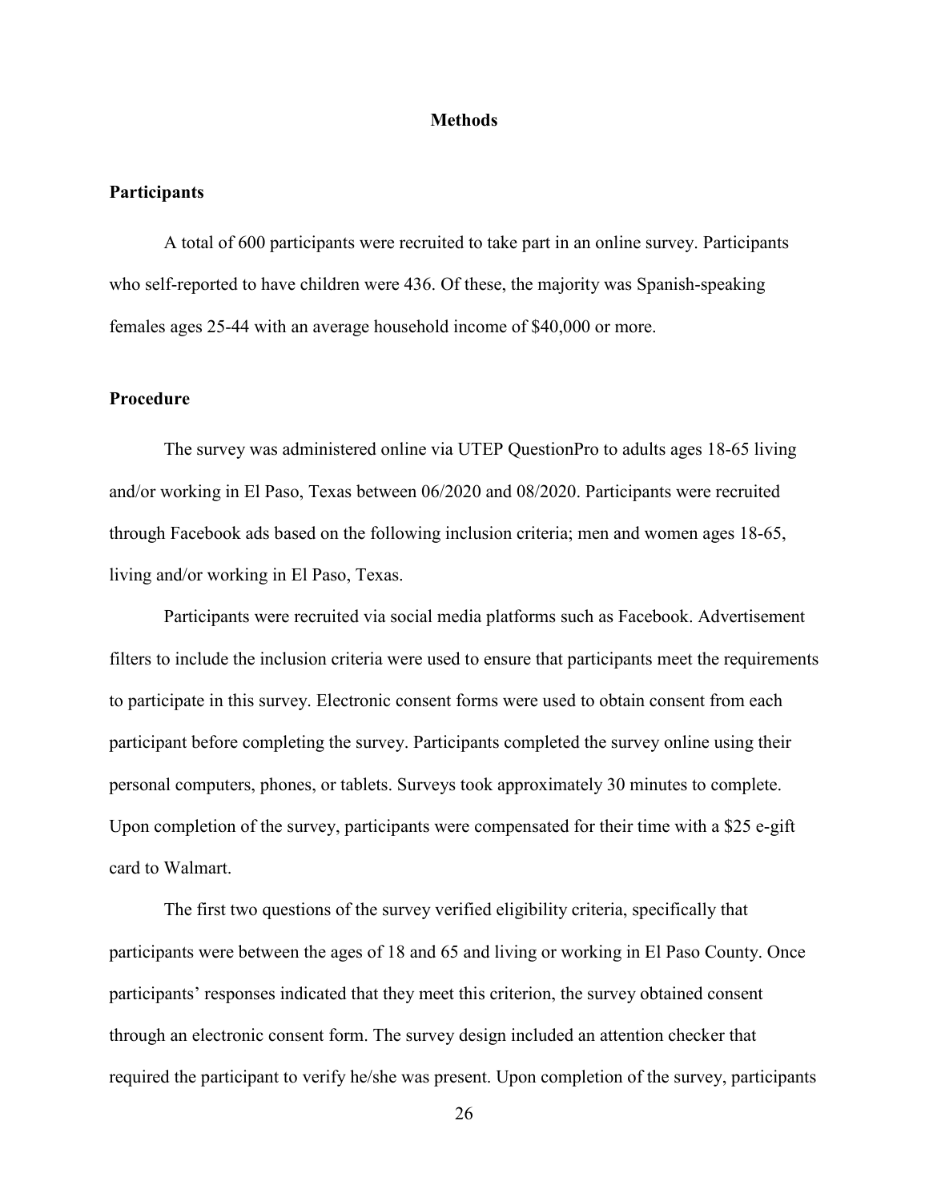# Methods

## Participants

A total of 600 participants were recruited to take part in an online survey. Participants who self-reported to have children were 436. Of these, the majority was Spanish-speaking females ages 25-44 with an average household income of $40,000 or more.

## Procedure

The survey was administered online via UTEP QuestionPro to adults ages 18-65 living and/or working in El Paso, Texas between 06/2020 and 08/2020. Participants were recruited through Facebook ads based on the following inclusion criteria; men and women ages 18-65, living and/or working in El Paso, Texas.

Participants were recruited via social media platforms such as Facebook. Advertisement filters to include the inclusion criteria were used to ensure that participants meet the requirements to participate in this survey. Electronic consent forms were used to obtain consent from each participant before completing the survey. Participants completed the survey online using their personal computers, phones, or tablets. Surveys took approximately 30 minutes to complete. Upon completion of the survey, participants were compensated for their time with a $25 e-gift card to Walmart.

The first two questions of the survey verified eligibility criteria, specifically that participants were between the ages of 18 and 65 and living or working in El Paso County. Once participants' responses indicated that they meet this criterion, the survey obtained consent through an electronic consent form. The survey design included an attention checker that required the participant to verify he/she was present. Upon completion of the survey, participants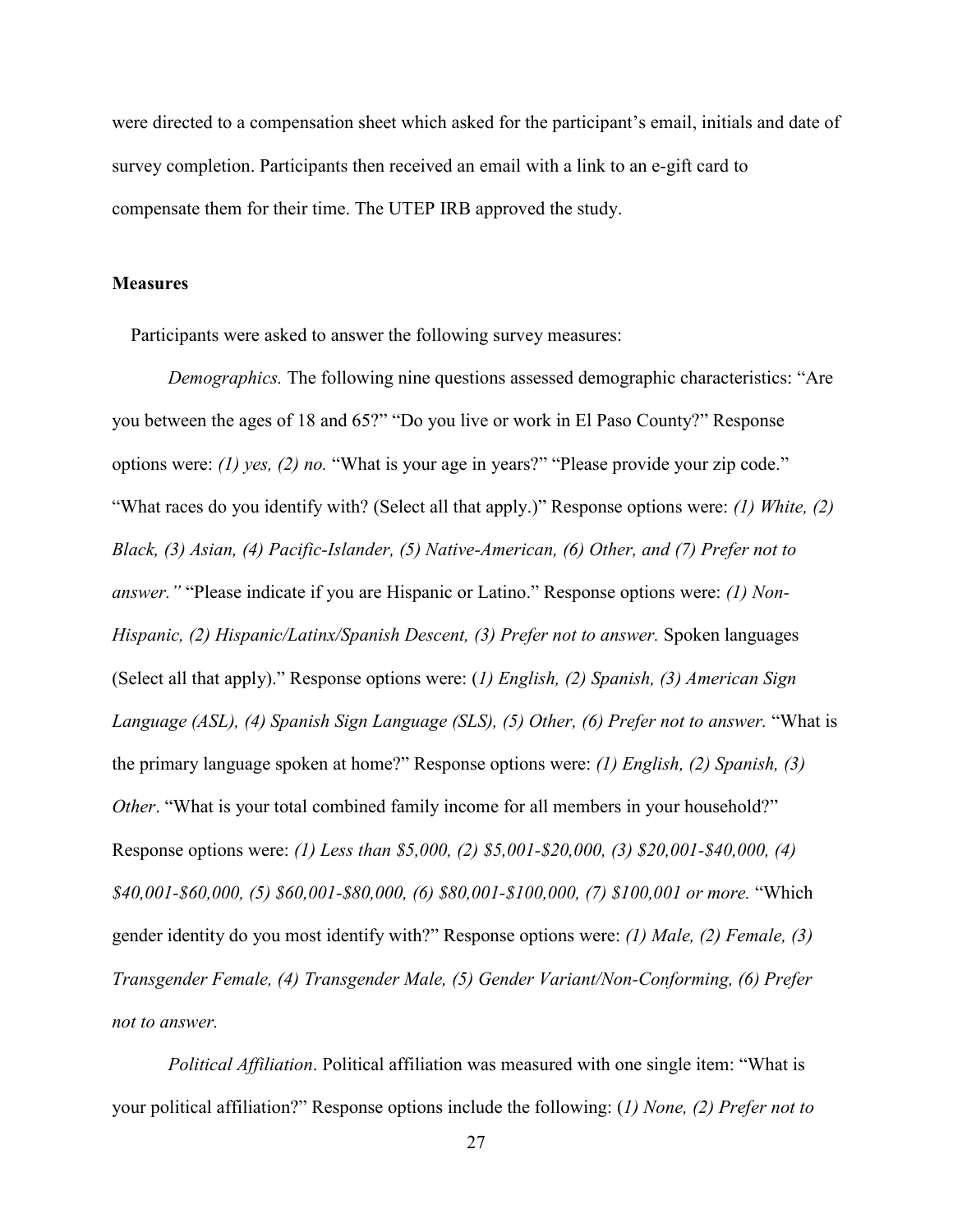were directed to a compensation sheet which asked for the participant's email, initials and date of survey completion. Participants then received an email with a link to an e-gift card to compensate them for their time. The UTEP IRB approved the study.

**Measures**

Participants were asked to answer the following survey measures:

*Demographics.* The following nine questions assessed demographic characteristics: "Are you between the ages of 18 and 65?" "Do you live or work in El Paso County?" Response options were: *(1) yes, (2) no.* "What is your age in years?" "Please provide your zip code." "What races do you identify with? (Select all that apply.)" Response options were: *(1) White, (2) Black, (3) Asian, (4) Pacific-Islander, (5) Native-American, (6) Other, and (7) Prefer not to answer."* "Please indicate if you are Hispanic or Latino." Response options were: *(1) Non-Hispanic, (2) Hispanic/Latinx/Spanish Descent, (3) Prefer not to answer.* Spoken languages (Select all that apply)." Response options were: (*1) English, (2) Spanish, (3) American Sign Language (ASL), (4) Spanish Sign Language (SLS), (5) Other, (6) Prefer not to answer.* "What is the primary language spoken at home?" Response options were: *(1) English, (2) Spanish, (3) Other*. "What is your total combined family income for all members in your household?" Response options were: *(1) Less than $5,000, (2) $5,001-$20,000, (3) $20,001-$40,000, (4) $40,001-$60,000, (5) $60,001-$80,000, (6) $80,001-$100,000, (7) $100,001 or more.* "Which gender identity do you most identify with?" Response options were: *(1) Male, (2) Female, (3) Transgender Female, (4) Transgender Male, (5) Gender Variant/Non-Conforming, (6) Prefer not to answer.*

*Political Affiliation*. Political affiliation was measured with one single item: "What is your political affiliation?" Response options include the following: (*1) None, (2) Prefer not to*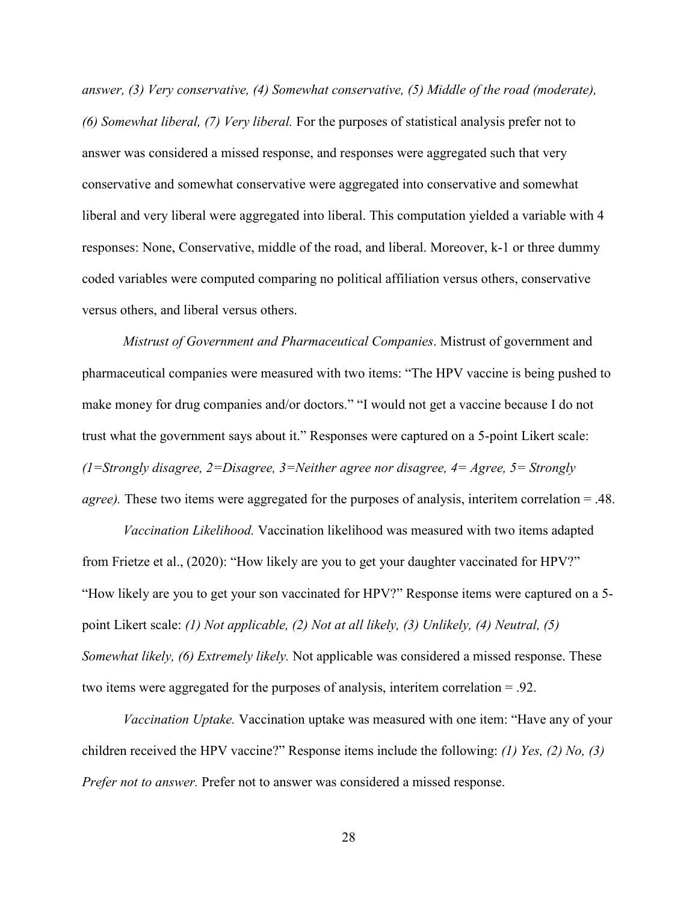*answer, (3) Very conservative, (4) Somewhat conservative, (5) Middle of the road (moderate), (6) Somewhat liberal, (7) Very liberal.* For the purposes of statistical analysis prefer not to answer was considered a missed response, and responses were aggregated such that very conservative and somewhat conservative were aggregated into conservative and somewhat liberal and very liberal were aggregated into liberal. This computation yielded a variable with 4 responses: None, Conservative, middle of the road, and liberal. Moreover, k-1 or three dummy coded variables were computed comparing no political affiliation versus others, conservative versus others, and liberal versus others.

*Mistrust of Government and Pharmaceutical Companies*. Mistrust of government and pharmaceutical companies were measured with two items: "The HPV vaccine is being pushed to make money for drug companies and/or doctors." "I would not get a vaccine because I do not trust what the government says about it." Responses were captured on a 5-point Likert scale: *(1=Strongly disagree, 2=Disagree, 3=Neither agree nor disagree, 4= Agree, 5= Strongly agree).* These two items were aggregated for the purposes of analysis, interitem correlation = .48.

*Vaccination Likelihood.* Vaccination likelihood was measured with two items adapted from Frietze et al., (2020): "How likely are you to get your daughter vaccinated for HPV?" "How likely are you to get your son vaccinated for HPV?" Response items were captured on a 5-point Likert scale: *(1) Not applicable, (2) Not at all likely, (3) Unlikely, (4) Neutral, (5) Somewhat likely, (6) Extremely likely.* Not applicable was considered a missed response. These two items were aggregated for the purposes of analysis, interitem correlation = .92.

*Vaccination Uptake.* Vaccination uptake was measured with one item: "Have any of your children received the HPV vaccine?" Response items include the following: *(1) Yes, (2) No, (3) Prefer not to answer.* Prefer not to answer was considered a missed response.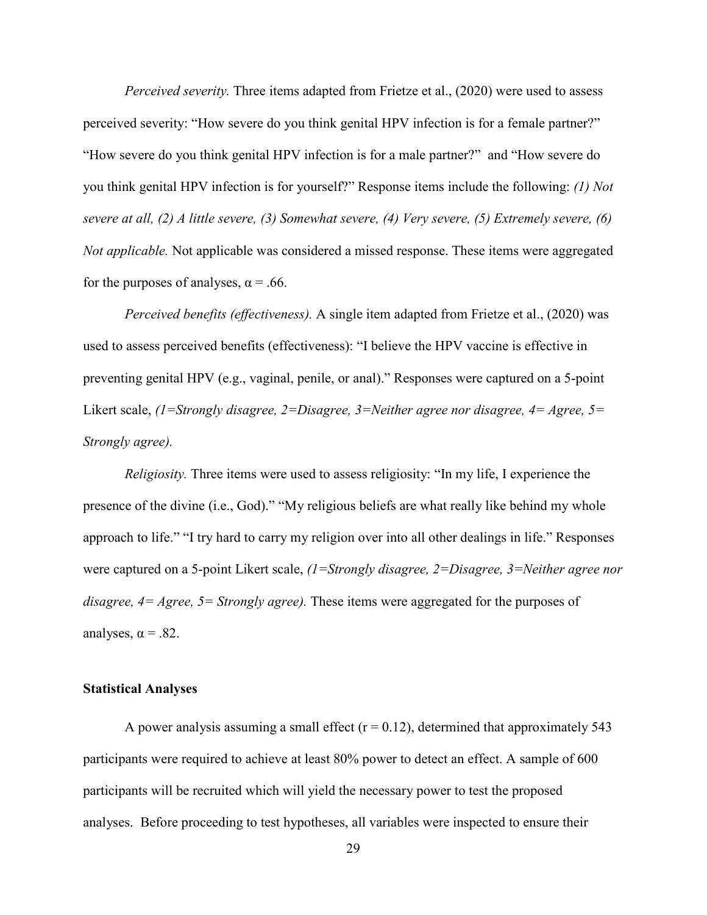*Perceived severity.* Three items adapted from Frietze et al., (2020) were used to assess perceived severity: “How severe do you think genital HPV infection is for a female partner?” “How severe do you think genital HPV infection is for a male partner?” and “How severe do you think genital HPV infection is for yourself?” Response items include the following: *(1) Not severe at all, (2) A little severe, (3) Somewhat severe, (4) Very severe, (5) Extremely severe, (6) Not applicable.* Not applicable was considered a missed response. These items were aggregated for the purposes of analyses, $\alpha = .66$.

*Perceived benefits (effectiveness).* A single item adapted from Frietze et al., (2020) was used to assess perceived benefits (effectiveness): “I believe the HPV vaccine is effective in preventing genital HPV (e.g., vaginal, penile, or anal).” Responses were captured on a 5-point Likert scale, *(1=Strongly disagree, 2=Disagree, 3=Neither agree nor disagree, 4= Agree, 5= Strongly agree).*

*Religiosity.* Three items were used to assess religiosity: “In my life, I experience the presence of the divine (i.e., God).” “My religious beliefs are what really like behind my whole approach to life.” “I try hard to carry my religion over into all other dealings in life.” Responses were captured on a 5-point Likert scale, *(1=Strongly disagree, 2=Disagree, 3=Neither agree nor disagree, 4= Agree, 5= Strongly agree).* These items were aggregated for the purposes of analyses, $\alpha = .82$.

## Statistical Analyses

A power analysis assuming a small effect ($r = 0.12$), determined that approximately 543 participants were required to achieve at least 80% power to detect an effect. A sample of 600 participants will be recruited which will yield the necessary power to test the proposed analyses. Before proceeding to test hypotheses, all variables were inspected to ensure their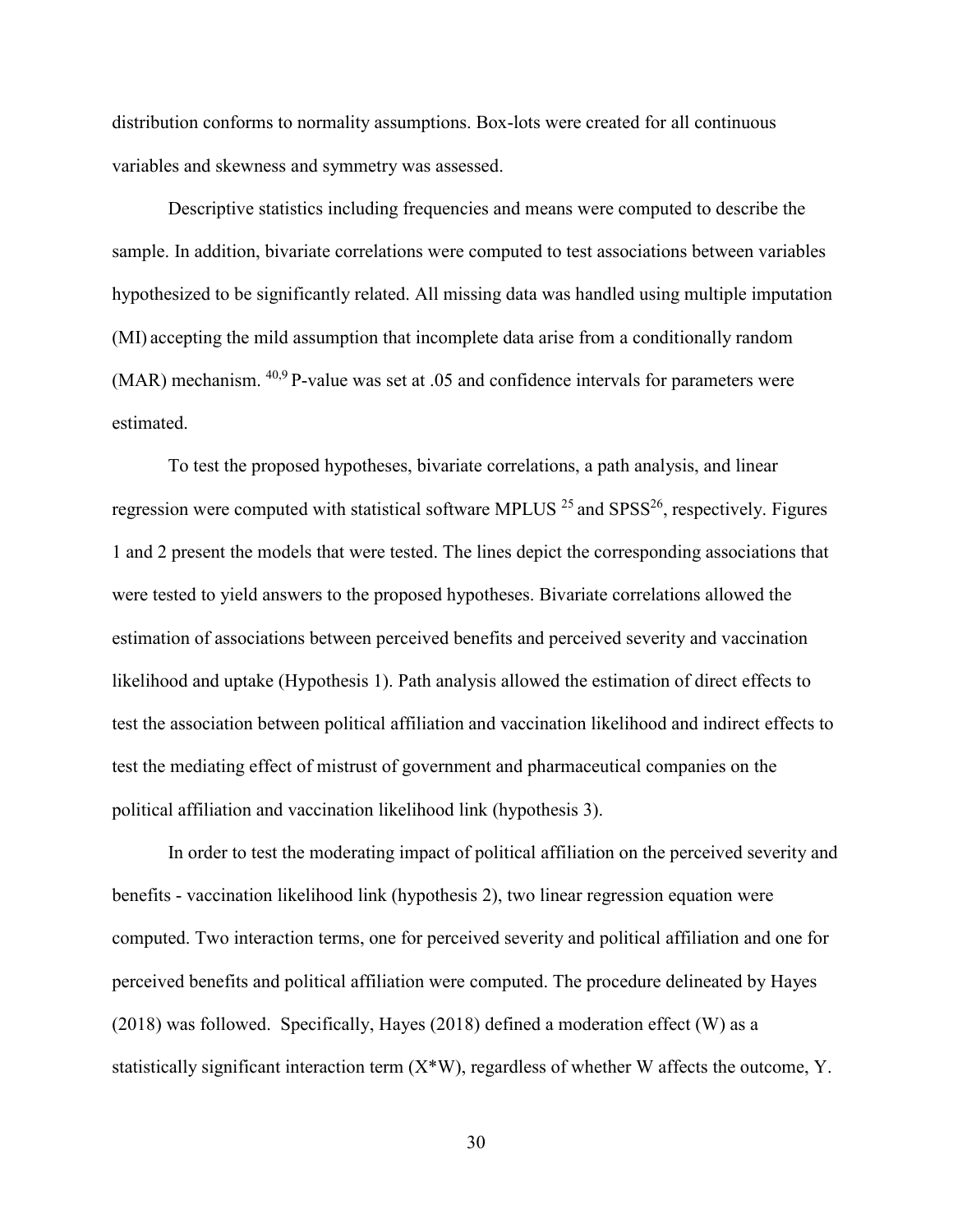distribution conforms to normality assumptions. Box-lots were created for all continuous variables and skewness and symmetry was assessed.

Descriptive statistics including frequencies and means were computed to describe the sample. In addition, bivariate correlations were computed to test associations between variables hypothesized to be significantly related. All missing data was handled using multiple imputation (MI) accepting the mild assumption that incomplete data arise from a conditionally random (MAR) mechanism. [40,9] P-value was set at .05 and confidence intervals for parameters were estimated.

To test the proposed hypotheses, bivariate correlations, a path analysis, and linear regression were computed with statistical software MPLUS [25] and SPSS[26], respectively. Figures 1 and 2 present the models that were tested. The lines depict the corresponding associations that were tested to yield answers to the proposed hypotheses. Bivariate correlations allowed the estimation of associations between perceived benefits and perceived severity and vaccination likelihood and uptake (Hypothesis 1). Path analysis allowed the estimation of direct effects to test the association between political affiliation and vaccination likelihood and indirect effects to test the mediating effect of mistrust of government and pharmaceutical companies on the political affiliation and vaccination likelihood link (hypothesis 3).

In order to test the moderating impact of political affiliation on the perceived severity and benefits - vaccination likelihood link (hypothesis 2), two linear regression equation were computed. Two interaction terms, one for perceived severity and political affiliation and one for perceived benefits and political affiliation were computed. The procedure delineated by Hayes (2018) was followed. Specifically, Hayes (2018) defined a moderation effect (W) as a statistically significant interaction term (X*W), regardless of whether W affects the outcome, Y.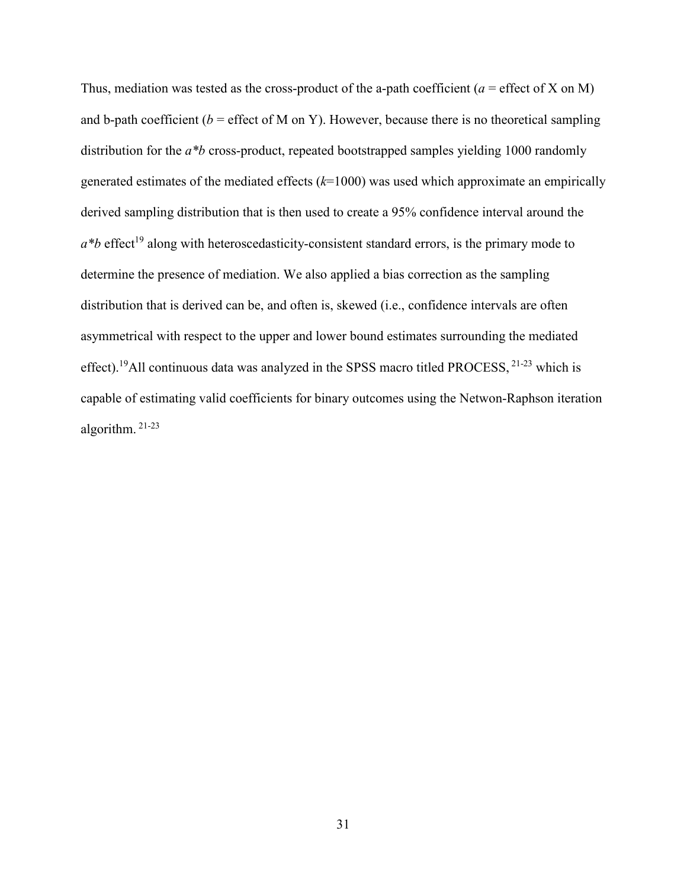Thus, mediation was tested as the cross-product of the a-path coefficient (*a* = effect of X on M) and b-path coefficient (*b* = effect of M on Y). However, because there is no theoretical sampling distribution for the *a\*b* cross-product, repeated bootstrapped samples yielding 1000 randomly generated estimates of the mediated effects (*k*=1000) was used which approximate an empirically derived sampling distribution that is then used to create a 95% confidence interval around the *a\*b* effect[19] along with heteroscedasticity-consistent standard errors, is the primary mode to determine the presence of mediation. We also applied a bias correction as the sampling distribution that is derived can be, and often is, skewed (i.e., confidence intervals are often asymmetrical with respect to the upper and lower bound estimates surrounding the mediated effect).[19]All continuous data was analyzed in the SPSS macro titled PROCESS, [21-23] which is capable of estimating valid coefficients for binary outcomes using the Netwon-Raphson iteration algorithm. [21-23]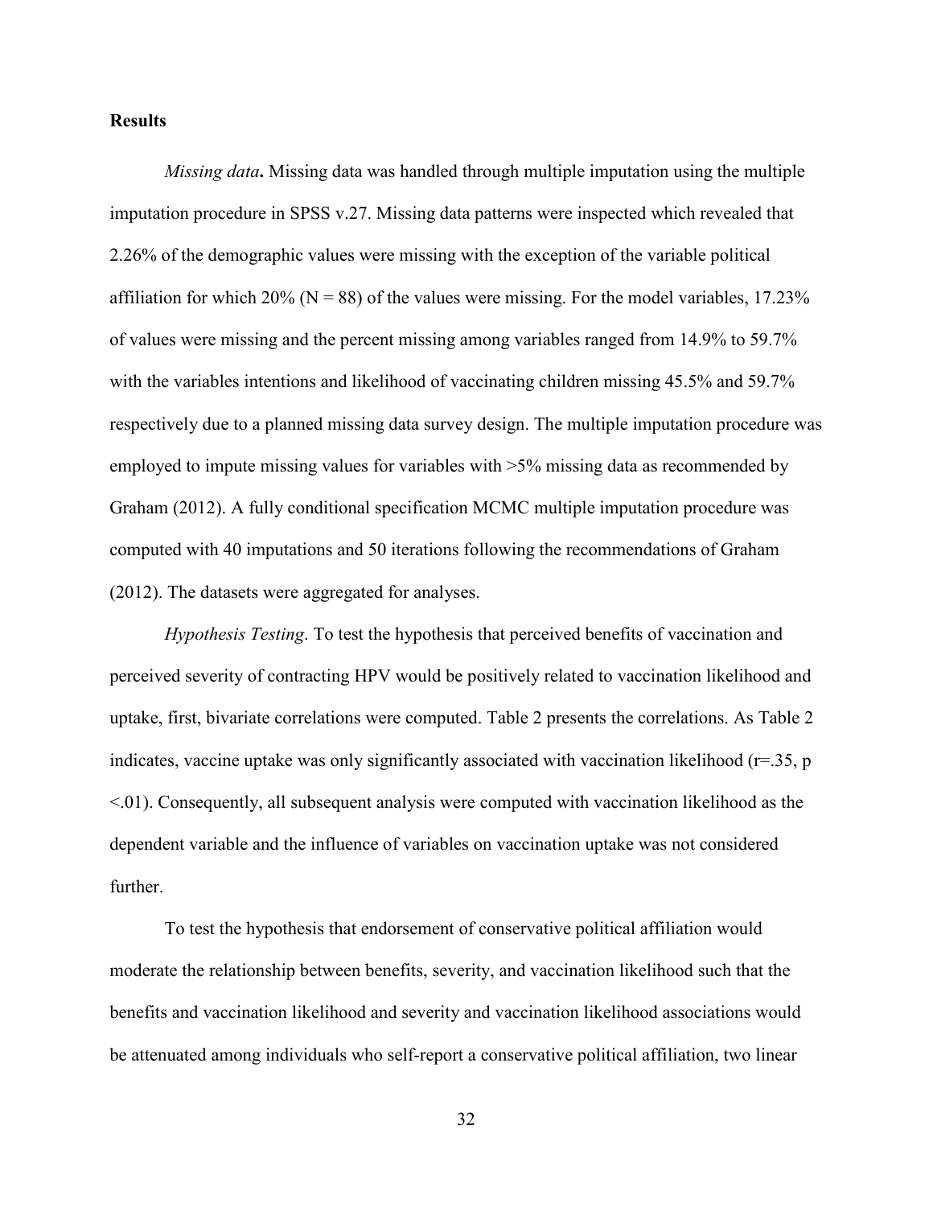## Results

*Missing data***.** Missing data was handled through multiple imputation using the multiple imputation procedure in SPSS v.27. Missing data patterns were inspected which revealed that 2.26% of the demographic values were missing with the exception of the variable political affiliation for which 20% ($N = 88$) of the values were missing. For the model variables, 17.23% of values were missing and the percent missing among variables ranged from 14.9% to 59.7% with the variables intentions and likelihood of vaccinating children missing 45.5% and 59.7% respectively due to a planned missing data survey design. The multiple imputation procedure was employed to impute missing values for variables with >5% missing data as recommended by Graham (2012). A fully conditional specification MCMC multiple imputation procedure was computed with 40 imputations and 50 iterations following the recommendations of Graham (2012). The datasets were aggregated for analyses.

*Hypothesis Testing*. To test the hypothesis that perceived benefits of vaccination and perceived severity of contracting HPV would be positively related to vaccination likelihood and uptake, first, bivariate correlations were computed. Table 2 presents the correlations. As Table 2 indicates, vaccine uptake was only significantly associated with vaccination likelihood ($r=.35$, $p <.01$). Consequently, all subsequent analysis were computed with vaccination likelihood as the dependent variable and the influence of variables on vaccination uptake was not considered further.

To test the hypothesis that endorsement of conservative political affiliation would moderate the relationship between benefits, severity, and vaccination likelihood such that the benefits and vaccination likelihood and severity and vaccination likelihood associations would be attenuated among individuals who self-report a conservative political affiliation, two linear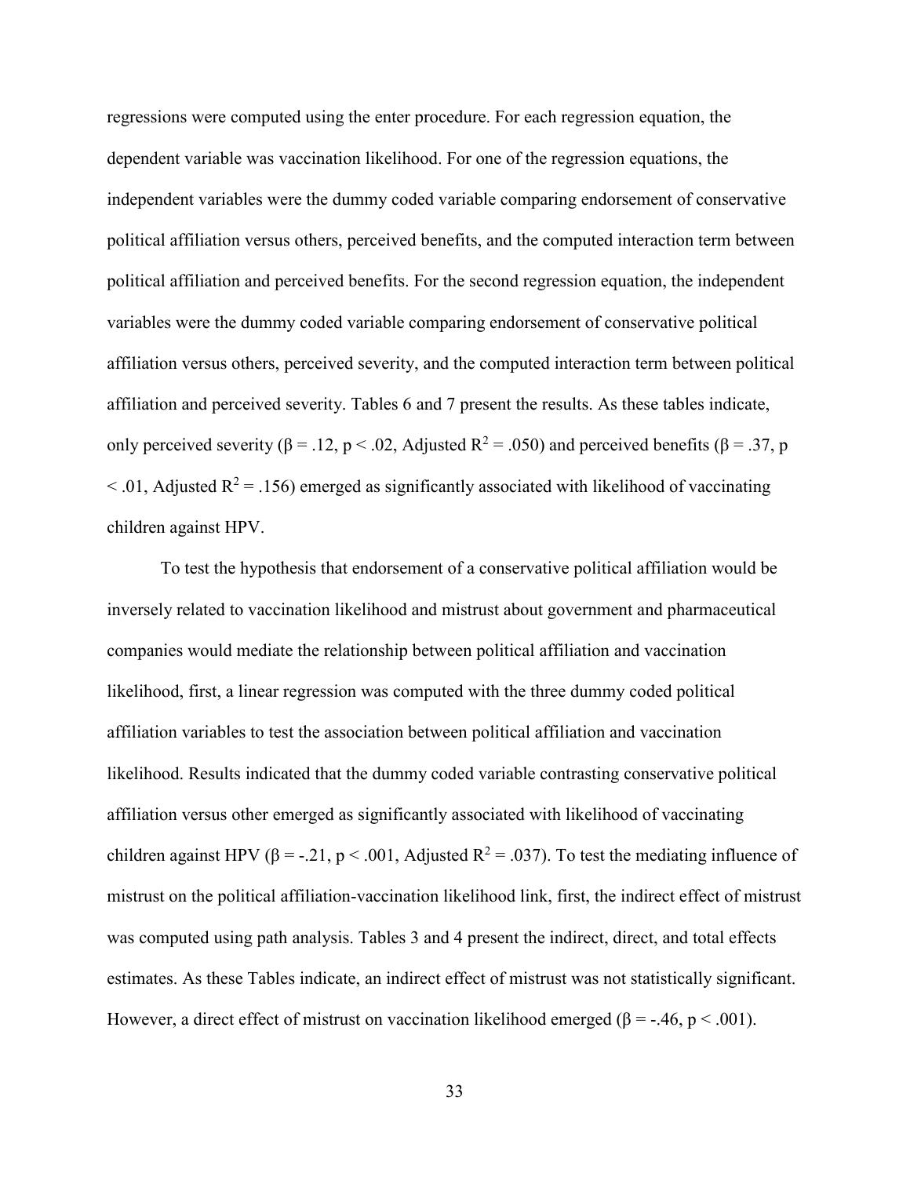regressions were computed using the enter procedure. For each regression equation, the dependent variable was vaccination likelihood. For one of the regression equations, the independent variables were the dummy coded variable comparing endorsement of conservative political affiliation versus others, perceived benefits, and the computed interaction term between political affiliation and perceived benefits. For the second regression equation, the independent variables were the dummy coded variable comparing endorsement of conservative political affiliation versus others, perceived severity, and the computed interaction term between political affiliation and perceived severity. Tables 6 and 7 present the results. As these tables indicate, only perceived severity ($\beta = .12$, $p < .02$, Adjusted $R^2 = .050$) and perceived benefits ($\beta = .37$, $p < .01$, Adjusted $R^2 = .156$) emerged as significantly associated with likelihood of vaccinating children against HPV.

To test the hypothesis that endorsement of a conservative political affiliation would be inversely related to vaccination likelihood and mistrust about government and pharmaceutical companies would mediate the relationship between political affiliation and vaccination likelihood, first, a linear regression was computed with the three dummy coded political affiliation variables to test the association between political affiliation and vaccination likelihood. Results indicated that the dummy coded variable contrasting conservative political affiliation versus other emerged as significantly associated with likelihood of vaccinating children against HPV ($\beta = -.21$, $p < .001$, Adjusted $R^2 = .037$). To test the mediating influence of mistrust on the political affiliation-vaccination likelihood link, first, the indirect effect of mistrust was computed using path analysis. Tables 3 and 4 present the indirect, direct, and total effects estimates. As these Tables indicate, an indirect effect of mistrust was not statistically significant. However, a direct effect of mistrust on vaccination likelihood emerged ($\beta = -.46$, $p < .001$).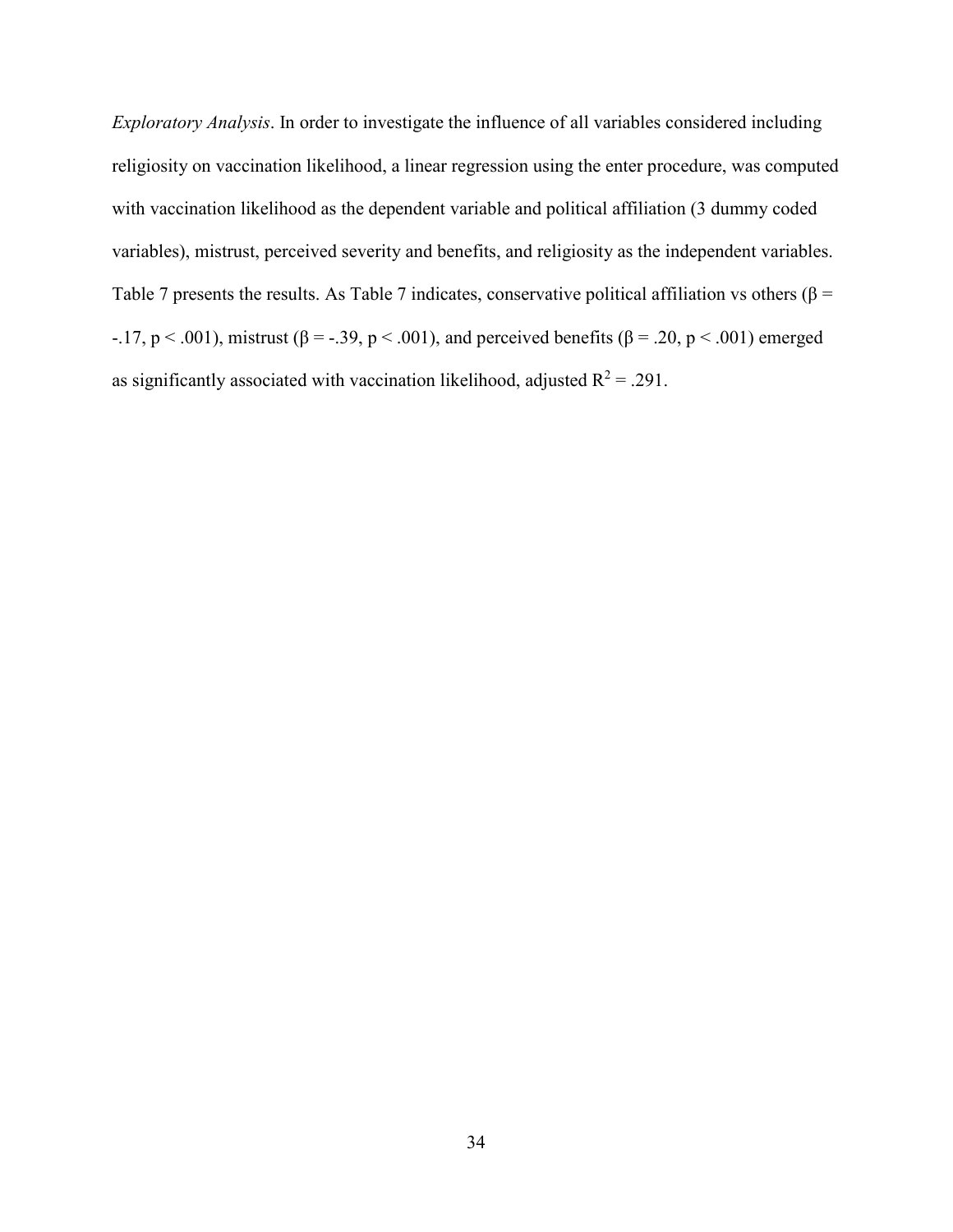*Exploratory Analysis*. In order to investigate the influence of all variables considered including religiosity on vaccination likelihood, a linear regression using the enter procedure, was computed with vaccination likelihood as the dependent variable and political affiliation (3 dummy coded variables), mistrust, perceived severity and benefits, and religiosity as the independent variables. Table 7 presents the results. As Table 7 indicates, conservative political affiliation vs others ($\beta = -.17$, $p < .001$), mistrust ($\beta = -.39$, $p < .001$), and perceived benefits ($\beta = .20$, $p < .001$) emerged as significantly associated with vaccination likelihood, adjusted $R^2 = .291$.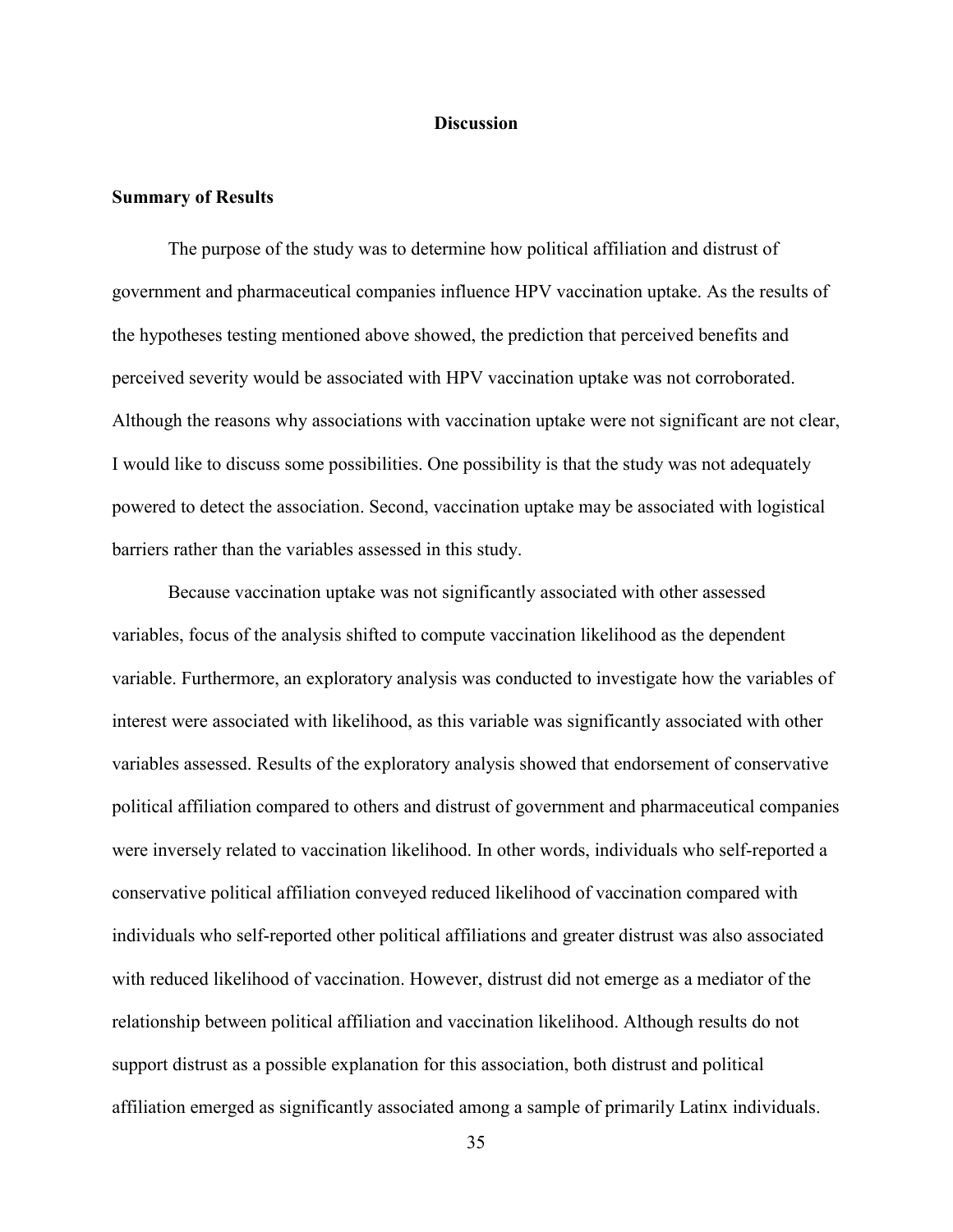# Discussion

## Summary of Results

The purpose of the study was to determine how political affiliation and distrust of government and pharmaceutical companies influence HPV vaccination uptake. As the results of the hypotheses testing mentioned above showed, the prediction that perceived benefits and perceived severity would be associated with HPV vaccination uptake was not corroborated. Although the reasons why associations with vaccination uptake were not significant are not clear, I would like to discuss some possibilities. One possibility is that the study was not adequately powered to detect the association. Second, vaccination uptake may be associated with logistical barriers rather than the variables assessed in this study.

Because vaccination uptake was not significantly associated with other assessed variables, focus of the analysis shifted to compute vaccination likelihood as the dependent variable. Furthermore, an exploratory analysis was conducted to investigate how the variables of interest were associated with likelihood, as this variable was significantly associated with other variables assessed. Results of the exploratory analysis showed that endorsement of conservative political affiliation compared to others and distrust of government and pharmaceutical companies were inversely related to vaccination likelihood. In other words, individuals who self-reported a conservative political affiliation conveyed reduced likelihood of vaccination compared with individuals who self-reported other political affiliations and greater distrust was also associated with reduced likelihood of vaccination. However, distrust did not emerge as a mediator of the relationship between political affiliation and vaccination likelihood. Although results do not support distrust as a possible explanation for this association, both distrust and political affiliation emerged as significantly associated among a sample of primarily Latinx individuals.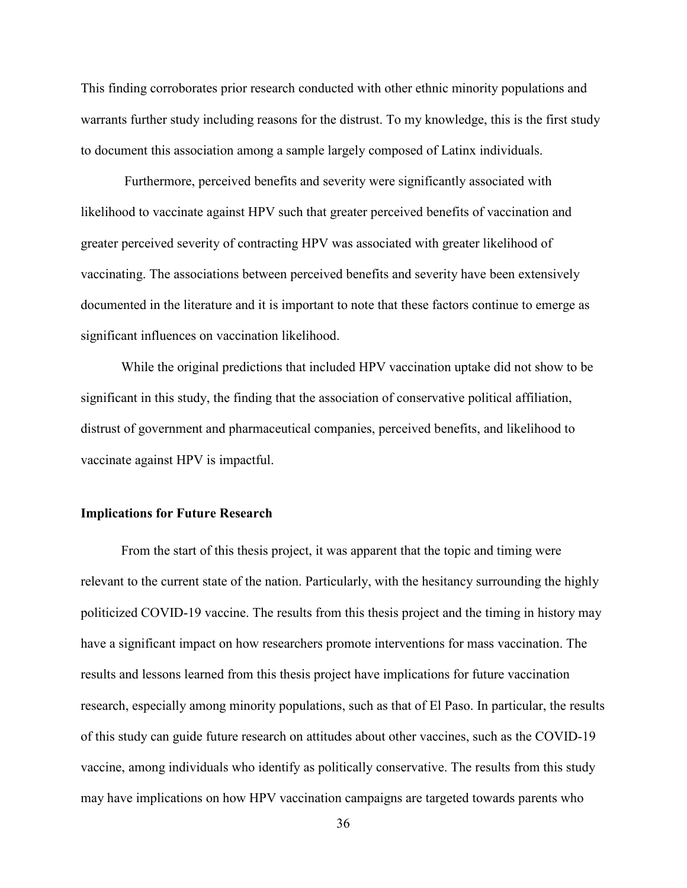This finding corroborates prior research conducted with other ethnic minority populations and warrants further study including reasons for the distrust. To my knowledge, this is the first study to document this association among a sample largely composed of Latinx individuals.

Furthermore, perceived benefits and severity were significantly associated with likelihood to vaccinate against HPV such that greater perceived benefits of vaccination and greater perceived severity of contracting HPV was associated with greater likelihood of vaccinating. The associations between perceived benefits and severity have been extensively documented in the literature and it is important to note that these factors continue to emerge as significant influences on vaccination likelihood.

While the original predictions that included HPV vaccination uptake did not show to be significant in this study, the finding that the association of conservative political affiliation, distrust of government and pharmaceutical companies, perceived benefits, and likelihood to vaccinate against HPV is impactful.

### Implications for Future Research

From the start of this thesis project, it was apparent that the topic and timing were relevant to the current state of the nation. Particularly, with the hesitancy surrounding the highly politicized COVID-19 vaccine. The results from this thesis project and the timing in history may have a significant impact on how researchers promote interventions for mass vaccination. The results and lessons learned from this thesis project have implications for future vaccination research, especially among minority populations, such as that of El Paso. In particular, the results of this study can guide future research on attitudes about other vaccines, such as the COVID-19 vaccine, among individuals who identify as politically conservative. The results from this study may have implications on how HPV vaccination campaigns are targeted towards parents who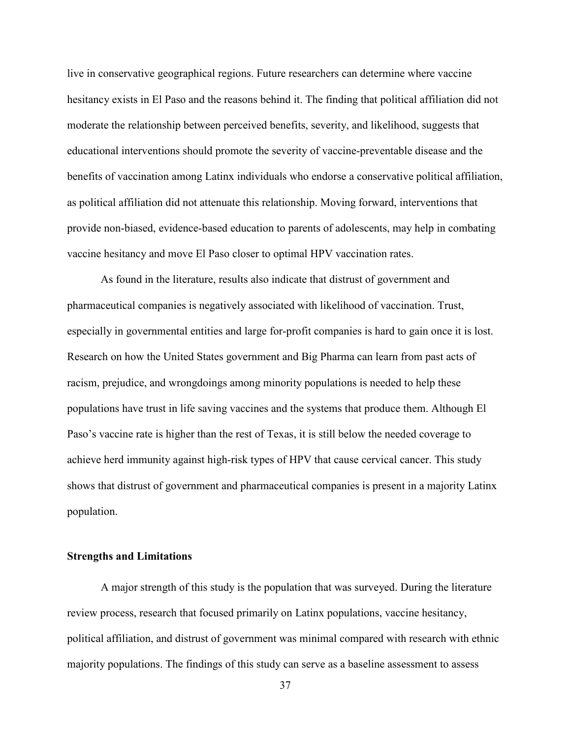live in conservative geographical regions. Future researchers can determine where vaccine hesitancy exists in El Paso and the reasons behind it. The finding that political affiliation did not moderate the relationship between perceived benefits, severity, and likelihood, suggests that educational interventions should promote the severity of vaccine-preventable disease and the benefits of vaccination among Latinx individuals who endorse a conservative political affiliation, as political affiliation did not attenuate this relationship. Moving forward, interventions that provide non-biased, evidence-based education to parents of adolescents, may help in combating vaccine hesitancy and move El Paso closer to optimal HPV vaccination rates.

As found in the literature, results also indicate that distrust of government and pharmaceutical companies is negatively associated with likelihood of vaccination. Trust, especially in governmental entities and large for-profit companies is hard to gain once it is lost. Research on how the United States government and Big Pharma can learn from past acts of racism, prejudice, and wrongdoings among minority populations is needed to help these populations have trust in life saving vaccines and the systems that produce them. Although El Paso's vaccine rate is higher than the rest of Texas, it is still below the needed coverage to achieve herd immunity against high-risk types of HPV that cause cervical cancer. This study shows that distrust of government and pharmaceutical companies is present in a majority Latinx population.

## Strengths and Limitations

A major strength of this study is the population that was surveyed. During the literature review process, research that focused primarily on Latinx populations, vaccine hesitancy, political affiliation, and distrust of government was minimal compared with research with ethnic majority populations. The findings of this study can serve as a baseline assessment to assess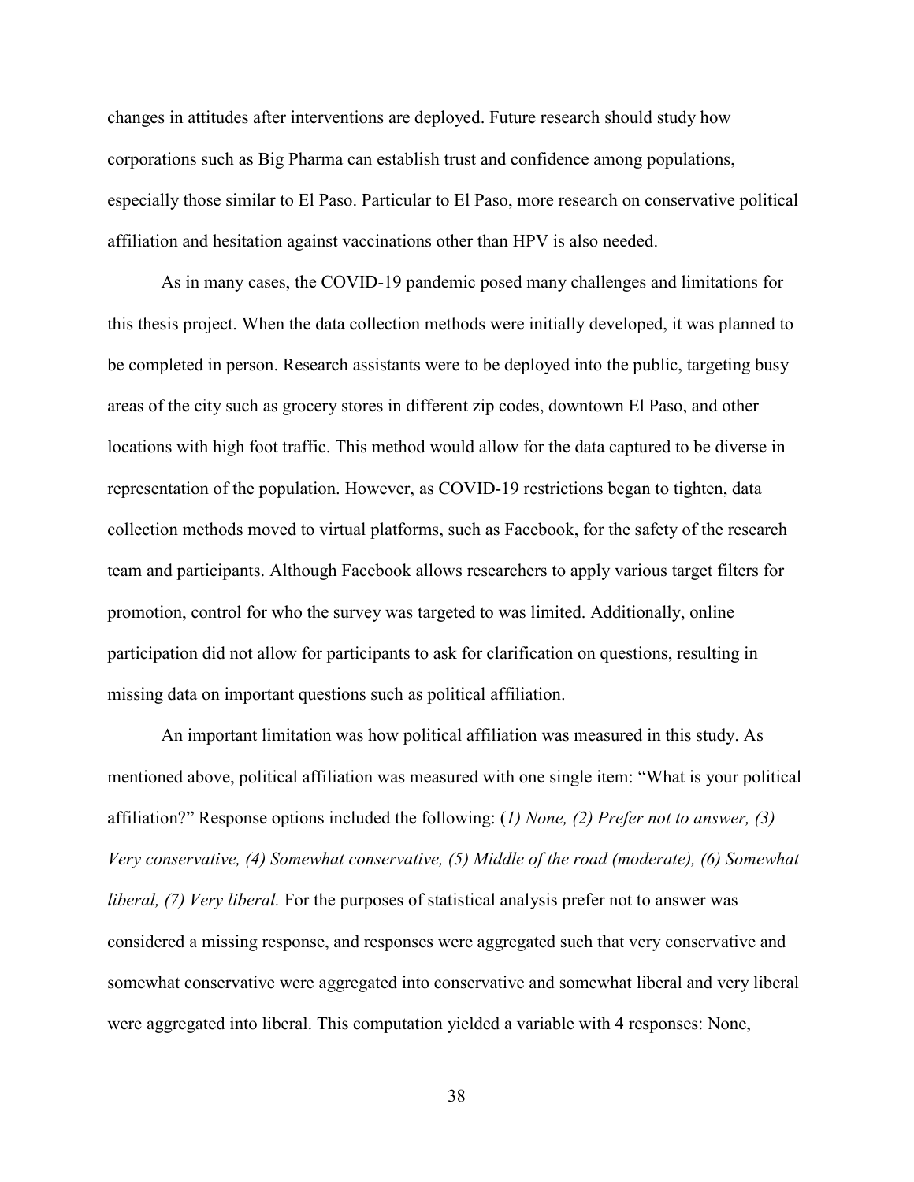changes in attitudes after interventions are deployed. Future research should study how corporations such as Big Pharma can establish trust and confidence among populations, especially those similar to El Paso. Particular to El Paso, more research on conservative political affiliation and hesitation against vaccinations other than HPV is also needed.

As in many cases, the COVID-19 pandemic posed many challenges and limitations for this thesis project. When the data collection methods were initially developed, it was planned to be completed in person. Research assistants were to be deployed into the public, targeting busy areas of the city such as grocery stores in different zip codes, downtown El Paso, and other locations with high foot traffic. This method would allow for the data captured to be diverse in representation of the population. However, as COVID-19 restrictions began to tighten, data collection methods moved to virtual platforms, such as Facebook, for the safety of the research team and participants. Although Facebook allows researchers to apply various target filters for promotion, control for who the survey was targeted to was limited. Additionally, online participation did not allow for participants to ask for clarification on questions, resulting in missing data on important questions such as political affiliation.

An important limitation was how political affiliation was measured in this study. As mentioned above, political affiliation was measured with one single item: "What is your political affiliation?" Response options included the following: (*1) None, (2) Prefer not to answer, (3) Very conservative, (4) Somewhat conservative, (5) Middle of the road (moderate), (6) Somewhat liberal, (7) Very liberal.* For the purposes of statistical analysis prefer not to answer was considered a missing response, and responses were aggregated such that very conservative and somewhat conservative were aggregated into conservative and somewhat liberal and very liberal were aggregated into liberal. This computation yielded a variable with 4 responses: None,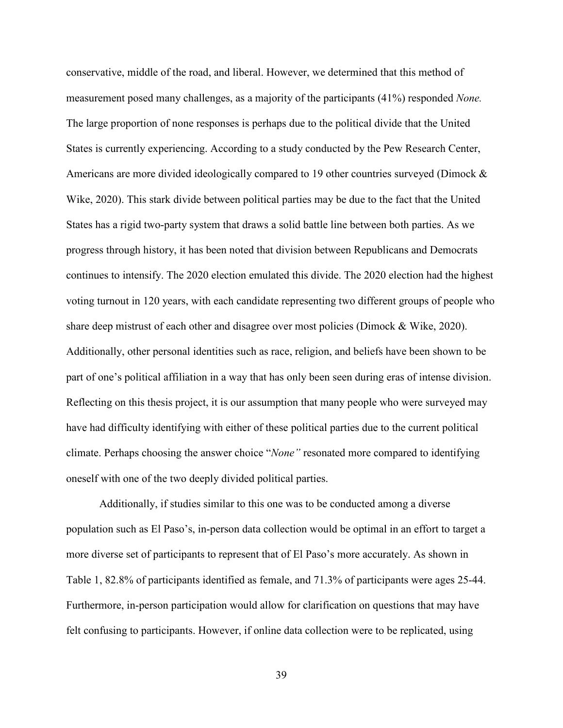conservative, middle of the road, and liberal. However, we determined that this method of measurement posed many challenges, as a majority of the participants (41%) responded *None.* The large proportion of none responses is perhaps due to the political divide that the United States is currently experiencing. According to a study conducted by the Pew Research Center, Americans are more divided ideologically compared to 19 other countries surveyed (Dimock & Wike, 2020). This stark divide between political parties may be due to the fact that the United States has a rigid two-party system that draws a solid battle line between both parties. As we progress through history, it has been noted that division between Republicans and Democrats continues to intensify. The 2020 election emulated this divide. The 2020 election had the highest voting turnout in 120 years, with each candidate representing two different groups of people who share deep mistrust of each other and disagree over most policies (Dimock & Wike, 2020). Additionally, other personal identities such as race, religion, and beliefs have been shown to be part of one's political affiliation in a way that has only been seen during eras of intense division. Reflecting on this thesis project, it is our assumption that many people who were surveyed may have had difficulty identifying with either of these political parties due to the current political climate. Perhaps choosing the answer choice "*None"* resonated more compared to identifying oneself with one of the two deeply divided political parties.

Additionally, if studies similar to this one was to be conducted among a diverse population such as El Paso's, in-person data collection would be optimal in an effort to target a more diverse set of participants to represent that of El Paso's more accurately. As shown in Table 1, 82.8% of participants identified as female, and 71.3% of participants were ages 25-44. Furthermore, in-person participation would allow for clarification on questions that may have felt confusing to participants. However, if online data collection were to be replicated, using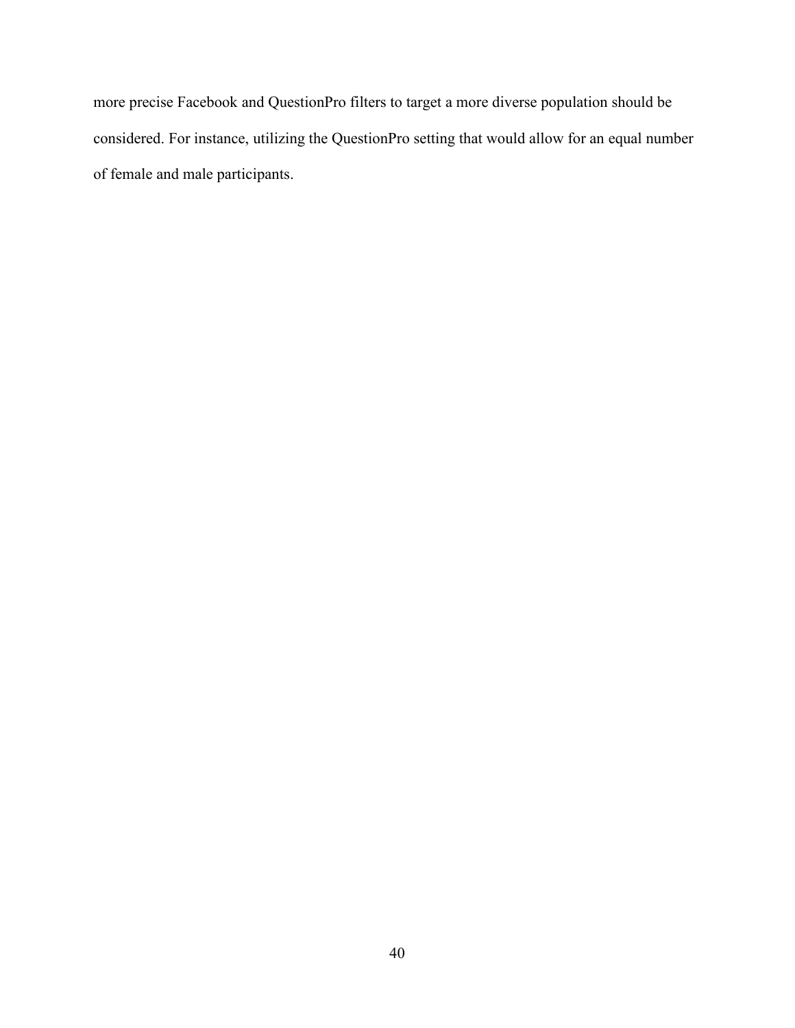more precise Facebook and QuestionPro filters to target a more diverse population should be considered. For instance, utilizing the QuestionPro setting that would allow for an equal number of female and male participants.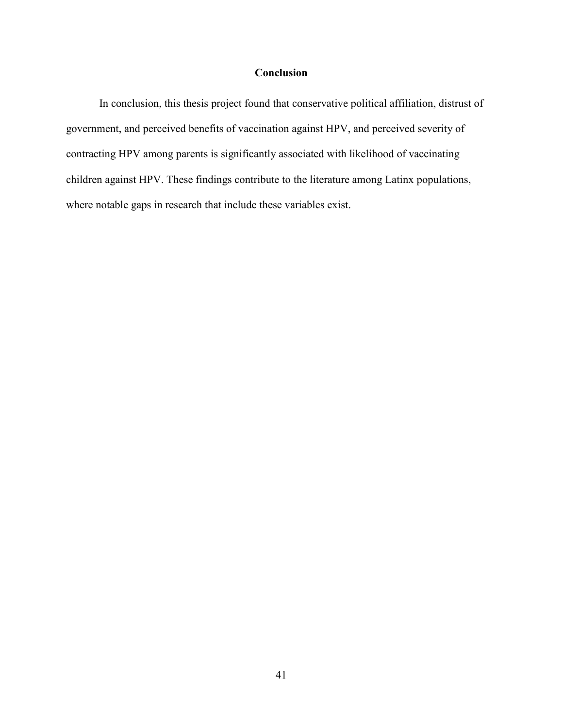## Conclusion

In conclusion, this thesis project found that conservative political affiliation, distrust of government, and perceived benefits of vaccination against HPV, and perceived severity of contracting HPV among parents is significantly associated with likelihood of vaccinating children against HPV. These findings contribute to the literature among Latinx populations, where notable gaps in research that include these variables exist.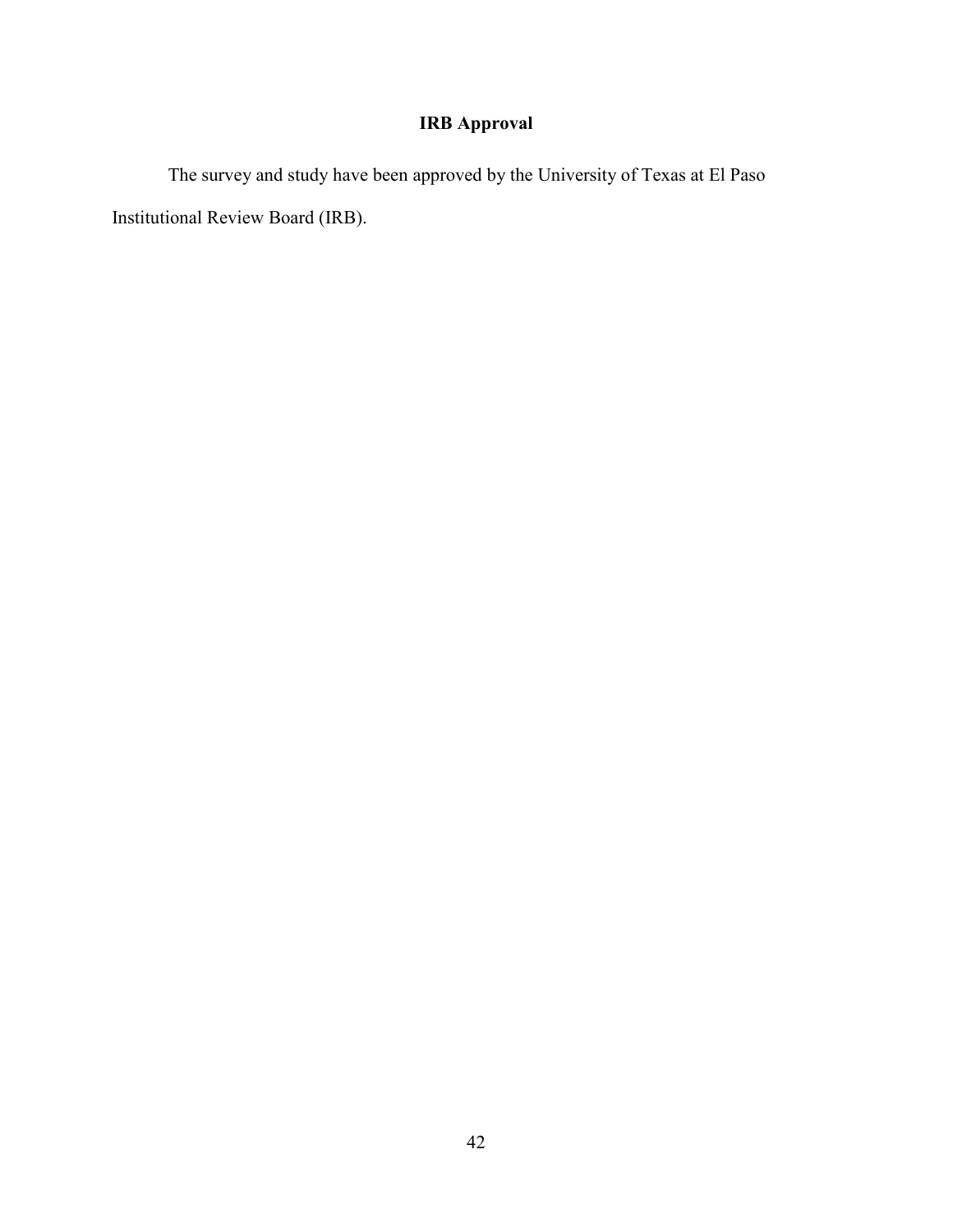## IRB Approval

The survey and study have been approved by the University of Texas at El Paso Institutional Review Board (IRB).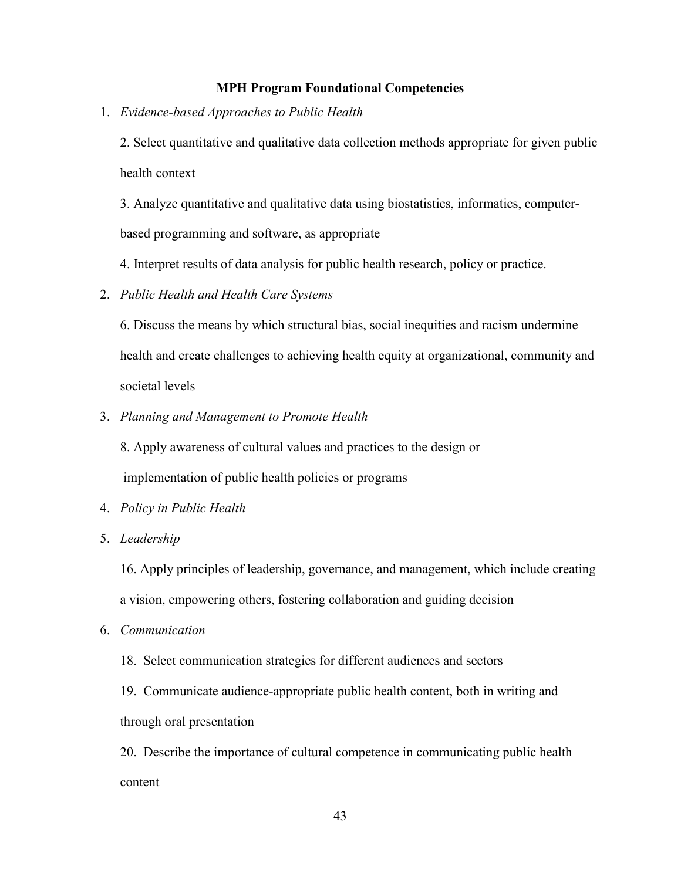**MPH Program Foundational Competencies**

1. *Evidence-based Approaches to Public Health*

   2. Select quantitative and qualitative data collection methods appropriate for given public health context

   3. Analyze quantitative and qualitative data using biostatistics, informatics, computer-based programming and software, as appropriate

   4. Interpret results of data analysis for public health research, policy or practice.

2. *Public Health and Health Care Systems*

   6. Discuss the means by which structural bias, social inequities and racism undermine health and create challenges to achieving health equity at organizational, community and societal levels

3. *Planning and Management to Promote Health*

   8. Apply awareness of cultural values and practices to the design or implementation of public health policies or programs

4. *Policy in Public Health*

5. *Leadership*

   16. Apply principles of leadership, governance, and management, which include creating a vision, empowering others, fostering collaboration and guiding decision

6. *Communication*

   18. Select communication strategies for different audiences and sectors

   19. Communicate audience-appropriate public health content, both in writing and through oral presentation

   20. Describe the importance of cultural competence in communicating public health content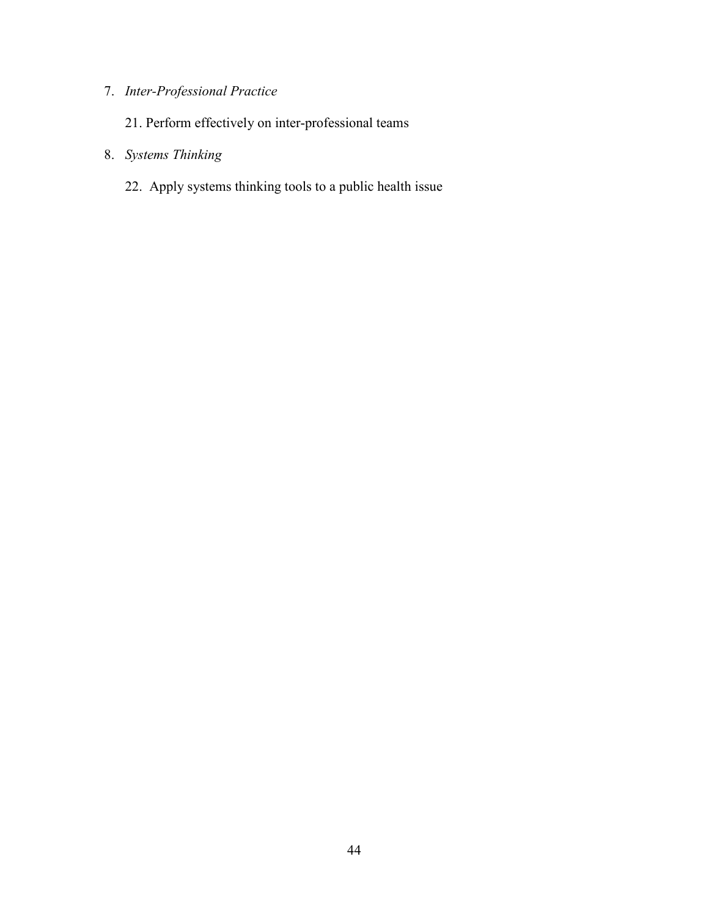7. *Inter-Professional Practice*

    21. Perform effectively on inter-professional teams

8. *Systems Thinking*

    22. Apply systems thinking tools to a public health issue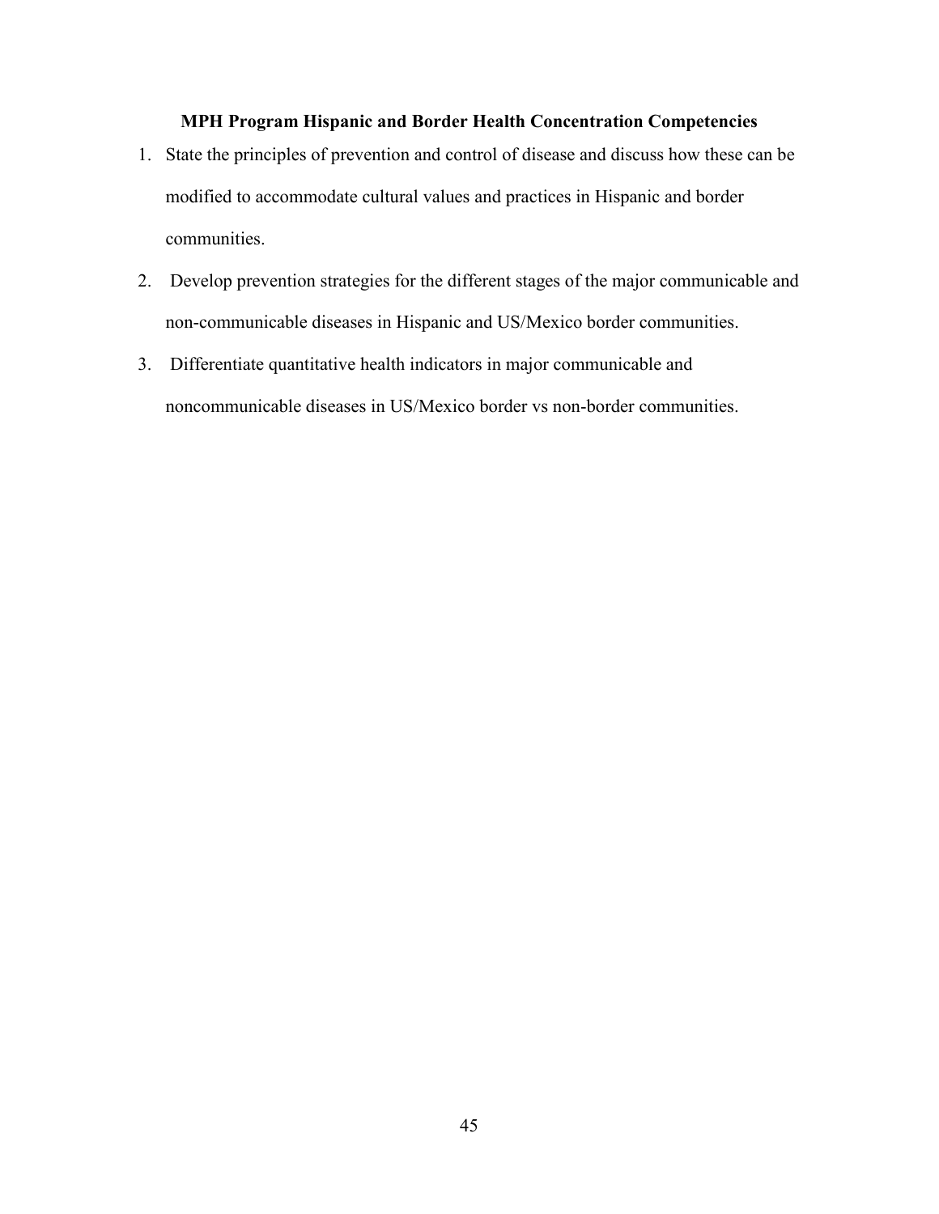## MPH Program Hispanic and Border Health Concentration Competencies

1. State the principles of prevention and control of disease and discuss how these can be modified to accommodate cultural values and practices in Hispanic and border communities.
2. Develop prevention strategies for the different stages of the major communicable and non-communicable diseases in Hispanic and US/Mexico border communities.
3. Differentiate quantitative health indicators in major communicable and noncommunicable diseases in US/Mexico border vs non-border communities.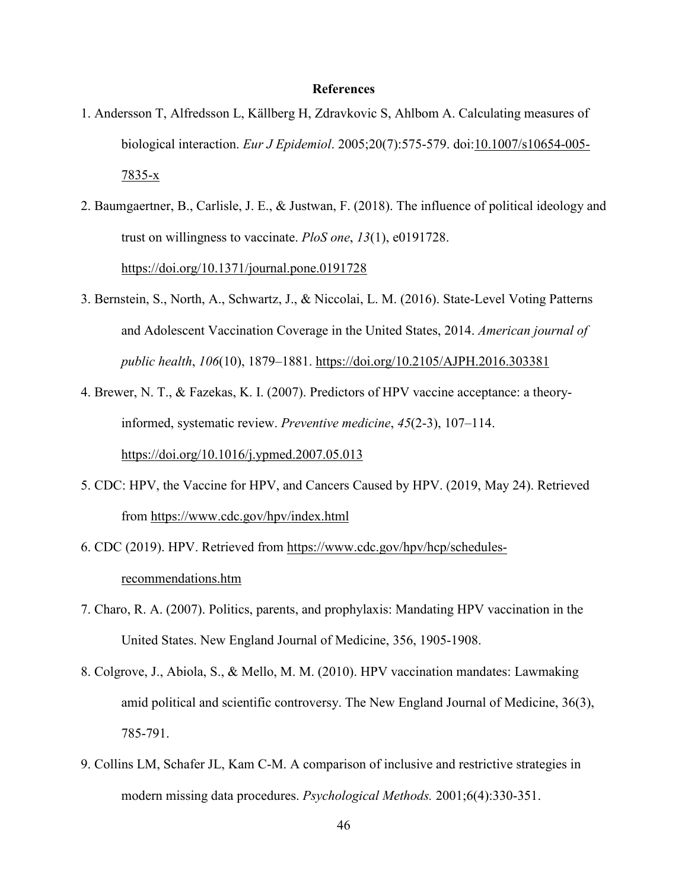**References**

1. Andersson T, Alfredsson L, Källberg H, Zdravkovic S, Ahlbom A. Calculating measures of biological interaction. *Eur J Epidemiol*. 2005;20(7):575-579. doi:10.1007/s10654-005-7835-x

2. Baumgaertner, B., Carlisle, J. E., & Justwan, F. (2018). The influence of political ideology and trust on willingness to vaccinate. *PloS one*, *13*(1), e0191728. https://doi.org/10.1371/journal.pone.0191728

3. Bernstein, S., North, A., Schwartz, J., & Niccolai, L. M. (2016). State-Level Voting Patterns and Adolescent Vaccination Coverage in the United States, 2014. *American journal of public health*, *106*(10), 1879–1881. https://doi.org/10.2105/AJPH.2016.303381

4. Brewer, N. T., & Fazekas, K. I. (2007). Predictors of HPV vaccine acceptance: a theory-informed, systematic review. *Preventive medicine*, *45*(2-3), 107–114. https://doi.org/10.1016/j.ypmed.2007.05.013

5. CDC: HPV, the Vaccine for HPV, and Cancers Caused by HPV. (2019, May 24). Retrieved from https://www.cdc.gov/hpv/index.html

6. CDC (2019). HPV. Retrieved from https://www.cdc.gov/hpv/hcp/schedules-recommendations.htm

7. Charo, R. A. (2007). Politics, parents, and prophylaxis: Mandating HPV vaccination in the United States. New England Journal of Medicine, 356, 1905-1908.

8. Colgrove, J., Abiola, S., & Mello, M. M. (2010). HPV vaccination mandates: Lawmaking amid political and scientific controversy. The New England Journal of Medicine, 36(3), 785-791.

9. Collins LM, Schafer JL, Kam C-M. A comparison of inclusive and restrictive strategies in modern missing data procedures. *Psychological Methods.* 2001;6(4):330-351.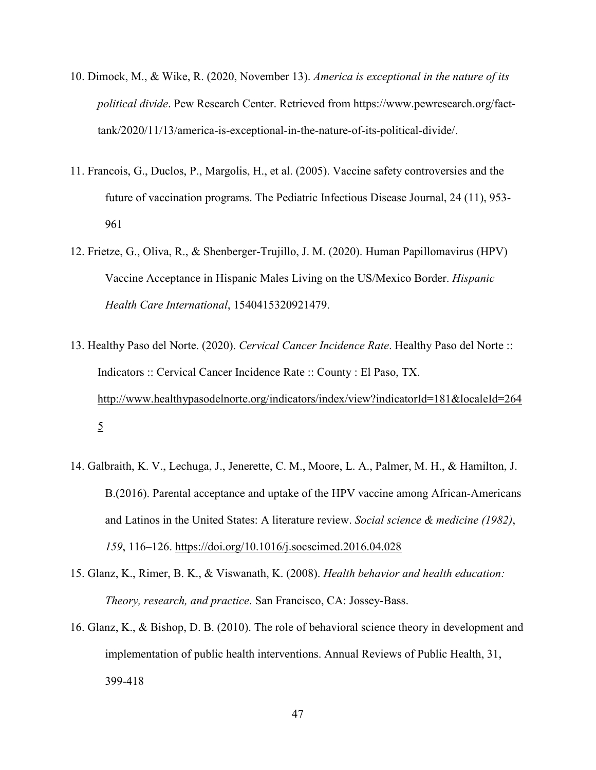10. Dimock, M., & Wike, R. (2020, November 13). *America is exceptional in the nature of its political divide*. Pew Research Center. Retrieved from https://www.pewresearch.org/fact-tank/2020/11/13/america-is-exceptional-in-the-nature-of-its-political-divide/.

11. Francois, G., Duclos, P., Margolis, H., et al. (2005). Vaccine safety controversies and the future of vaccination programs. The Pediatric Infectious Disease Journal, 24 (11), 953-961

12. Frietze, G., Oliva, R., & Shenberger-Trujillo, J. M. (2020). Human Papillomavirus (HPV) Vaccine Acceptance in Hispanic Males Living on the US/Mexico Border. *Hispanic Health Care International*, 1540415320921479.

13. Healthy Paso del Norte. (2020). *Cervical Cancer Incidence Rate*. Healthy Paso del Norte :: Indicators :: Cervical Cancer Incidence Rate :: County : El Paso, TX. http://www.healthypasodelnorte.org/indicators/index/view?indicatorId=181&localeId=2645

14. Galbraith, K. V., Lechuga, J., Jenerette, C. M., Moore, L. A., Palmer, M. H., & Hamilton, J. B.(2016). Parental acceptance and uptake of the HPV vaccine among African-Americans and Latinos in the United States: A literature review. *Social science & medicine (1982)*, *159*, 116–126. https://doi.org/10.1016/j.socscimed.2016.04.028

15. Glanz, K., Rimer, B. K., & Viswanath, K. (2008). *Health behavior and health education: Theory, research, and practice*. San Francisco, CA: Jossey-Bass.

16. Glanz, K., & Bishop, D. B. (2010). The role of behavioral science theory in development and implementation of public health interventions. Annual Reviews of Public Health, 31, 399-418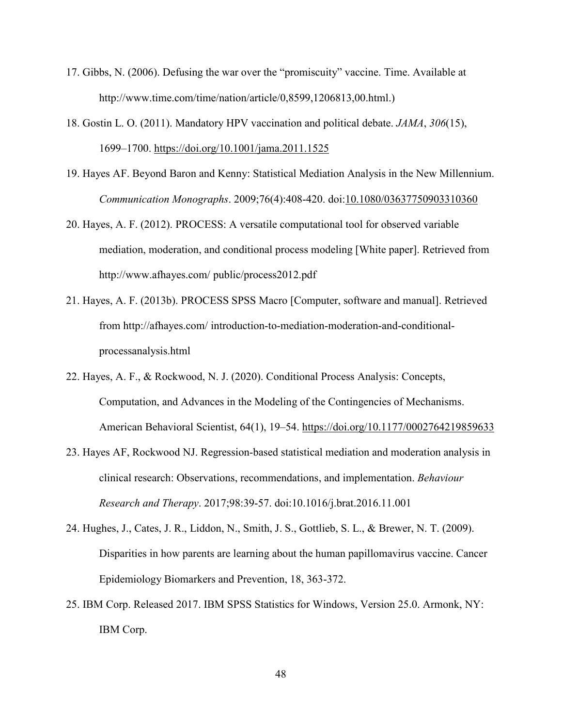17. Gibbs, N. (2006). Defusing the war over the "promiscuity" vaccine. Time. Available at http://www.time.com/time/nation/article/0,8599,1206813,00.html.)

18. Gostin L. O. (2011). Mandatory HPV vaccination and political debate. *JAMA*, *306*(15), 1699–1700. https://doi.org/10.1001/jama.2011.1525

19. Hayes AF. Beyond Baron and Kenny: Statistical Mediation Analysis in the New Millennium. *Communication Monographs*. 2009;76(4):408-420. doi:10.1080/03637750903310360

20. Hayes, A. F. (2012). PROCESS: A versatile computational tool for observed variable mediation, moderation, and conditional process modeling [White paper]. Retrieved from http://www.afhayes.com/ public/process2012.pdf

21. Hayes, A. F. (2013b). PROCESS SPSS Macro [Computer, software and manual]. Retrieved from http://afhayes.com/ introduction-to-mediation-moderation-and-conditional-processanalysis.html

22. Hayes, A. F., & Rockwood, N. J. (2020). Conditional Process Analysis: Concepts, Computation, and Advances in the Modeling of the Contingencies of Mechanisms. American Behavioral Scientist, 64(1), 19–54. https://doi.org/10.1177/0002764219859633

23. Hayes AF, Rockwood NJ. Regression-based statistical mediation and moderation analysis in clinical research: Observations, recommendations, and implementation. *Behaviour Research and Therapy*. 2017;98:39-57. doi:10.1016/j.brat.2016.11.001

24. Hughes, J., Cates, J. R., Liddon, N., Smith, J. S., Gottlieb, S. L., & Brewer, N. T. (2009). Disparities in how parents are learning about the human papillomavirus vaccine. Cancer Epidemiology Biomarkers and Prevention, 18, 363-372.

25. IBM Corp. Released 2017. IBM SPSS Statistics for Windows, Version 25.0. Armonk, NY: IBM Corp.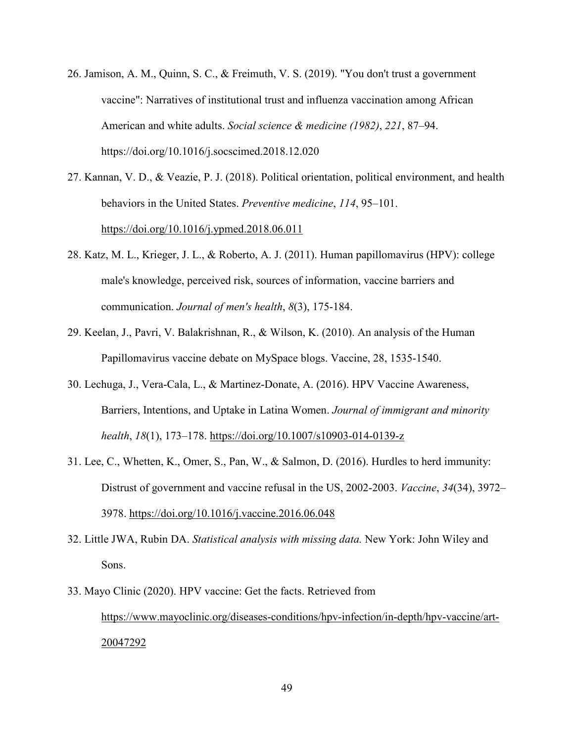26. Jamison, A. M., Quinn, S. C., & Freimuth, V. S. (2019). "You don't trust a government vaccine": Narratives of institutional trust and influenza vaccination among African American and white adults. *Social science & medicine (1982)*, *221*, 87–94. https://doi.org/10.1016/j.socscimed.2018.12.020

27. Kannan, V. D., & Veazie, P. J. (2018). Political orientation, political environment, and health behaviors in the United States. *Preventive medicine*, *114*, 95–101. https://doi.org/10.1016/j.ypmed.2018.06.011

28. Katz, M. L., Krieger, J. L., & Roberto, A. J. (2011). Human papillomavirus (HPV): college male's knowledge, perceived risk, sources of information, vaccine barriers and communication. *Journal of men's health*, *8*(3), 175-184.

29. Keelan, J., Pavri, V. Balakrishnan, R., & Wilson, K. (2010). An analysis of the Human Papillomavirus vaccine debate on MySpace blogs. Vaccine, 28, 1535-1540.

30. Lechuga, J., Vera-Cala, L., & Martinez-Donate, A. (2016). HPV Vaccine Awareness, Barriers, Intentions, and Uptake in Latina Women. *Journal of immigrant and minority health*, *18*(1), 173–178. https://doi.org/10.1007/s10903-014-0139-z

31. Lee, C., Whetten, K., Omer, S., Pan, W., & Salmon, D. (2016). Hurdles to herd immunity: Distrust of government and vaccine refusal in the US, 2002-2003. *Vaccine*, *34*(34), 3972–3978. https://doi.org/10.1016/j.vaccine.2016.06.048

32. Little JWA, Rubin DA. *Statistical analysis with missing data.* New York: John Wiley and Sons.

33. Mayo Clinic (2020). HPV vaccine: Get the facts. Retrieved from https://www.mayoclinic.org/diseases-conditions/hpv-infection/in-depth/hpv-vaccine/art-20047292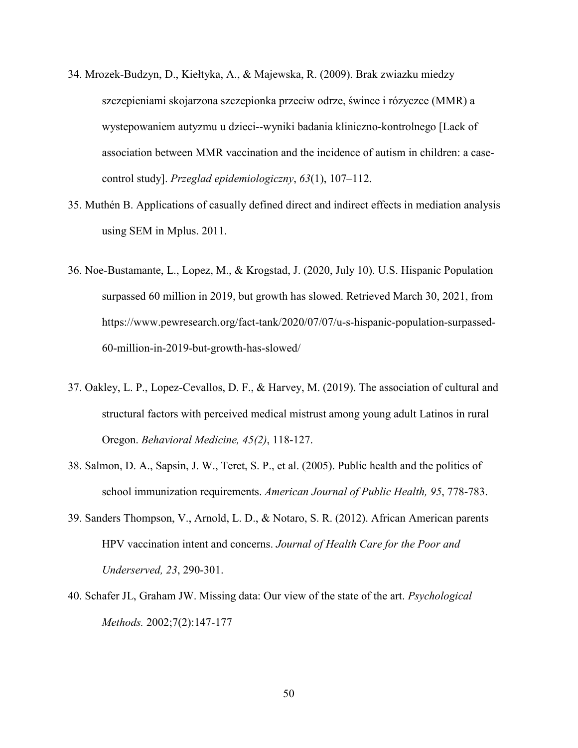34. Mrozek-Budzyn, D., Kiełtyka, A., & Majewska, R. (2009). Brak zwiazku miedzy szczepieniami skojarzona szczepionka przeciw odrze, śwince i rózyczce (MMR) a wystepowaniem autyzmu u dzieci--wyniki badania kliniczno-kontrolnego [Lack of association between MMR vaccination and the incidence of autism in children: a case-control study]. *Przeglad epidemiologiczny*, *63*(1), 107–112.

35. Muthén B. Applications of casually defined direct and indirect effects in mediation analysis using SEM in Mplus. 2011.

36. Noe-Bustamante, L., Lopez, M., & Krogstad, J. (2020, July 10). U.S. Hispanic Population surpassed 60 million in 2019, but growth has slowed. Retrieved March 30, 2021, from https://www.pewresearch.org/fact-tank/2020/07/07/u-s-hispanic-population-surpassed-60-million-in-2019-but-growth-has-slowed/

37. Oakley, L. P., Lopez-Cevallos, D. F., & Harvey, M. (2019). The association of cultural and structural factors with perceived medical mistrust among young adult Latinos in rural Oregon. *Behavioral Medicine, 45(2)*, 118-127.

38. Salmon, D. A., Sapsin, J. W., Teret, S. P., et al. (2005). Public health and the politics of school immunization requirements. *American Journal of Public Health, 95*, 778-783.

39. Sanders Thompson, V., Arnold, L. D., & Notaro, S. R. (2012). African American parents HPV vaccination intent and concerns. *Journal of Health Care for the Poor and Underserved, 23*, 290-301.

40. Schafer JL, Graham JW. Missing data: Our view of the state of the art. *Psychological Methods.* 2002;7(2):147-177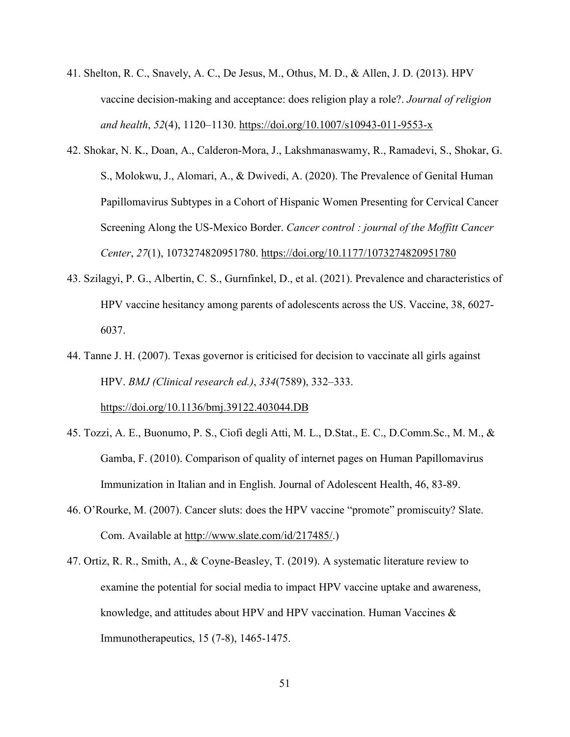41. Shelton, R. C., Snavely, A. C., De Jesus, M., Othus, M. D., & Allen, J. D. (2013). HPV vaccine decision-making and acceptance: does religion play a role?. *Journal of religion and health*, *52*(4), 1120–1130. https://doi.org/10.1007/s10943-011-9553-x

42. Shokar, N. K., Doan, A., Calderon-Mora, J., Lakshmanaswamy, R., Ramadevi, S., Shokar, G. S., Molokwu, J., Alomari, A., & Dwivedi, A. (2020). The Prevalence of Genital Human Papillomavirus Subtypes in a Cohort of Hispanic Women Presenting for Cervical Cancer Screening Along the US-Mexico Border. *Cancer control : journal of the Moffitt Cancer Center*, *27*(1), 1073274820951780. https://doi.org/10.1177/1073274820951780

43. Szilagyi, P. G., Albertin, C. S., Gurnfinkel, D., et al. (2021). Prevalence and characteristics of HPV vaccine hesitancy among parents of adolescents across the US. Vaccine, 38, 6027-6037.

44. Tanne J. H. (2007). Texas governor is criticised for decision to vaccinate all girls against HPV. *BMJ (Clinical research ed.)*, *334*(7589), 332–333. https://doi.org/10.1136/bmj.39122.403044.DB

45. Tozzi, A. E., Buonumo, P. S., Ciofi degli Atti, M. L., D.Stat., E. C., D.Comm.Sc., M. M., & Gamba, F. (2010). Comparison of quality of internet pages on Human Papillomavirus Immunization in Italian and in English. Journal of Adolescent Health, 46, 83-89.

46. O'Rourke, M. (2007). Cancer sluts: does the HPV vaccine "promote" promiscuity? Slate. Com. Available at http://www.slate.com/id/217485/.)

47. Ortiz, R. R., Smith, A., & Coyne-Beasley, T. (2019). A systematic literature review to examine the potential for social media to impact HPV vaccine uptake and awareness, knowledge, and attitudes about HPV and HPV vaccination. Human Vaccines & Immunotherapeutics, 15 (7-8), 1465-1475.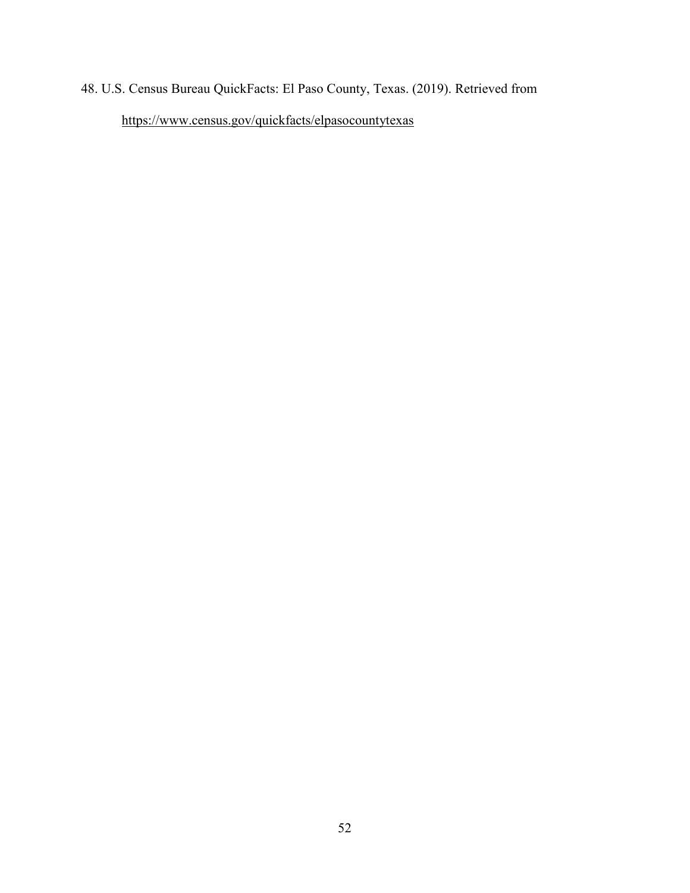48. U.S. Census Bureau QuickFacts: El Paso County, Texas. (2019). Retrieved from https://www.census.gov/quickfacts/elpasocountytexas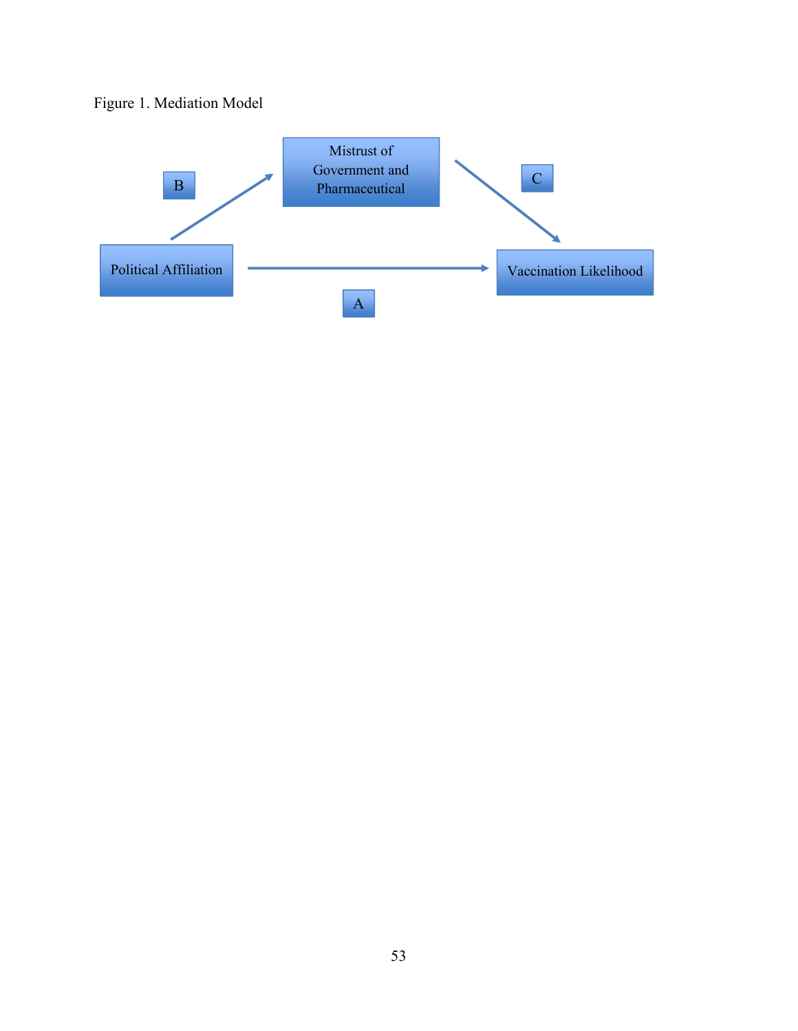Figure 1. Mediation Model

Mistrust of Government and Pharmaceutical

B

C

Political Affiliation

Vaccination Likelihood

A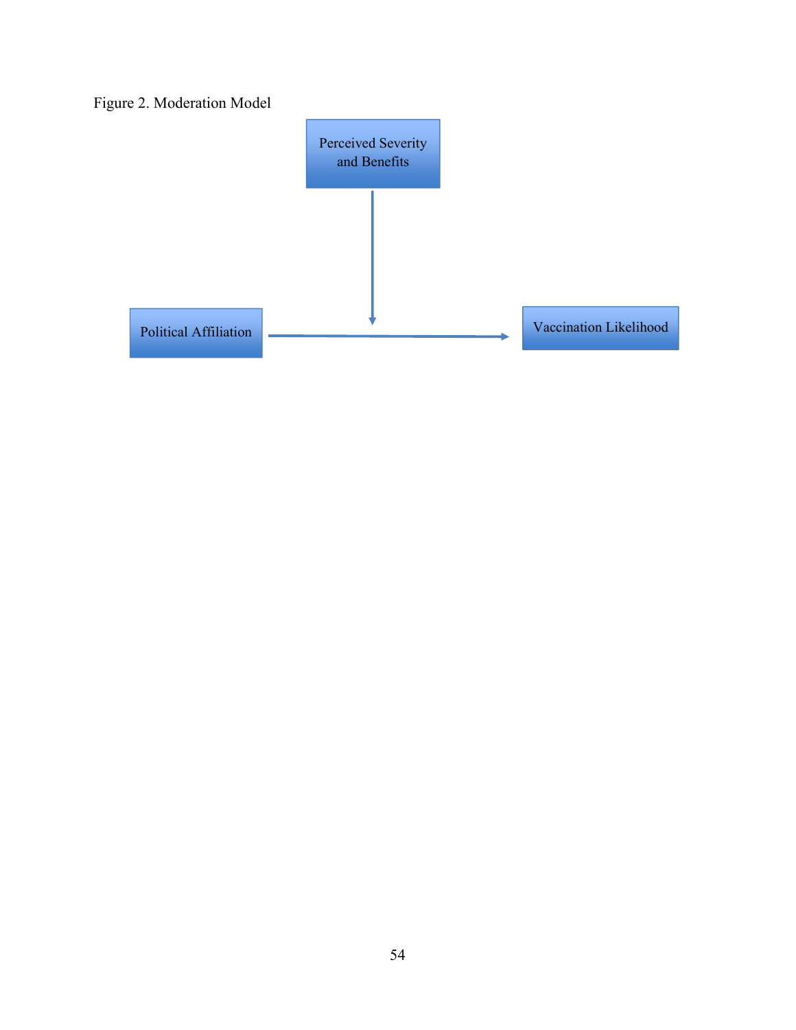Figure 2. Moderation Model

Perceived Severity and Benefits

Political Affiliation

Vaccination Likelihood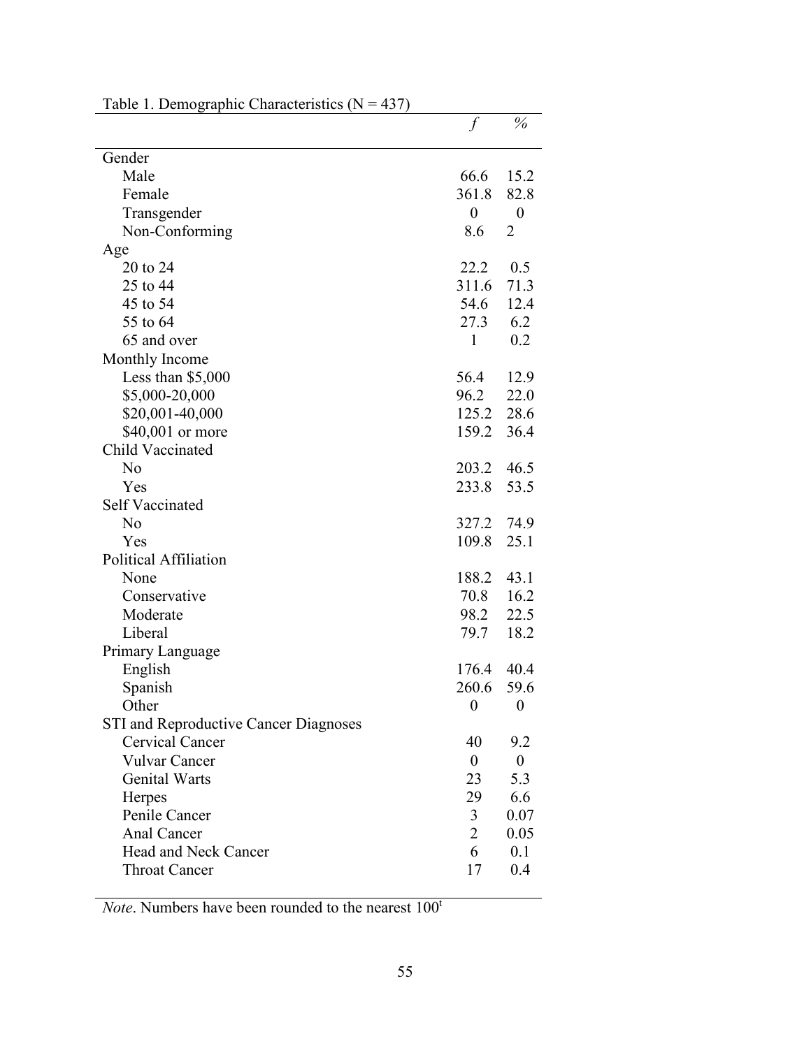Table 1. Demographic Characteristics (N = 437)

| | *f* | % |
|---|---|---|
| Gender | | |
| Male | 66.6 | 15.2 |
| Female | 361.8 | 82.8 |
| Transgender | 0 | 0 |
| Non-Conforming | 8.6 | 2 |
| Age | | |
| 20 to 24 | 22.2 | 0.5 |
| 25 to 44 | 311.6 | 71.3 |
| 45 to 54 | 54.6 | 12.4 |
| 55 to 64 | 27.3 | 6.2 |
| 65 and over | 1 | 0.2 |
| Monthly Income | | |
| Less than $5,000 | 56.4 | 12.9 |
| $5,000-20,000 | 96.2 | 22.0 |
| $20,001-40,000 | 125.2 | 28.6 |
| $40,001 or more | 159.2 | 36.4 |
| Child Vaccinated | | |
| No | 203.2 | 46.5 |
| Yes | 233.8 | 53.5 |
| Self Vaccinated | | |
| No | 327.2 | 74.9 |
| Yes | 109.8 | 25.1 |
| Political Affiliation | | |
| None | 188.2 | 43.1 |
| Conservative | 70.8 | 16.2 |
| Moderate | 98.2 | 22.5 |
| Liberal | 79.7 | 18.2 |
| Primary Language | | |
| English | 176.4 | 40.4 |
| Spanish | 260.6 | 59.6 |
| Other | 0 | 0 |
| STI and Reproductive Cancer Diagnoses | | |
| Cervical Cancer | 40 | 9.2 |
| Vulvar Cancer | 0 | 0 |
| Genital Warts | 23 | 5.3 |
| Herpes | 29 | 6.6 |
| Penile Cancer | 3 | 0.07 |
| Anal Cancer | 2 | 0.05 |
| Head and Neck Cancer | 6 | 0.1 |
| Throat Cancer | 17 | 0.4 |

*Note*. Numbers have been rounded to the nearest 100[t]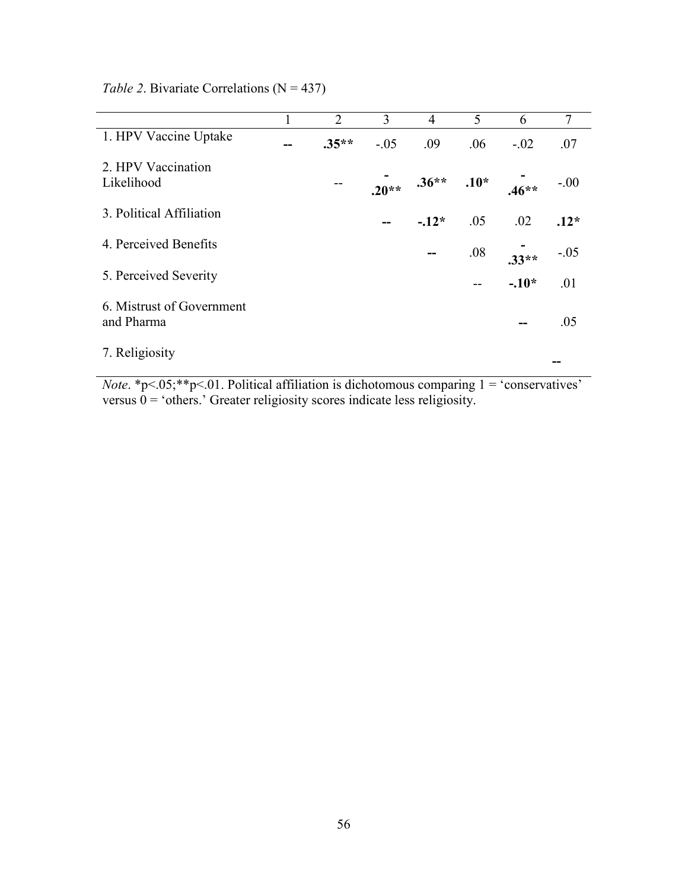*Table 2*. Bivariate Correlations (N = 437)

| | 1 | 2 | 3 | 4 | 5 | 6 | 7 |
|---|---|---|---|---|---|---|---|
| 1. HPV Vaccine Uptake | **--** | **.35**** | -.05 | .09 | .06 | -.02 | .07 |
| 2. HPV Vaccination Likelihood | | -- | **-.20**** | **.36**** | **.10*** | **-.46**** | -.00 |
| 3. Political Affiliation | | | **--** | **-.12*** | .05 | .02 | **.12*** |
| 4. Perceived Benefits | | | | **--** | .08 | **-.33**** | -.05 |
| 5. Perceived Severity | | | | | -- | **-.10*** | .01 |
| 6. Mistrust of Government and Pharma | | | | | | **--** | .05 |
| 7. Religiosity | | | | | | | **--** |

*Note*. *p<.05;**p<.01. Political affiliation is dichotomous comparing 1 = 'conservatives' versus 0 = 'others.' Greater religiosity scores indicate less religiosity.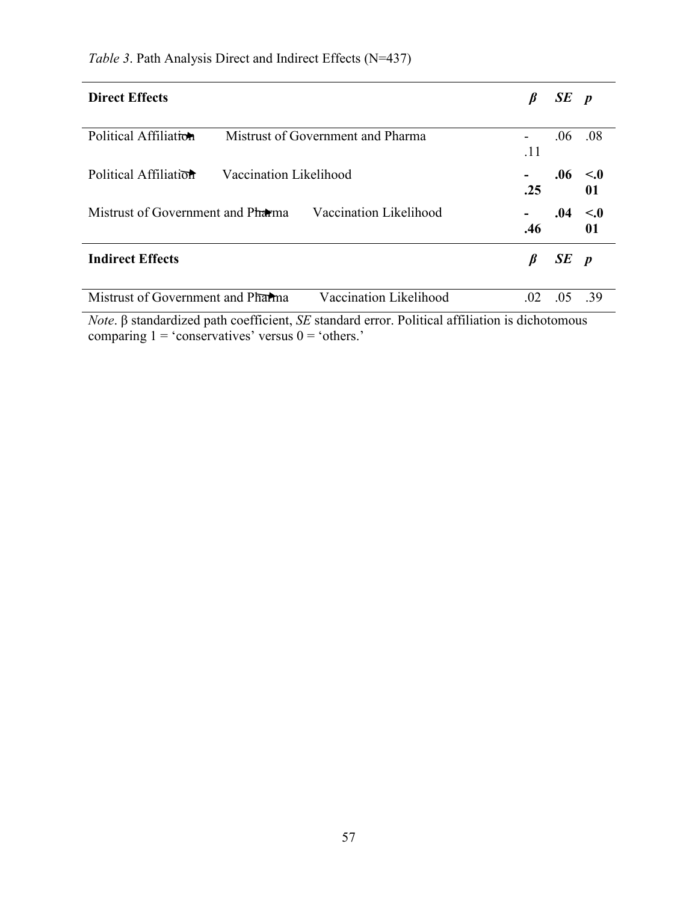*Table 3*. Path Analysis Direct and Indirect Effects (N=437)

| **Direct Effects** | ***β*** | ***SE*** | ***p*** |
|---|---|---|---|
| Political Affiliation → Mistrust of Government and Pharma | -.11 | .06 | .08 |
| Political Affiliation → Vaccination Likelihood | **-.25** | **.06** | **<.001** |
| Mistrust of Government and Pharma → Vaccination Likelihood | **-.46** | **.04** | **<.001** |
| **Indirect Effects** | ***β*** | ***SE*** | ***p*** |
| Mistrust of Government and Pharma → Vaccination Likelihood | .02 | .05 | .39 |

*Note*. β standardized path coefficient, *SE* standard error. Political affiliation is dichotomous comparing 1 = 'conservatives' versus 0 = 'others.'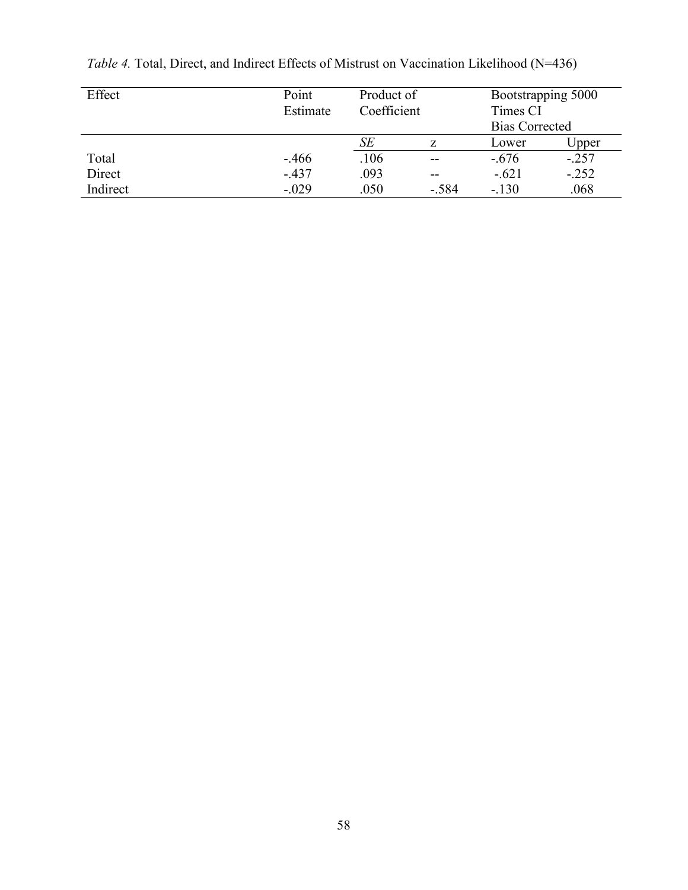*Table 4.* Total, Direct, and Indirect Effects of Mistrust on Vaccination Likelihood (N=436)

| Effect | Point Estimate | Product of Coefficient | | Bootstrapping 5000 Times CI Bias Corrected | |
|---|---|---|---|---|---|
| | | *SE* | z | Lower | Upper |
| Total | -.466 | .106 | -- | -.676 | -.257 |
| Direct | -.437 | .093 | -- | -.621 | -.252 |
| Indirect | -.029 | .050 | -.584 | -.130 | .068 |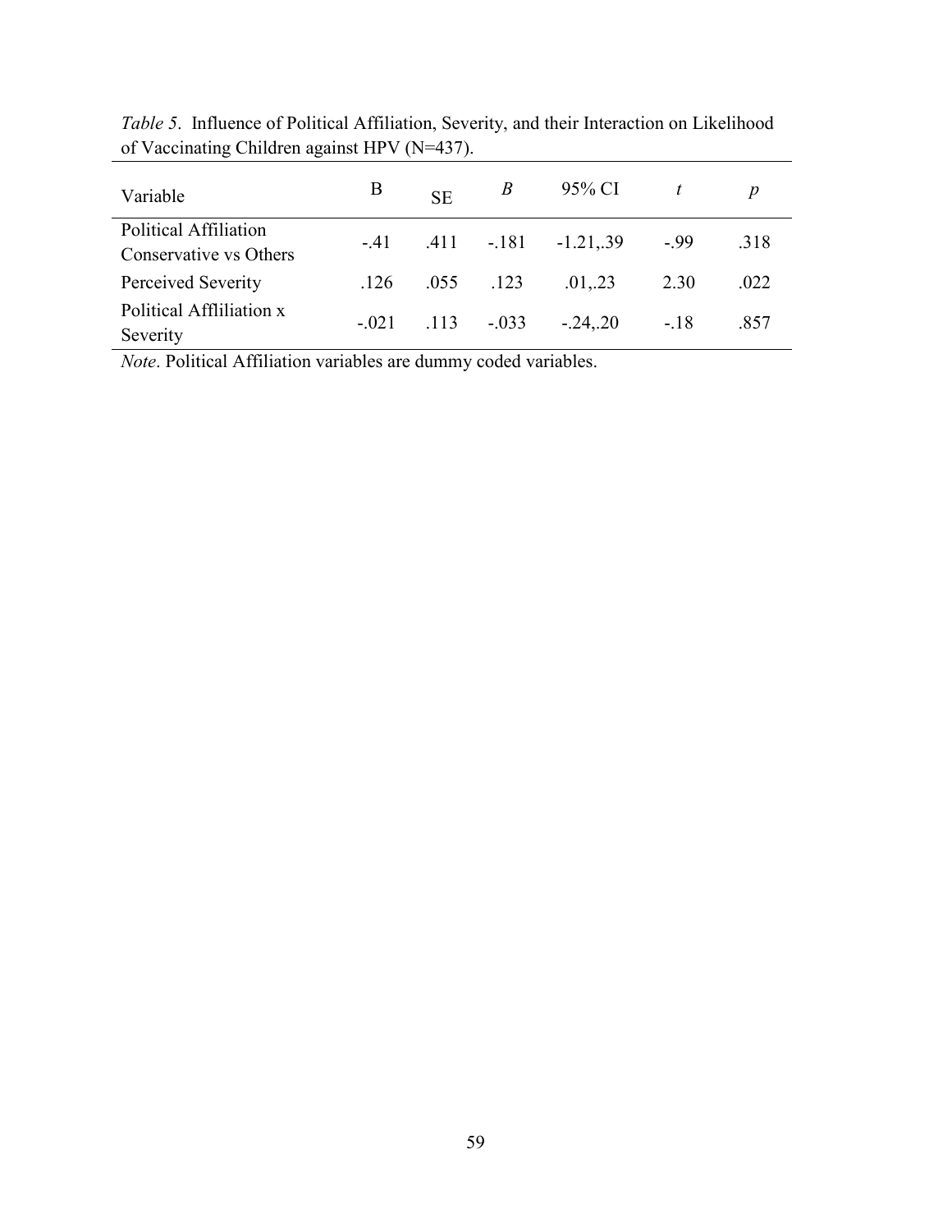*Table 5*. Influence of Political Affiliation, Severity, and their Interaction on Likelihood of Vaccinating Children against HPV (N=437).

| Variable | B | SE | *B* | 95% CI | *t* | *p* |
|---|---|---|---|---|---|---|
| Political Affiliation Conservative vs Others | -.41 | .411 | -.181 | -1.21,.39 | -.99 | .318 |
| Perceived Severity | .126 | .055 | .123 | .01,.23 | 2.30 | .022 |
| Political Affliliation x Severity | -.021 | .113 | -.033 | -.24,.20 | -.18 | .857 |

*Note*. Political Affiliation variables are dummy coded variables.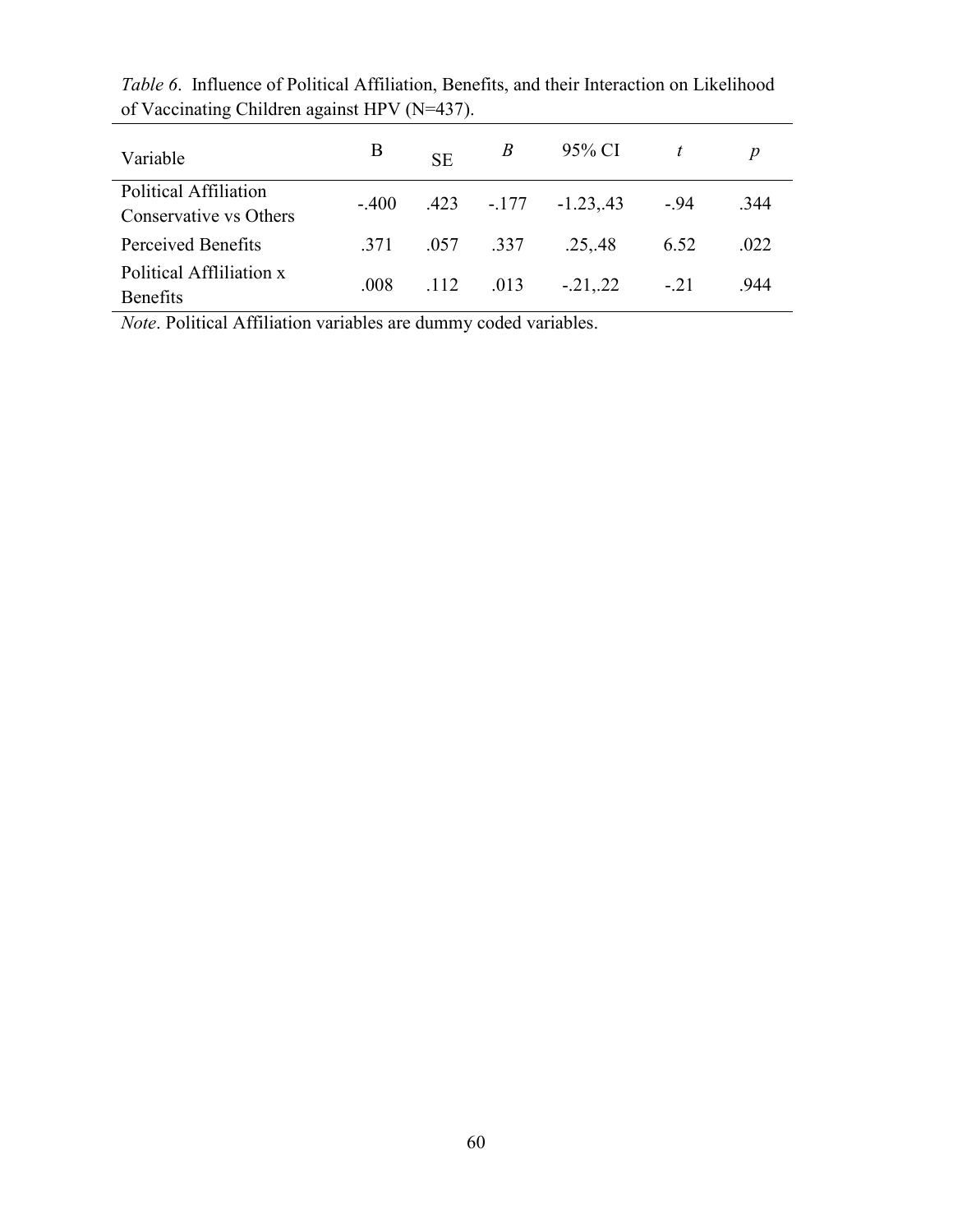*Table 6*. Influence of Political Affiliation, Benefits, and their Interaction on Likelihood of Vaccinating Children against HPV (N=437).

| Variable | B | SE | *B* | 95% CI | *t* | *p* |
|---|---|---|---|---|---|---|
| Political Affiliation Conservative vs Others | -.400 | .423 | -.177 | -1.23,.43 | -.94 | .344 |
| Perceived Benefits | .371 | .057 | .337 | .25,.48 | 6.52 | .022 |
| Political Affliliation x Benefits | .008 | .112 | .013 | -.21,.22 | -.21 | .944 |

*Note*. Political Affiliation variables are dummy coded variables.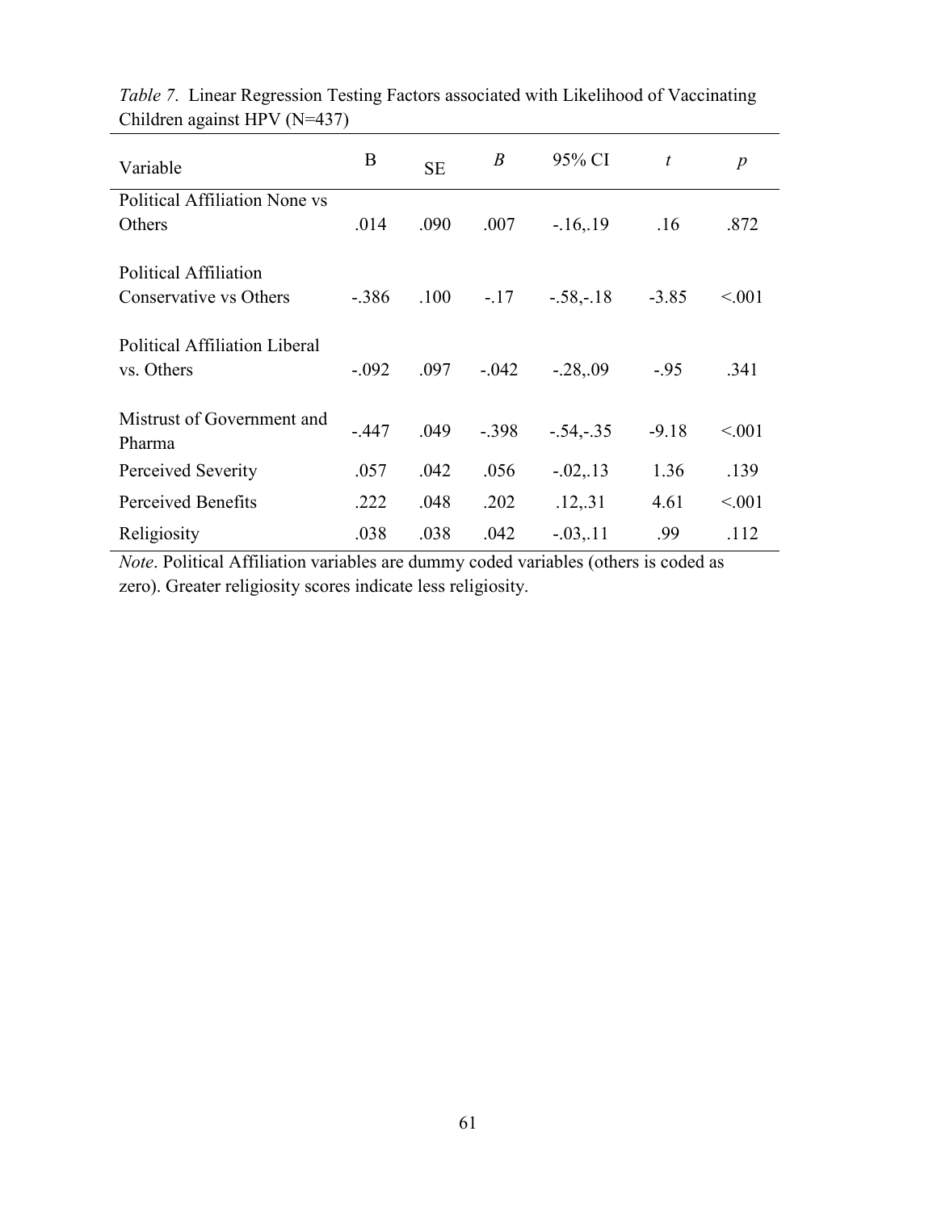*Table 7*. Linear Regression Testing Factors associated with Likelihood of Vaccinating Children against HPV (N=437)

| Variable | B | SE | *B* | 95% CI | *t* | *p* |
|---|---|---|---|---|---|---|
| Political Affiliation None vs Others | .014 | .090 | .007 | -.16,.19 | .16 | .872 |
| Political Affiliation Conservative vs Others | -.386 | .100 | -.17 | -.58,-.18 | -3.85 | <.001 |
| Political Affiliation Liberal vs. Others | -.092 | .097 | -.042 | -.28,.09 | -.95 | .341 |
| Mistrust of Government and Pharma | -.447 | .049 | -.398 | -.54,-.35 | -9.18 | <.001 |
| Perceived Severity | .057 | .042 | .056 | -.02,.13 | 1.36 | .139 |
| Perceived Benefits | .222 | .048 | .202 | .12,.31 | 4.61 | <.001 |
| Religiosity | .038 | .038 | .042 | -.03,.11 | .99 | .112 |

*Note*. Political Affiliation variables are dummy coded variables (others is coded as zero). Greater religiosity scores indicate less religiosity.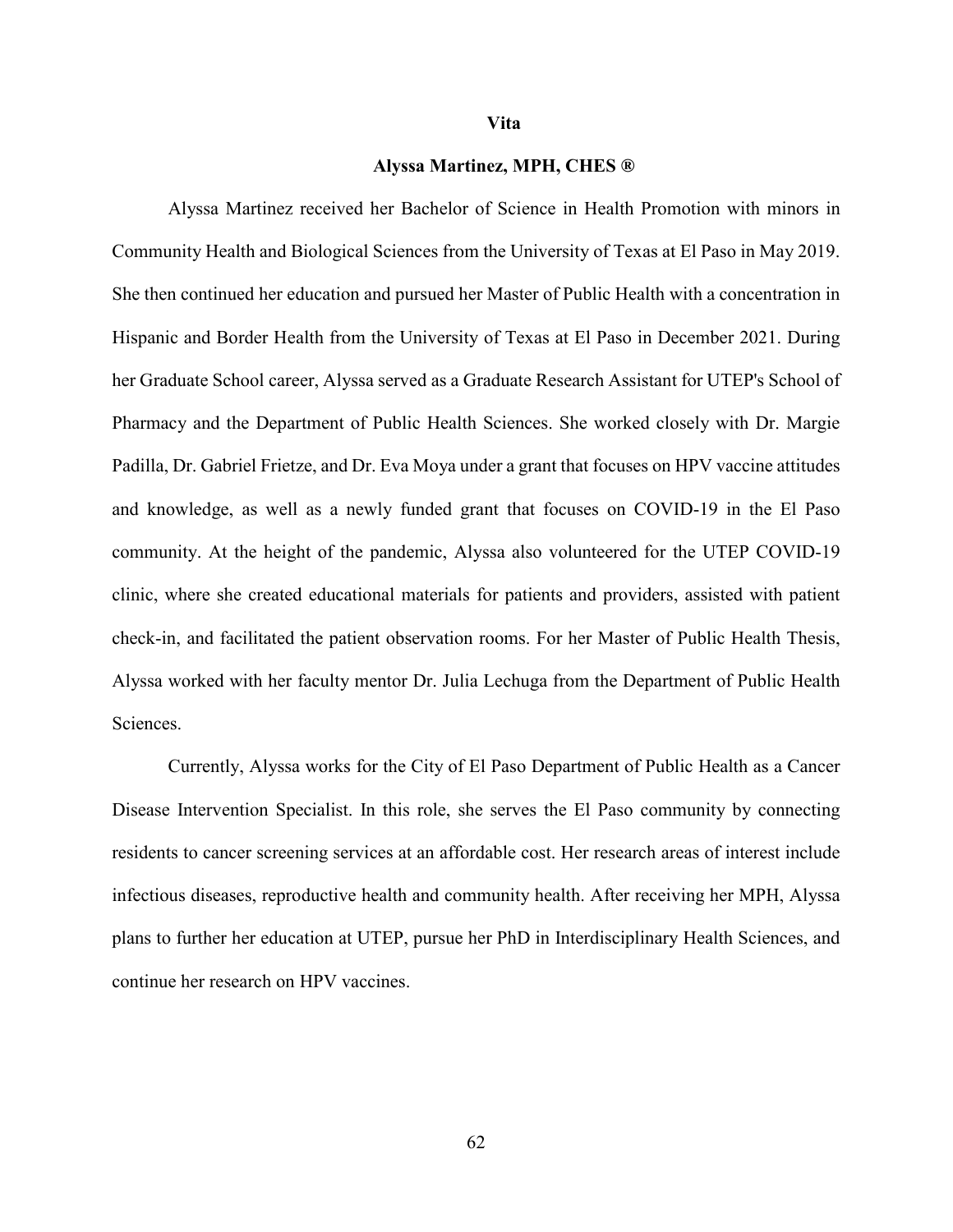# Vita

## Alyssa Martinez, MPH, CHES ®

Alyssa Martinez received her Bachelor of Science in Health Promotion with minors in Community Health and Biological Sciences from the University of Texas at El Paso in May 2019. She then continued her education and pursued her Master of Public Health with a concentration in Hispanic and Border Health from the University of Texas at El Paso in December 2021. During her Graduate School career, Alyssa served as a Graduate Research Assistant for UTEP's School of Pharmacy and the Department of Public Health Sciences. She worked closely with Dr. Margie Padilla, Dr. Gabriel Frietze, and Dr. Eva Moya under a grant that focuses on HPV vaccine attitudes and knowledge, as well as a newly funded grant that focuses on COVID-19 in the El Paso community. At the height of the pandemic, Alyssa also volunteered for the UTEP COVID-19 clinic, where she created educational materials for patients and providers, assisted with patient check-in, and facilitated the patient observation rooms. For her Master of Public Health Thesis, Alyssa worked with her faculty mentor Dr. Julia Lechuga from the Department of Public Health Sciences.

Currently, Alyssa works for the City of El Paso Department of Public Health as a Cancer Disease Intervention Specialist. In this role, she serves the El Paso community by connecting residents to cancer screening services at an affordable cost. Her research areas of interest include infectious diseases, reproductive health and community health. After receiving her MPH, Alyssa plans to further her education at UTEP, pursue her PhD in Interdisciplinary Health Sciences, and continue her research on HPV vaccines.